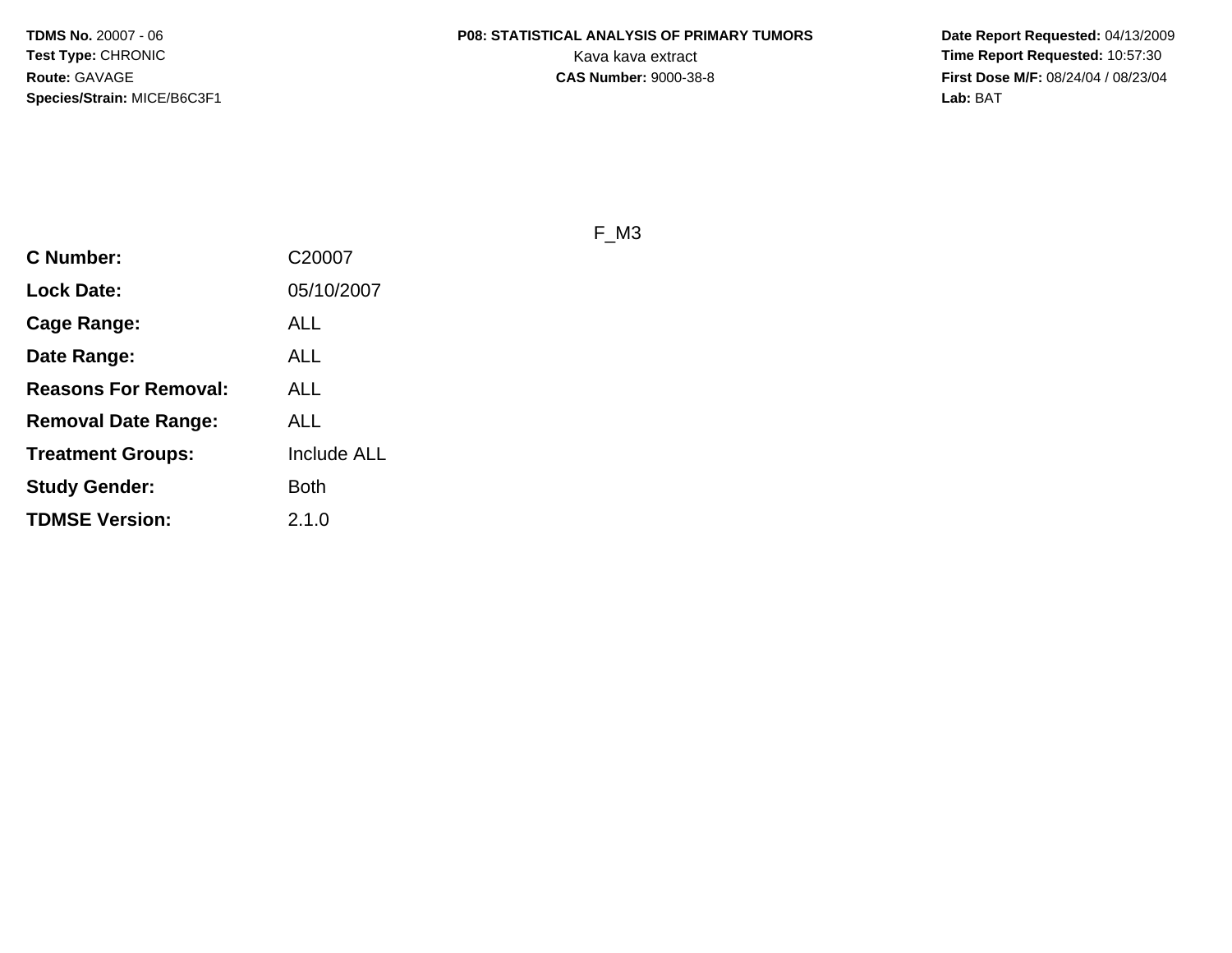**TDMS No.** 20007 - 06
**Test Type:** CHRONIC
**Route:** GAVAGE
**Species/Strain:** MICE/B6C3F1

**P08: STATISTICAL ANALYSIS OF PRIMARY TUMORS**
Kava kava extract
**CAS Number:** 9000-38-8

**Date Report Requested:** 04/13/2009
**Time Report Requested:** 10:57:30
**First Dose M/F:** 08/24/04 / 08/23/04
**Lab:** BAT

F_M3

| | |
|---|---|
| **C Number:** | C20007 |
| **Lock Date:** | 05/10/2007 |
| **Cage Range:** | ALL |
| **Date Range:** | ALL |
| **Reasons For Removal:** | ALL |
| **Removal Date Range:** | ALL |
| **Treatment Groups:** | Include ALL |
| **Study Gender:** | Both |
| **TDMSE Version:** | 2.1.0 |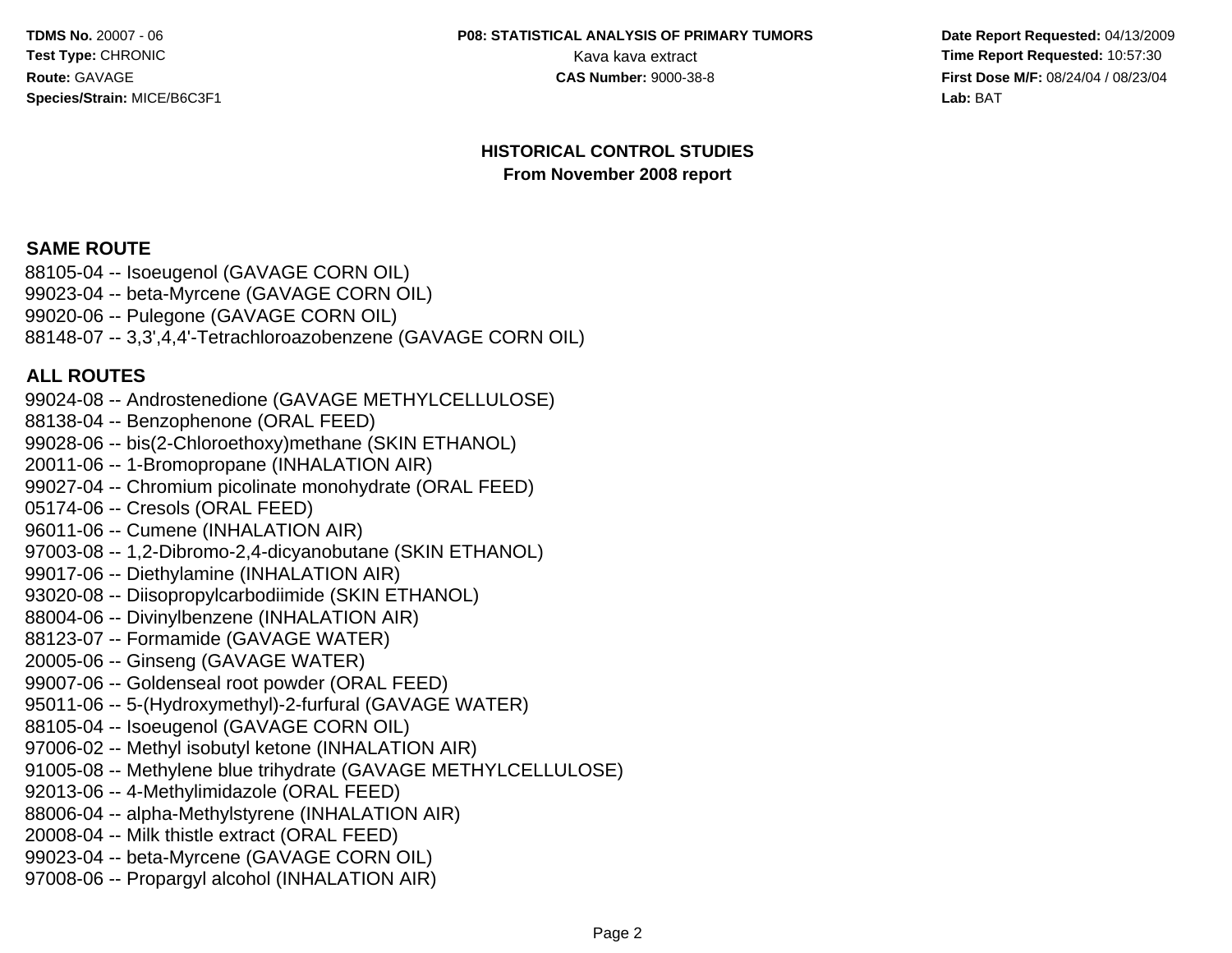## HISTORICAL CONTROL STUDIES
**From November 2008 report**

### SAME ROUTE

88105-04 -- Isoeugenol (GAVAGE CORN OIL)
99023-04 -- beta-Myrcene (GAVAGE CORN OIL)
99020-06 -- Pulegone (GAVAGE CORN OIL)
88148-07 -- 3,3',4,4'-Tetrachloroazobenzene (GAVAGE CORN OIL)

### ALL ROUTES

99024-08 -- Androstenedione (GAVAGE METHYLCELLULOSE)
88138-04 -- Benzophenone (ORAL FEED)
99028-06 -- bis(2-Chloroethoxy)methane (SKIN ETHANOL)
20011-06 -- 1-Bromopropane (INHALATION AIR)
99027-04 -- Chromium picolinate monohydrate (ORAL FEED)
05174-06 -- Cresols (ORAL FEED)
96011-06 -- Cumene (INHALATION AIR)
97003-08 -- 1,2-Dibromo-2,4-dicyanobutane (SKIN ETHANOL)
99017-06 -- Diethylamine (INHALATION AIR)
93020-08 -- Diisopropylcarbodiimide (SKIN ETHANOL)
88004-06 -- Divinylbenzene (INHALATION AIR)
88123-07 -- Formamide (GAVAGE WATER)
20005-06 -- Ginseng (GAVAGE WATER)
99007-06 -- Goldenseal root powder (ORAL FEED)
95011-06 -- 5-(Hydroxymethyl)-2-furfural (GAVAGE WATER)
88105-04 -- Isoeugenol (GAVAGE CORN OIL)
97006-02 -- Methyl isobutyl ketone (INHALATION AIR)
91005-08 -- Methylene blue trihydrate (GAVAGE METHYLCELLULOSE)
92013-06 -- 4-Methylimidazole (ORAL FEED)
88006-04 -- alpha-Methylstyrene (INHALATION AIR)
20008-04 -- Milk thistle extract (ORAL FEED)
99023-04 -- beta-Myrcene (GAVAGE CORN OIL)
97008-06 -- Propargyl alcohol (INHALATION AIR)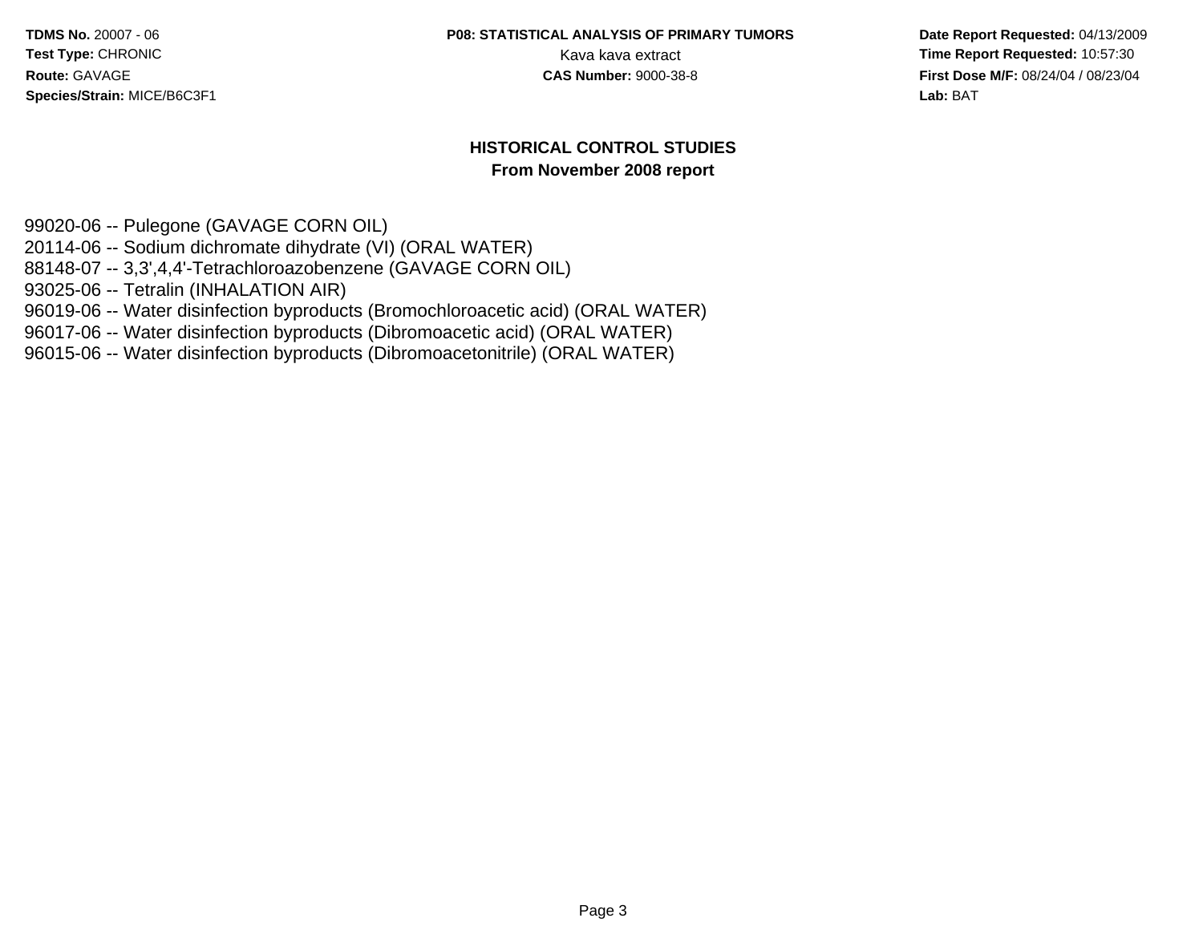## HISTORICAL CONTROL STUDIES

**From November 2008 report**

99020-06 -- Pulegone (GAVAGE CORN OIL)
20114-06 -- Sodium dichromate dihydrate (VI) (ORAL WATER)
88148-07 -- 3,3',4,4'-Tetrachloroazobenzene (GAVAGE CORN OIL)
93025-06 -- Tetralin (INHALATION AIR)
96019-06 -- Water disinfection byproducts (Bromochloroacetic acid) (ORAL WATER)
96017-06 -- Water disinfection byproducts (Dibromoacetic acid) (ORAL WATER)
96015-06 -- Water disinfection byproducts (Dibromoacetonitrile) (ORAL WATER)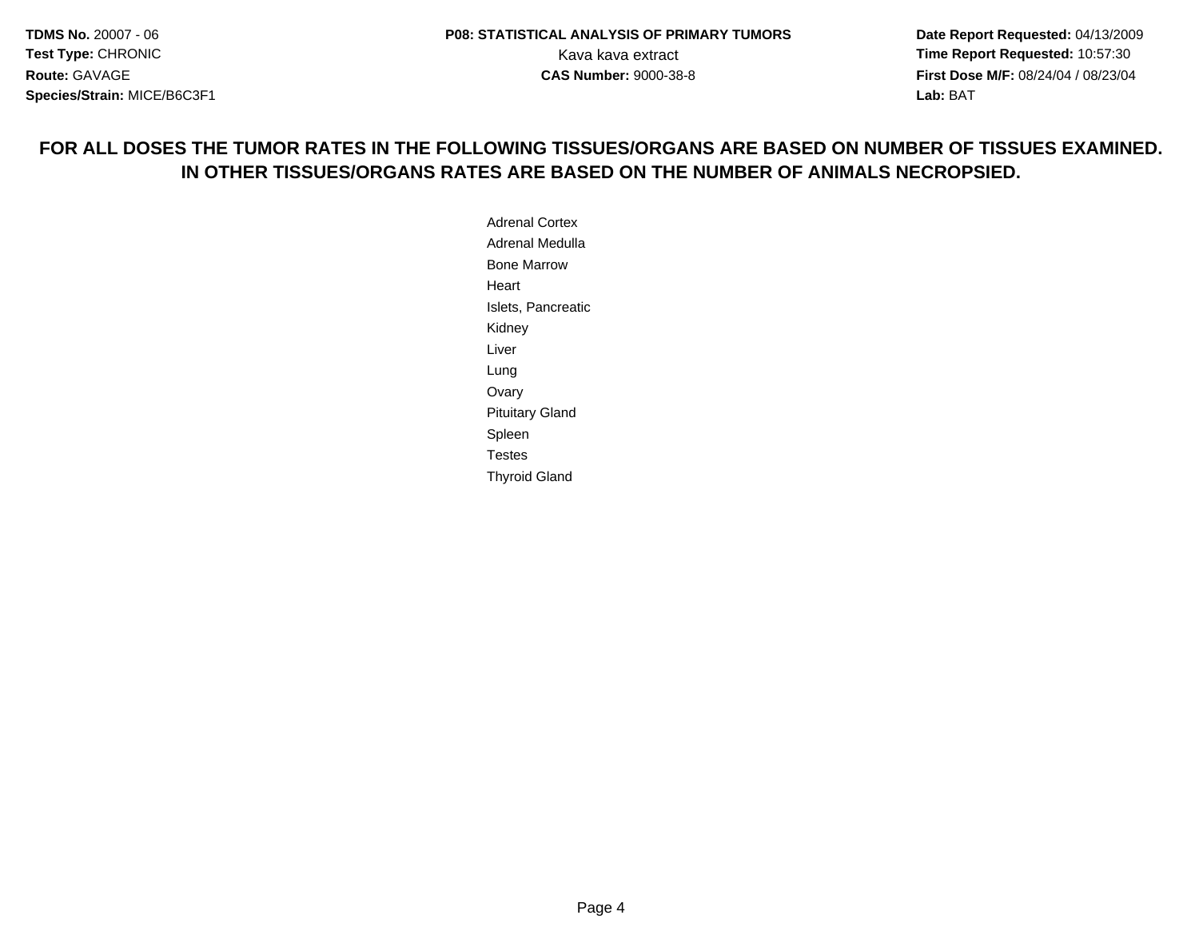**FOR ALL DOSES THE TUMOR RATES IN THE FOLLOWING TISSUES/ORGANS ARE BASED ON NUMBER OF TISSUES EXAMINED. IN OTHER TISSUES/ORGANS RATES ARE BASED ON THE NUMBER OF ANIMALS NECROPSIED.**

Adrenal Cortex
Adrenal Medulla
Bone Marrow
Heart
Islets, Pancreatic
Kidney
Liver
Lung
Ovary
Pituitary Gland
Spleen
Testes
Thyroid Gland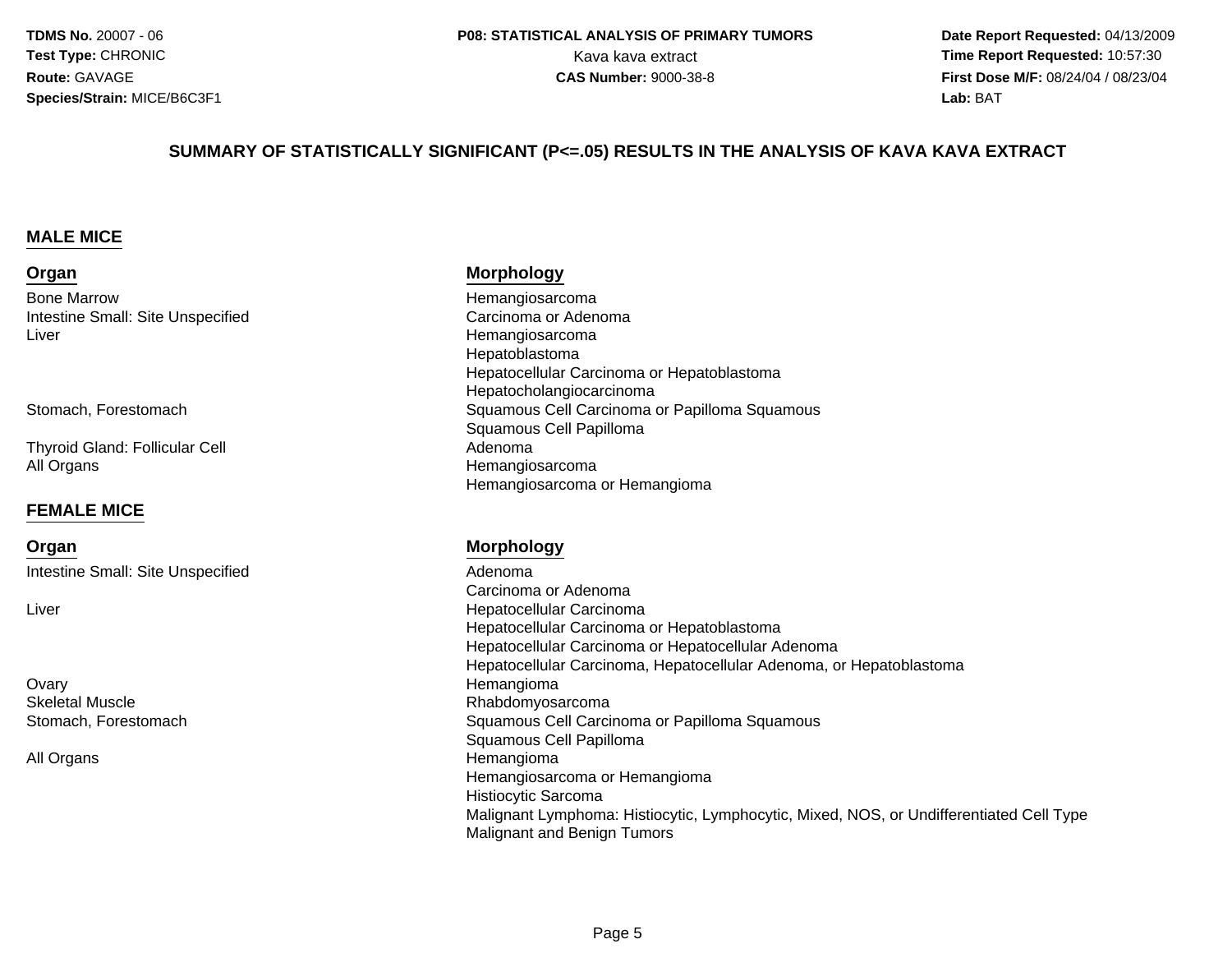**TDMS No.** 20007 - 06
**Test Type:** CHRONIC
**Route:** GAVAGE
**Species/Strain:** MICE/B6C3F1

**P08: STATISTICAL ANALYSIS OF PRIMARY TUMORS**
Kava kava extract
**CAS Number:** 9000-38-8

**Date Report Requested:** 04/13/2009
**Time Report Requested:** 10:57:30
**First Dose M/F:** 08/24/04 / 08/23/04
**Lab:** BAT

## SUMMARY OF STATISTICALLY SIGNIFICANT (P<=.05) RESULTS IN THE ANALYSIS OF KAVA KAVA EXTRACT

### MALE MICE

| Organ | Morphology |
|---|---|
| Bone Marrow | Hemangiosarcoma |
| Intestine Small: Site Unspecified | Carcinoma or Adenoma |
| Liver | Hemangiosarcoma |
| | Hepatoblastoma |
| | Hepatocellular Carcinoma or Hepatoblastoma |
| | Hepatocholangiocarcinoma |
| Stomach, Forestomach | Squamous Cell Carcinoma or Papilloma Squamous |
| | Squamous Cell Papilloma |
| Thyroid Gland: Follicular Cell | Adenoma |
| All Organs | Hemangiosarcoma |
| | Hemangiosarcoma or Hemangioma |

### FEMALE MICE

| Organ | Morphology |
|---|---|
| Intestine Small: Site Unspecified | Adenoma |
| | Carcinoma or Adenoma |
| Liver | Hepatocellular Carcinoma |
| | Hepatocellular Carcinoma or Hepatoblastoma |
| | Hepatocellular Carcinoma or Hepatocellular Adenoma |
| | Hepatocellular Carcinoma, Hepatocellular Adenoma, or Hepatoblastoma |
| Ovary | Hemangioma |
| Skeletal Muscle | Rhabdomyosarcoma |
| Stomach, Forestomach | Squamous Cell Carcinoma or Papilloma Squamous |
| | Squamous Cell Papilloma |
| All Organs | Hemangioma |
| | Hemangiosarcoma or Hemangioma |
| | Histiocytic Sarcoma |
| | Malignant Lymphoma: Histiocytic, Lymphocytic, Mixed, NOS, or Undifferentiated Cell Type |
| | Malignant and Benign Tumors |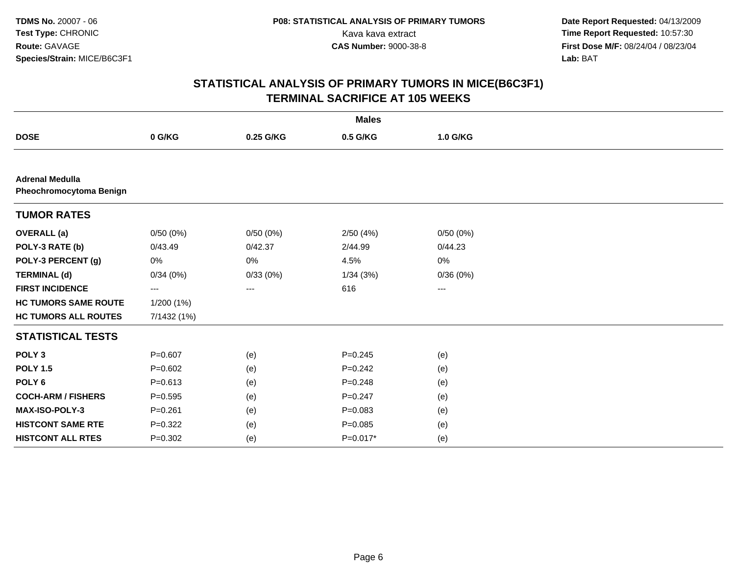# STATISTICAL ANALYSIS OF PRIMARY TUMORS IN MICE(B6C3F1)
## TERMINAL SACRIFICE AT 105 WEEKS

| | Males | | | |
|---|---|---|---|---|
| **DOSE** | **0 G/KG** | **0.25 G/KG** | **0.5 G/KG** | **1.0 G/KG** |
| **Adrenal Medulla** | | | | |
| **Pheochromocytoma Benign** | | | | |
| **TUMOR RATES** | | | | |
| **OVERALL (a)** | 0/50 (0%) | 0/50 (0%) | 2/50 (4%) | 0/50 (0%) |
| **POLY-3 RATE (b)** | 0/43.49 | 0/42.37 | 2/44.99 | 0/44.23 |
| **POLY-3 PERCENT (g)** | 0% | 0% | 4.5% | 0% |
| **TERMINAL (d)** | 0/34 (0%) | 0/33 (0%) | 1/34 (3%) | 0/36 (0%) |
| **FIRST INCIDENCE** | --- | --- | 616 | --- |
| **HC TUMORS SAME ROUTE** | 1/200 (1%) | | | |
| **HC TUMORS ALL ROUTES** | 7/1432 (1%) | | | |
| **STATISTICAL TESTS** | | | | |
| **POLY 3** | P=0.607 | (e) | P=0.245 | (e) |
| **POLY 1.5** | P=0.602 | (e) | P=0.242 | (e) |
| **POLY 6** | P=0.613 | (e) | P=0.248 | (e) |
| **COCH-ARM / FISHERS** | P=0.595 | (e) | P=0.247 | (e) |
| **MAX-ISO-POLY-3** | P=0.261 | (e) | P=0.083 | (e) |
| **HISTCONT SAME RTE** | P=0.322 | (e) | P=0.085 | (e) |
| **HISTCONT ALL RTES** | P=0.302 | (e) | P=0.017* | (e) |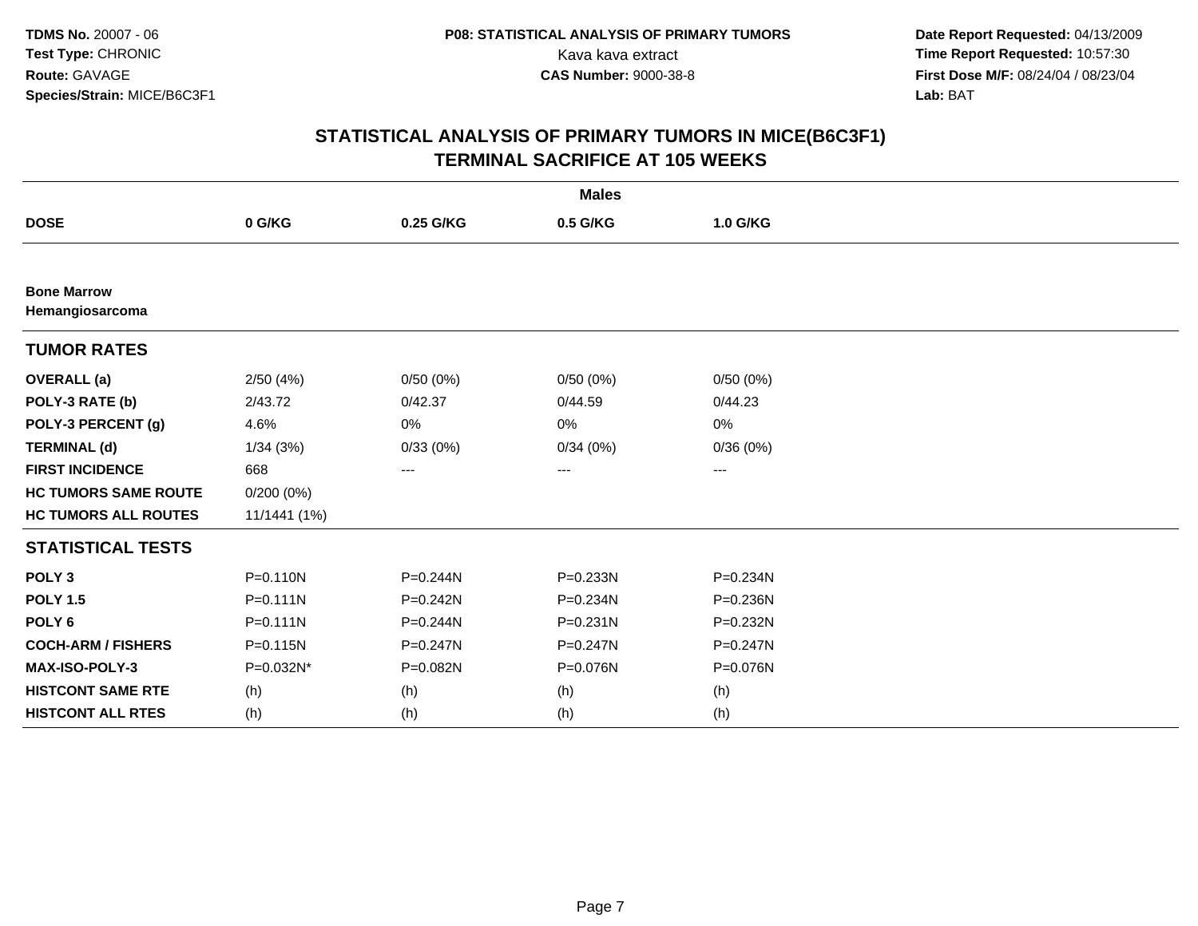**TDMS No.** 20007 - 06
**Test Type:** CHRONIC
**Route:** GAVAGE
**Species/Strain:** MICE/B6C3F1

**P08: STATISTICAL ANALYSIS OF PRIMARY TUMORS**
Kava kava extract
**CAS Number:** 9000-38-8

**Date Report Requested:** 04/13/2009
**Time Report Requested:** 10:57:30
**First Dose M/F:** 08/24/04 / 08/23/04
**Lab:** BAT

## STATISTICAL ANALYSIS OF PRIMARY TUMORS IN MICE(B6C3F1)
## TERMINAL SACRIFICE AT 105 WEEKS

| | Males | | | |
|---|---|---|---|---|
| **DOSE** | **0 G/KG** | **0.25 G/KG** | **0.5 G/KG** | **1.0 G/KG** |
| **Bone Marrow** | | | | |
| **Hemangiosarcoma** | | | | |
| **TUMOR RATES** | | | | |
| **OVERALL (a)** | 2/50 (4%) | 0/50 (0%) | 0/50 (0%) | 0/50 (0%) |
| **POLY-3 RATE (b)** | 2/43.72 | 0/42.37 | 0/44.59 | 0/44.23 |
| **POLY-3 PERCENT (g)** | 4.6% | 0% | 0% | 0% |
| **TERMINAL (d)** | 1/34 (3%) | 0/33 (0%) | 0/34 (0%) | 0/36 (0%) |
| **FIRST INCIDENCE** | 668 | --- | --- | --- |
| **HC TUMORS SAME ROUTE** | 0/200 (0%) | | | |
| **HC TUMORS ALL ROUTES** | 11/1441 (1%) | | | |
| **STATISTICAL TESTS** | | | | |
| **POLY 3** | P=0.110N | P=0.244N | P=0.233N | P=0.234N |
| **POLY 1.5** | P=0.111N | P=0.242N | P=0.234N | P=0.236N |
| **POLY 6** | P=0.111N | P=0.244N | P=0.231N | P=0.232N |
| **COCH-ARM / FISHERS** | P=0.115N | P=0.247N | P=0.247N | P=0.247N |
| **MAX-ISO-POLY-3** | P=0.032N* | P=0.082N | P=0.076N | P=0.076N |
| **HISTCONT SAME RTE** | (h) | (h) | (h) | (h) |
| **HISTCONT ALL RTES** | (h) | (h) | (h) | (h) |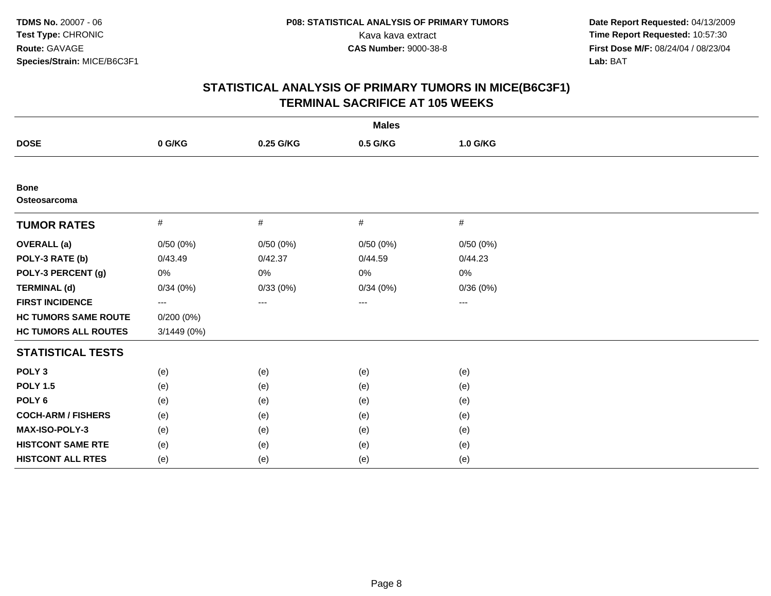**TDMS No.** 20007 - 06
**Test Type:** CHRONIC
**Route:** GAVAGE
**Species/Strain:** MICE/B6C3F1

**P08: STATISTICAL ANALYSIS OF PRIMARY TUMORS**
Kava kava extract
**CAS Number:** 9000-38-8

**Date Report Requested:** 04/13/2009
**Time Report Requested:** 10:57:30
**First Dose M/F:** 08/24/04 / 08/23/04
**Lab:** BAT

# STATISTICAL ANALYSIS OF PRIMARY TUMORS IN MICE(B6C3F1) TERMINAL SACRIFICE AT 105 WEEKS

| | Males | | | |
|---|---|---|---|---|
| **DOSE** | **0 G/KG** | **0.25 G/KG** | **0.5 G/KG** | **1.0 G/KG** |
| **Bone** | | | | |
| **Osteosarcoma** | | | | |
| **TUMOR RATES** | # | # | # | # |
| **OVERALL (a)** | 0/50 (0%) | 0/50 (0%) | 0/50 (0%) | 0/50 (0%) |
| **POLY-3 RATE (b)** | 0/43.49 | 0/42.37 | 0/44.59 | 0/44.23 |
| **POLY-3 PERCENT (g)** | 0% | 0% | 0% | 0% |
| **TERMINAL (d)** | 0/34 (0%) | 0/33 (0%) | 0/34 (0%) | 0/36 (0%) |
| **FIRST INCIDENCE** | --- | --- | --- | --- |
| **HC TUMORS SAME ROUTE** | 0/200 (0%) | | | |
| **HC TUMORS ALL ROUTES** | 3/1449 (0%) | | | |
| **STATISTICAL TESTS** | | | | |
| **POLY 3** | (e) | (e) | (e) | (e) |
| **POLY 1.5** | (e) | (e) | (e) | (e) |
| **POLY 6** | (e) | (e) | (e) | (e) |
| **COCH-ARM / FISHERS** | (e) | (e) | (e) | (e) |
| **MAX-ISO-POLY-3** | (e) | (e) | (e) | (e) |
| **HISTCONT SAME RTE** | (e) | (e) | (e) | (e) |
| **HISTCONT ALL RTES** | (e) | (e) | (e) | (e) |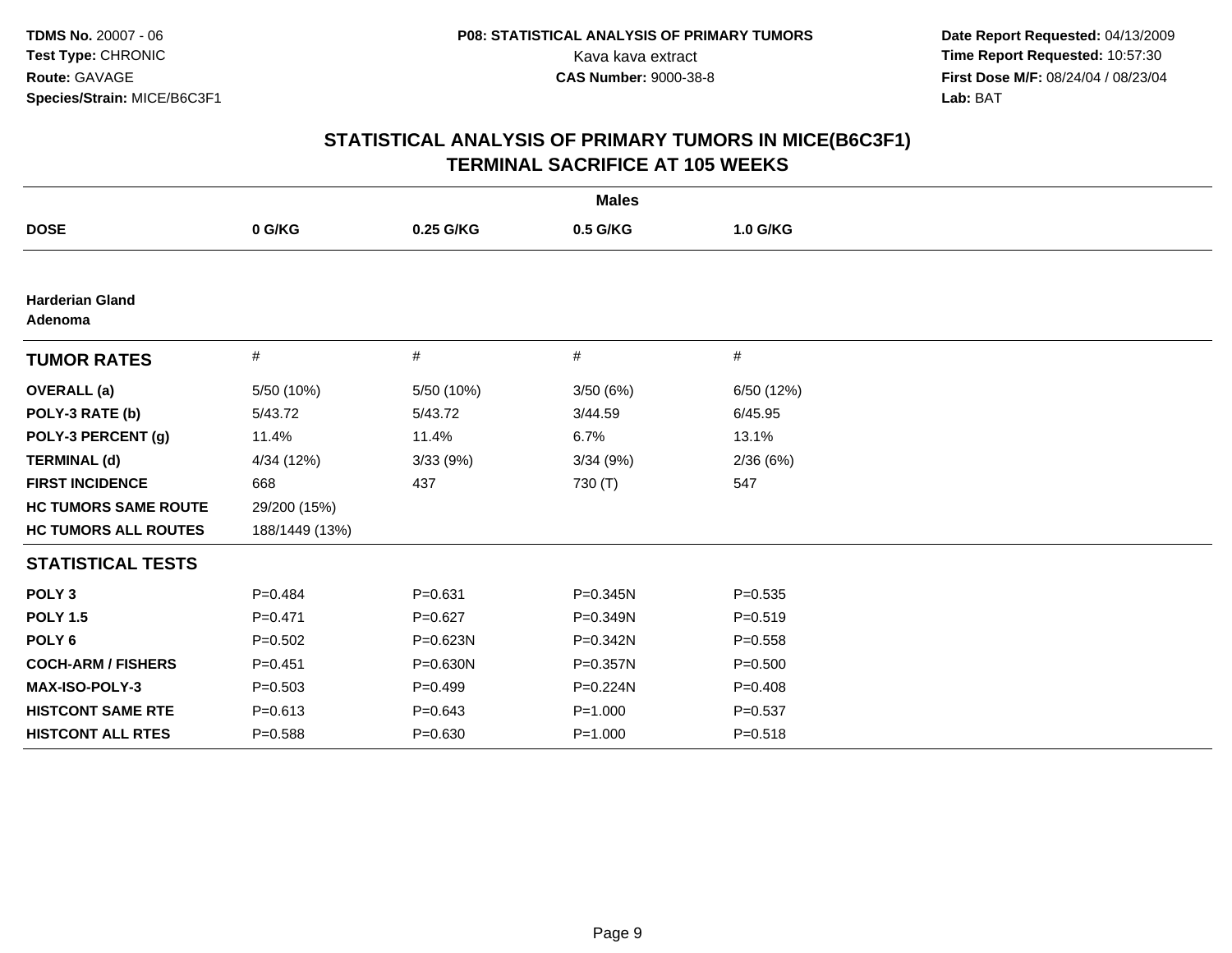**TDMS No.** 20007 - 06
**Test Type:** CHRONIC
**Route:** GAVAGE
**Species/Strain:** MICE/B6C3F1

**P08: STATISTICAL ANALYSIS OF PRIMARY TUMORS**
Kava kava extract
**CAS Number:** 9000-38-8

**Date Report Requested:** 04/13/2009
**Time Report Requested:** 10:57:30
**First Dose M/F:** 08/24/04 / 08/23/04
**Lab:** BAT

## STATISTICAL ANALYSIS OF PRIMARY TUMORS IN MICE(B6C3F1) TERMINAL SACRIFICE AT 105 WEEKS

**Males**

| DOSE | 0 G/KG | 0.25 G/KG | 0.5 G/KG | 1.0 G/KG |
|---|---|---|---|---|
| **Harderian Gland Adenoma** | | | | |
| **TUMOR RATES** | # | # | # | # |
| **OVERALL (a)** | 5/50 (10%) | 5/50 (10%) | 3/50 (6%) | 6/50 (12%) |
| **POLY-3 RATE (b)** | 5/43.72 | 5/43.72 | 3/44.59 | 6/45.95 |
| **POLY-3 PERCENT (g)** | 11.4% | 11.4% | 6.7% | 13.1% |
| **TERMINAL (d)** | 4/34 (12%) | 3/33 (9%) | 3/34 (9%) | 2/36 (6%) |
| **FIRST INCIDENCE** | 668 | 437 | 730 (T) | 547 |
| **HC TUMORS SAME ROUTE** | 29/200 (15%) | | | |
| **HC TUMORS ALL ROUTES** | 188/1449 (13%) | | | |
| **STATISTICAL TESTS** | | | | |
| **POLY 3** | P=0.484 | P=0.631 | P=0.345N | P=0.535 |
| **POLY 1.5** | P=0.471 | P=0.627 | P=0.349N | P=0.519 |
| **POLY 6** | P=0.502 | P=0.623N | P=0.342N | P=0.558 |
| **COCH-ARM / FISHERS** | P=0.451 | P=0.630N | P=0.357N | P=0.500 |
| **MAX-ISO-POLY-3** | P=0.503 | P=0.499 | P=0.224N | P=0.408 |
| **HISTCONT SAME RTE** | P=0.613 | P=0.643 | P=1.000 | P=0.537 |
| **HISTCONT ALL RTES** | P=0.588 | P=0.630 | P=1.000 | P=0.518 |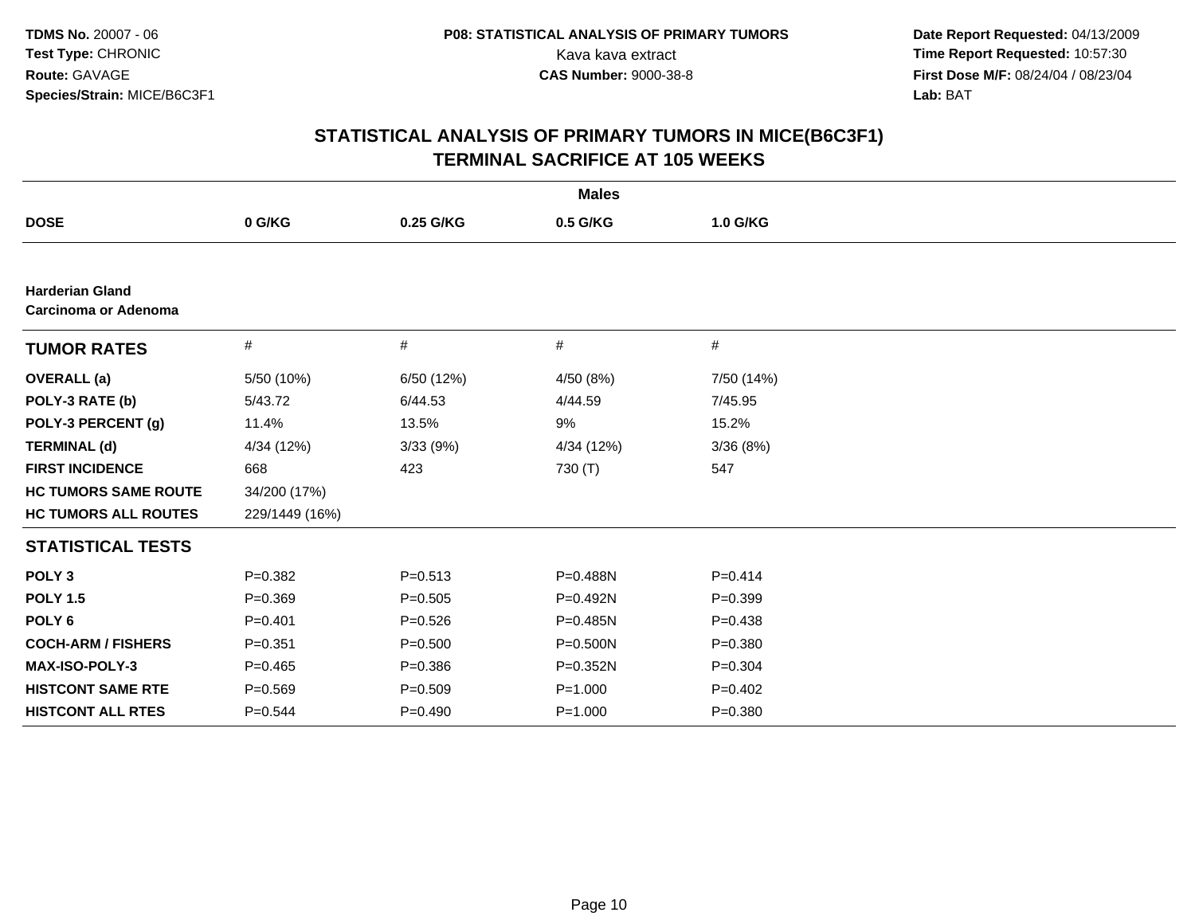**TDMS No.** 20007 - 06
**Test Type:** CHRONIC
**Route:** GAVAGE
**Species/Strain:** MICE/B6C3F1

**P08: STATISTICAL ANALYSIS OF PRIMARY TUMORS**
Kava kava extract
**CAS Number:** 9000-38-8

**Date Report Requested:** 04/13/2009
**Time Report Requested:** 10:57:30
**First Dose M/F:** 08/24/04 / 08/23/04
**Lab:** BAT

## STATISTICAL ANALYSIS OF PRIMARY TUMORS IN MICE(B6C3F1)
## TERMINAL SACRIFICE AT 105 WEEKS

| | | **Males** | | |
|---|---|---|---|---|
| **DOSE** | **0 G/KG** | **0.25 G/KG** | **0.5 G/KG** | **1.0 G/KG** |
| **Harderian Gland** **Carcinoma or Adenoma** | | | | |
| **TUMOR RATES** | # | # | # | # |
| **OVERALL (a)** | 5/50 (10%) | 6/50 (12%) | 4/50 (8%) | 7/50 (14%) |
| **POLY-3 RATE (b)** | 5/43.72 | 6/44.53 | 4/44.59 | 7/45.95 |
| **POLY-3 PERCENT (g)** | 11.4% | 13.5% | 9% | 15.2% |
| **TERMINAL (d)** | 4/34 (12%) | 3/33 (9%) | 4/34 (12%) | 3/36 (8%) |
| **FIRST INCIDENCE** | 668 | 423 | 730 (T) | 547 |
| **HC TUMORS SAME ROUTE** | 34/200 (17%) | | | |
| **HC TUMORS ALL ROUTES** | 229/1449 (16%) | | | |
| **STATISTICAL TESTS** | | | | |
| **POLY 3** | P=0.382 | P=0.513 | P=0.488N | P=0.414 |
| **POLY 1.5** | P=0.369 | P=0.505 | P=0.492N | P=0.399 |
| **POLY 6** | P=0.401 | P=0.526 | P=0.485N | P=0.438 |
| **COCH-ARM / FISHERS** | P=0.351 | P=0.500 | P=0.500N | P=0.380 |
| **MAX-ISO-POLY-3** | P=0.465 | P=0.386 | P=0.352N | P=0.304 |
| **HISTCONT SAME RTE** | P=0.569 | P=0.509 | P=1.000 | P=0.402 |
| **HISTCONT ALL RTES** | P=0.544 | P=0.490 | P=1.000 | P=0.380 |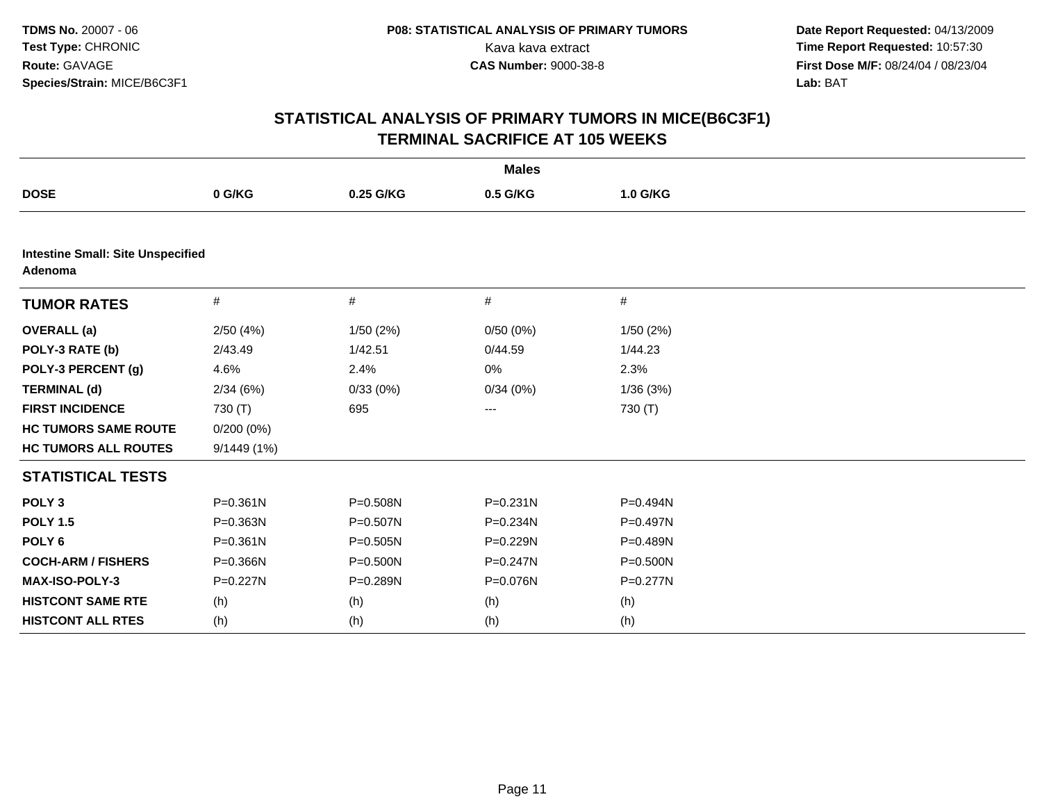**TDMS No.** 20007 - 06
**Test Type:** CHRONIC
**Route:** GAVAGE
**Species/Strain:** MICE/B6C3F1

**P08: STATISTICAL ANALYSIS OF PRIMARY TUMORS**
Kava kava extract
**CAS Number:** 9000-38-8

**Date Report Requested:** 04/13/2009
**Time Report Requested:** 10:57:30
**First Dose M/F:** 08/24/04 / 08/23/04
**Lab:** BAT

# STATISTICAL ANALYSIS OF PRIMARY TUMORS IN MICE(B6C3F1)
## TERMINAL SACRIFICE AT 105 WEEKS

| | Males | | | |
|---|---|---|---|---|
| **DOSE** | **0 G/KG** | **0.25 G/KG** | **0.5 G/KG** | **1.0 G/KG** |
| **Intestine Small: Site Unspecified Adenoma** | | | | |
| **TUMOR RATES** | # | # | # | # |
| **OVERALL (a)** | 2/50 (4%) | 1/50 (2%) | 0/50 (0%) | 1/50 (2%) |
| **POLY-3 RATE (b)** | 2/43.49 | 1/42.51 | 0/44.59 | 1/44.23 |
| **POLY-3 PERCENT (g)** | 4.6% | 2.4% | 0% | 2.3% |
| **TERMINAL (d)** | 2/34 (6%) | 0/33 (0%) | 0/34 (0%) | 1/36 (3%) |
| **FIRST INCIDENCE** | 730 (T) | 695 | --- | 730 (T) |
| **HC TUMORS SAME ROUTE** | 0/200 (0%) | | | |
| **HC TUMORS ALL ROUTES** | 9/1449 (1%) | | | |
| **STATISTICAL TESTS** | | | | |
| **POLY 3** | P=0.361N | P=0.508N | P=0.231N | P=0.494N |
| **POLY 1.5** | P=0.363N | P=0.507N | P=0.234N | P=0.497N |
| **POLY 6** | P=0.361N | P=0.505N | P=0.229N | P=0.489N |
| **COCH-ARM / FISHERS** | P=0.366N | P=0.500N | P=0.247N | P=0.500N |
| **MAX-ISO-POLY-3** | P=0.227N | P=0.289N | P=0.076N | P=0.277N |
| **HISTCONT SAME RTE** | (h) | (h) | (h) | (h) |
| **HISTCONT ALL RTES** | (h) | (h) | (h) | (h) |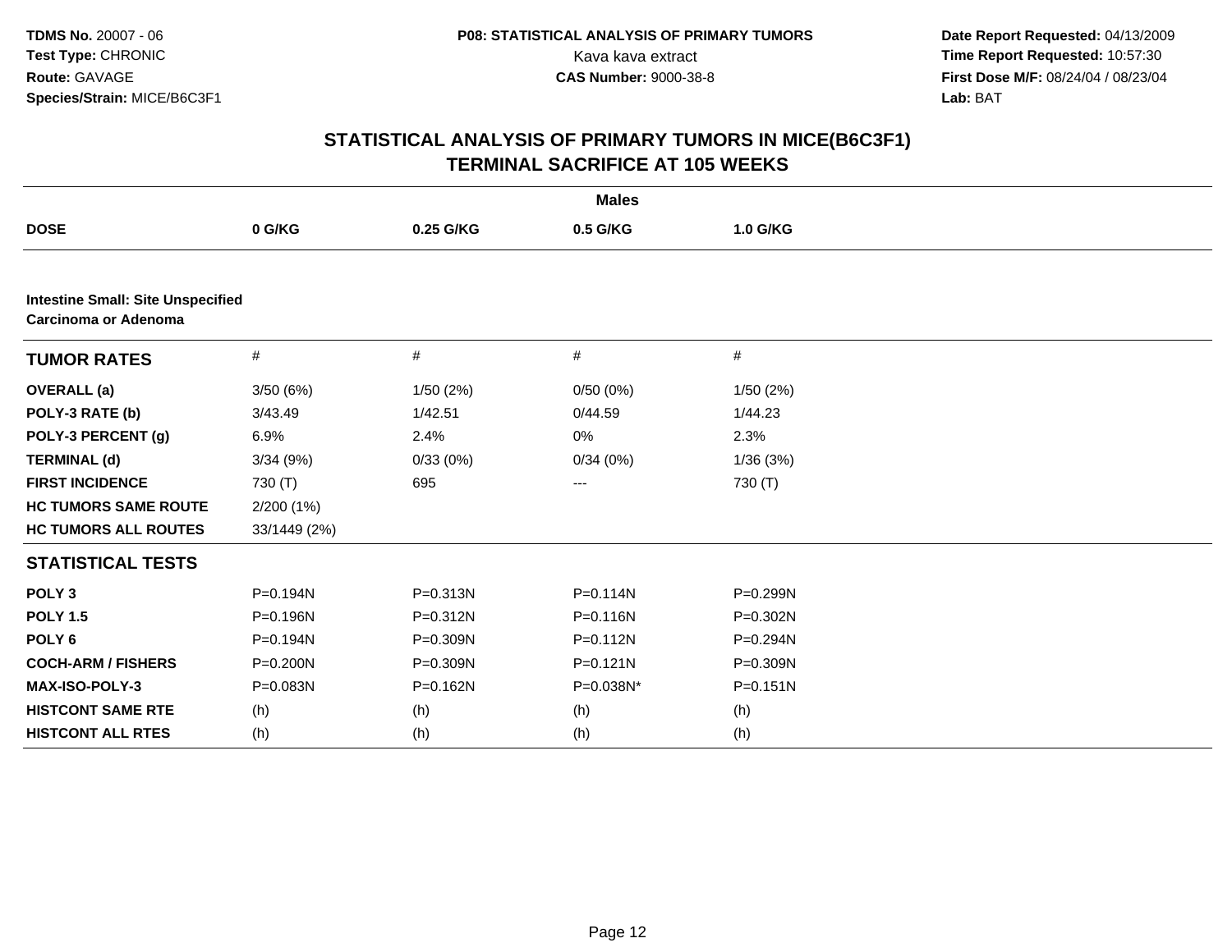**TDMS No.** 20007 - 06
**Test Type:** CHRONIC
**Route:** GAVAGE
**Species/Strain:** MICE/B6C3F1

**P08: STATISTICAL ANALYSIS OF PRIMARY TUMORS**
Kava kava extract
**CAS Number:** 9000-38-8

**Date Report Requested:** 04/13/2009
**Time Report Requested:** 10:57:30
**First Dose M/F:** 08/24/04 / 08/23/04
**Lab:** BAT

# STATISTICAL ANALYSIS OF PRIMARY TUMORS IN MICE(B6C3F1) TERMINAL SACRIFICE AT 105 WEEKS

| | Males | | | |
|---|---|---|---|---|
| **DOSE** | **0 G/KG** | **0.25 G/KG** | **0.5 G/KG** | **1.0 G/KG** |
| **Intestine Small: Site Unspecified Carcinoma or Adenoma** | | | | |
| **TUMOR RATES** | # | # | # | # |
| **OVERALL (a)** | 3/50 (6%) | 1/50 (2%) | 0/50 (0%) | 1/50 (2%) |
| **POLY-3 RATE (b)** | 3/43.49 | 1/42.51 | 0/44.59 | 1/44.23 |
| **POLY-3 PERCENT (g)** | 6.9% | 2.4% | 0% | 2.3% |
| **TERMINAL (d)** | 3/34 (9%) | 0/33 (0%) | 0/34 (0%) | 1/36 (3%) |
| **FIRST INCIDENCE** | 730 (T) | 695 | --- | 730 (T) |
| **HC TUMORS SAME ROUTE** | 2/200 (1%) | | | |
| **HC TUMORS ALL ROUTES** | 33/1449 (2%) | | | |
| **STATISTICAL TESTS** | | | | |
| **POLY 3** | P=0.194N | P=0.313N | P=0.114N | P=0.299N |
| **POLY 1.5** | P=0.196N | P=0.312N | P=0.116N | P=0.302N |
| **POLY 6** | P=0.194N | P=0.309N | P=0.112N | P=0.294N |
| **COCH-ARM / FISHERS** | P=0.200N | P=0.309N | P=0.121N | P=0.309N |
| **MAX-ISO-POLY-3** | P=0.083N | P=0.162N | P=0.038N* | P=0.151N |
| **HISTCONT SAME RTE** | (h) | (h) | (h) | (h) |
| **HISTCONT ALL RTES** | (h) | (h) | (h) | (h) |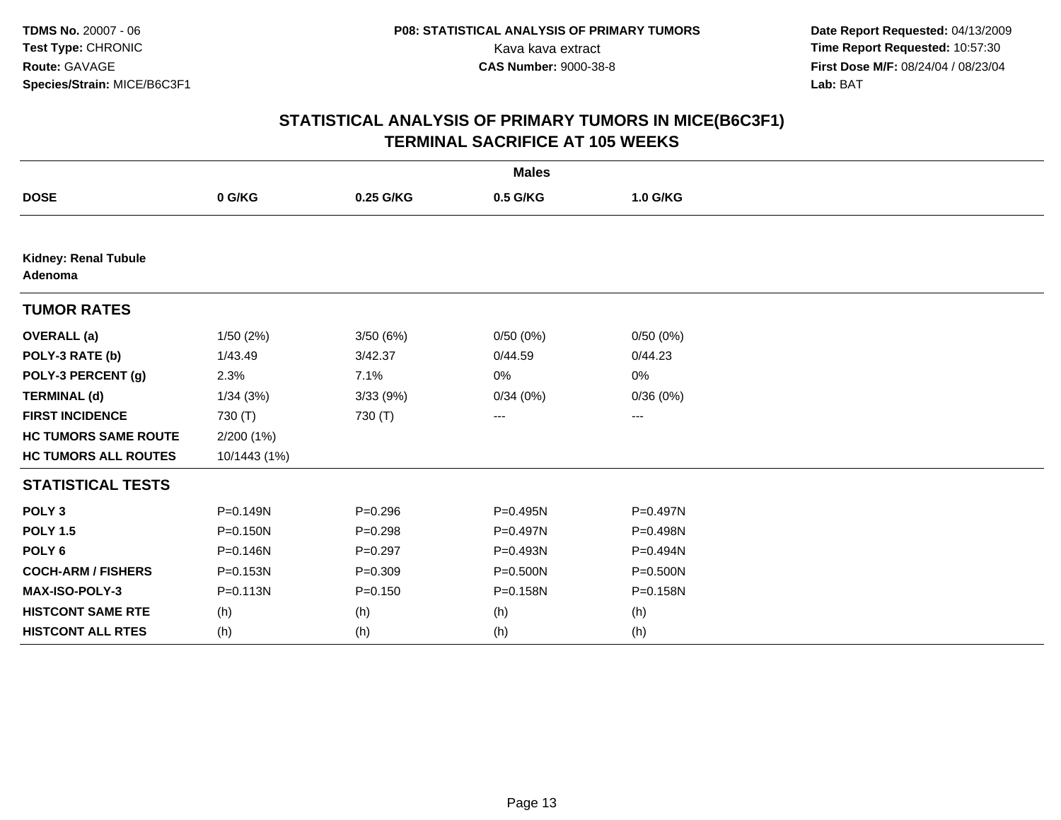**TDMS No.** 20007 - 06
**Test Type:** CHRONIC
**Route:** GAVAGE
**Species/Strain:** MICE/B6C3F1

**P08: STATISTICAL ANALYSIS OF PRIMARY TUMORS**
Kava kava extract
**CAS Number:** 9000-38-8

**Date Report Requested:** 04/13/2009
**Time Report Requested:** 10:57:30
**First Dose M/F:** 08/24/04 / 08/23/04
**Lab:** BAT

## STATISTICAL ANALYSIS OF PRIMARY TUMORS IN MICE(B6C3F1)
## TERMINAL SACRIFICE AT 105 WEEKS

**Males**

| DOSE | 0 G/KG | 0.25 G/KG | 0.5 G/KG | 1.0 G/KG |
|---|---|---|---|---|
| **Kidney: Renal Tubule Adenoma** | | | | |
| **TUMOR RATES** | | | | |
| **OVERALL (a)** | 1/50 (2%) | 3/50 (6%) | 0/50 (0%) | 0/50 (0%) |
| **POLY-3 RATE (b)** | 1/43.49 | 3/42.37 | 0/44.59 | 0/44.23 |
| **POLY-3 PERCENT (g)** | 2.3% | 7.1% | 0% | 0% |
| **TERMINAL (d)** | 1/34 (3%) | 3/33 (9%) | 0/34 (0%) | 0/36 (0%) |
| **FIRST INCIDENCE** | 730 (T) | 730 (T) | --- | --- |
| **HC TUMORS SAME ROUTE** | 2/200 (1%) | | | |
| **HC TUMORS ALL ROUTES** | 10/1443 (1%) | | | |
| **STATISTICAL TESTS** | | | | |
| **POLY 3** | P=0.149N | P=0.296 | P=0.495N | P=0.497N |
| **POLY 1.5** | P=0.150N | P=0.298 | P=0.497N | P=0.498N |
| **POLY 6** | P=0.146N | P=0.297 | P=0.493N | P=0.494N |
| **COCH-ARM / FISHERS** | P=0.153N | P=0.309 | P=0.500N | P=0.500N |
| **MAX-ISO-POLY-3** | P=0.113N | P=0.150 | P=0.158N | P=0.158N |
| **HISTCONT SAME RTE** | (h) | (h) | (h) | (h) |
| **HISTCONT ALL RTES** | (h) | (h) | (h) | (h) |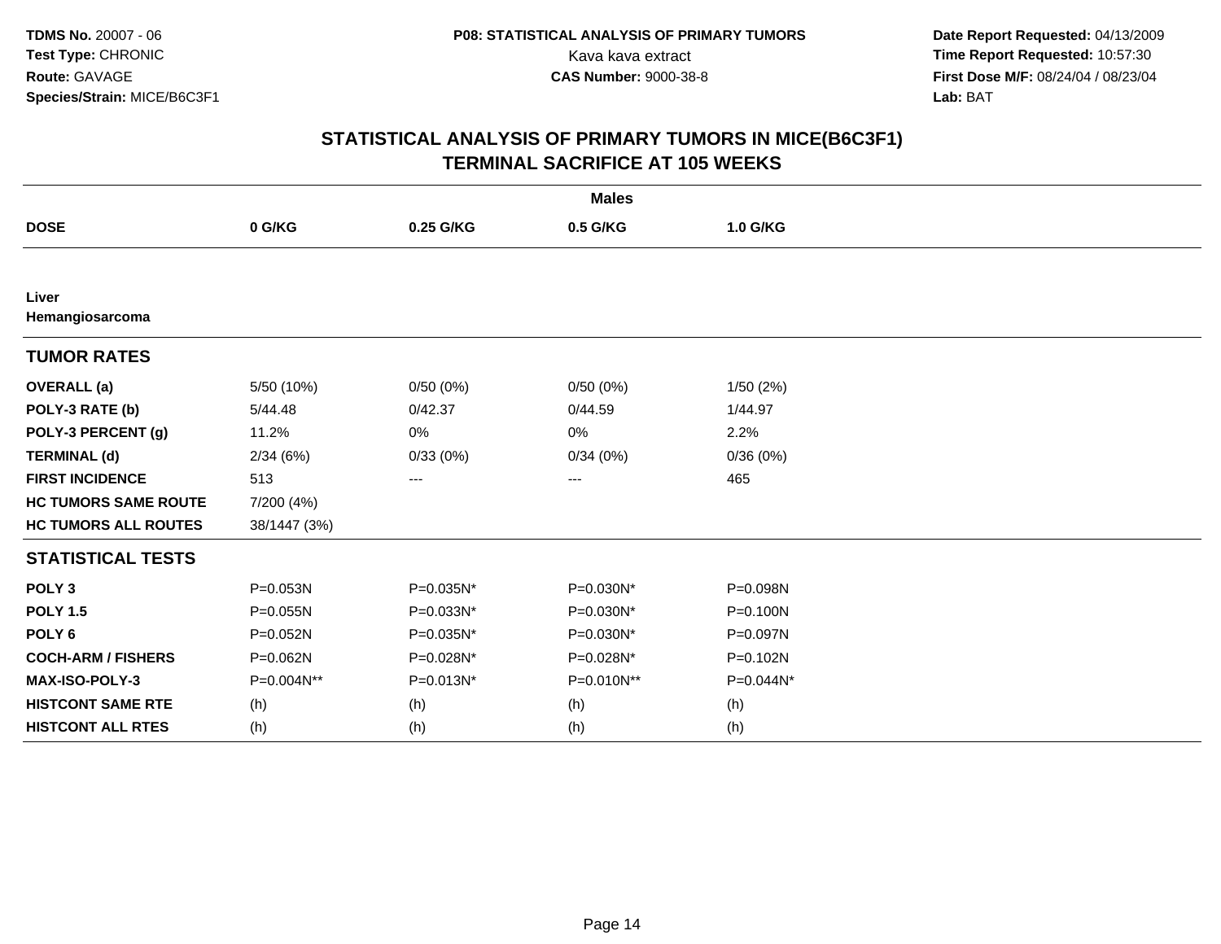**TDMS No.** 20007 - 06
**Test Type:** CHRONIC
**Route:** GAVAGE
**Species/Strain:** MICE/B6C3F1

**P08: STATISTICAL ANALYSIS OF PRIMARY TUMORS**
Kava kava extract
**CAS Number:** 9000-38-8

**Date Report Requested:** 04/13/2009
**Time Report Requested:** 10:57:30
**First Dose M/F:** 08/24/04 / 08/23/04
**Lab:** BAT

## STATISTICAL ANALYSIS OF PRIMARY TUMORS IN MICE(B6C3F1)
## TERMINAL SACRIFICE AT 105 WEEKS

| | Males | | | |
|---|---|---|---|---|
| **DOSE** | **0 G/KG** | **0.25 G/KG** | **0.5 G/KG** | **1.0 G/KG** |
| **Liver** | | | | |
| **Hemangiosarcoma** | | | | |
| **TUMOR RATES** | | | | |
| **OVERALL (a)** | 5/50 (10%) | 0/50 (0%) | 0/50 (0%) | 1/50 (2%) |
| **POLY-3 RATE (b)** | 5/44.48 | 0/42.37 | 0/44.59 | 1/44.97 |
| **POLY-3 PERCENT (g)** | 11.2% | 0% | 0% | 2.2% |
| **TERMINAL (d)** | 2/34 (6%) | 0/33 (0%) | 0/34 (0%) | 0/36 (0%) |
| **FIRST INCIDENCE** | 513 | --- | --- | 465 |
| **HC TUMORS SAME ROUTE** | 7/200 (4%) | | | |
| **HC TUMORS ALL ROUTES** | 38/1447 (3%) | | | |
| **STATISTICAL TESTS** | | | | |
| **POLY 3** | P=0.053N | P=0.035N* | P=0.030N* | P=0.098N |
| **POLY 1.5** | P=0.055N | P=0.033N* | P=0.030N* | P=0.100N |
| **POLY 6** | P=0.052N | P=0.035N* | P=0.030N* | P=0.097N |
| **COCH-ARM / FISHERS** | P=0.062N | P=0.028N* | P=0.028N* | P=0.102N |
| **MAX-ISO-POLY-3** | P=0.004N** | P=0.013N* | P=0.010N** | P=0.044N* |
| **HISTCONT SAME RTE** | (h) | (h) | (h) | (h) |
| **HISTCONT ALL RTES** | (h) | (h) | (h) | (h) |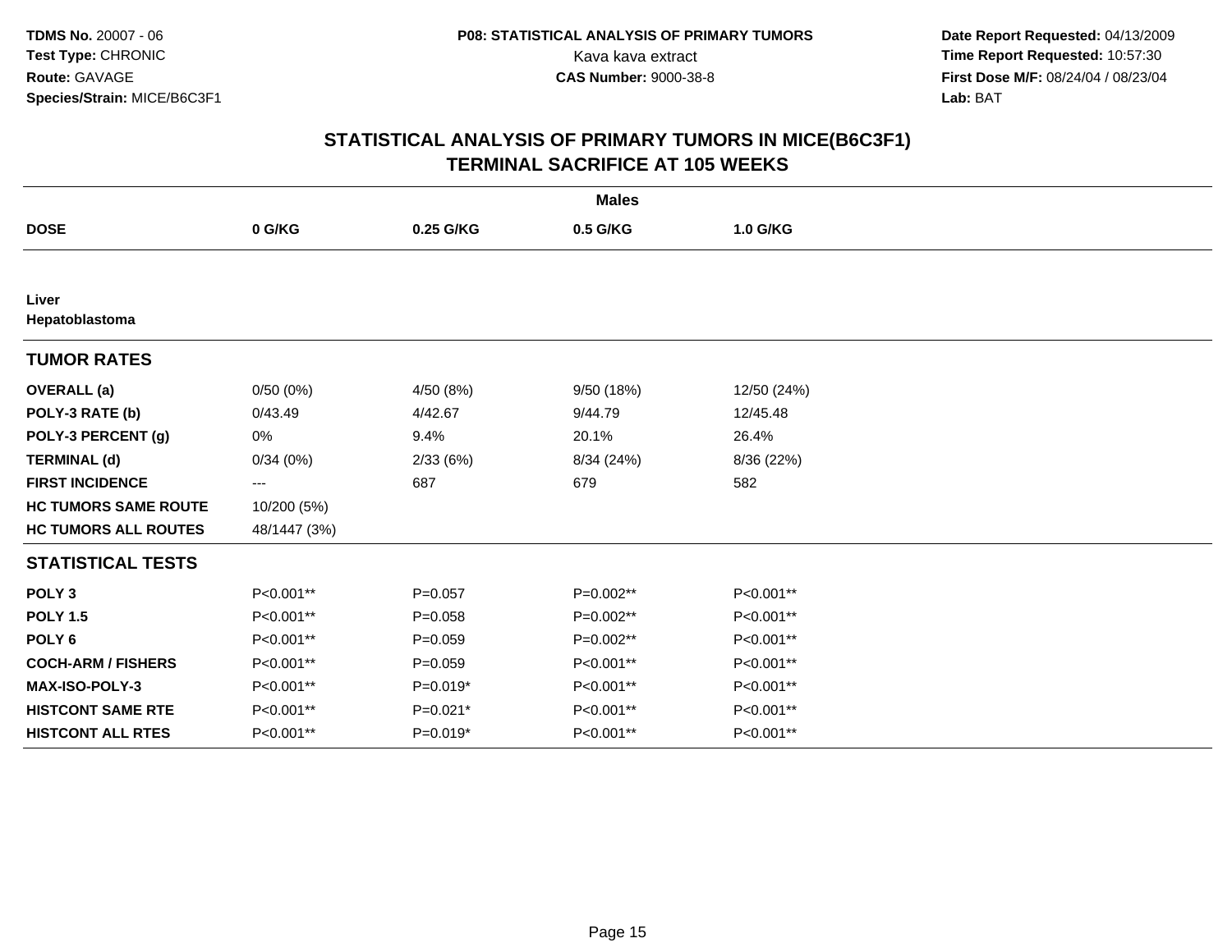**TDMS No.** 20007 - 06
**Test Type:** CHRONIC
**Route:** GAVAGE
**Species/Strain:** MICE/B6C3F1

**P08: STATISTICAL ANALYSIS OF PRIMARY TUMORS**
Kava kava extract
**CAS Number:** 9000-38-8

**Date Report Requested:** 04/13/2009
**Time Report Requested:** 10:57:30
**First Dose M/F:** 08/24/04 / 08/23/04
**Lab:** BAT

## STATISTICAL ANALYSIS OF PRIMARY TUMORS IN MICE(B6C3F1)
## TERMINAL SACRIFICE AT 105 WEEKS

| | Males | | | |
|---|---|---|---|---|
| **DOSE** | **0 G/KG** | **0.25 G/KG** | **0.5 G/KG** | **1.0 G/KG** |
| **Liver** | | | | |
| **Hepatoblastoma** | | | | |
| **TUMOR RATES** | | | | |
| **OVERALL (a)** | 0/50 (0%) | 4/50 (8%) | 9/50 (18%) | 12/50 (24%) |
| **POLY-3 RATE (b)** | 0/43.49 | 4/42.67 | 9/44.79 | 12/45.48 |
| **POLY-3 PERCENT (g)** | 0% | 9.4% | 20.1% | 26.4% |
| **TERMINAL (d)** | 0/34 (0%) | 2/33 (6%) | 8/34 (24%) | 8/36 (22%) |
| **FIRST INCIDENCE** | --- | 687 | 679 | 582 |
| **HC TUMORS SAME ROUTE** | 10/200 (5%) | | | |
| **HC TUMORS ALL ROUTES** | 48/1447 (3%) | | | |
| **STATISTICAL TESTS** | | | | |
| **POLY 3** | P<0.001** | P=0.057 | P=0.002** | P<0.001** |
| **POLY 1.5** | P<0.001** | P=0.058 | P=0.002** | P<0.001** |
| **POLY 6** | P<0.001** | P=0.059 | P=0.002** | P<0.001** |
| **COCH-ARM / FISHERS** | P<0.001** | P=0.059 | P<0.001** | P<0.001** |
| **MAX-ISO-POLY-3** | P<0.001** | P=0.019* | P<0.001** | P<0.001** |
| **HISTCONT SAME RTE** | P<0.001** | P=0.021* | P<0.001** | P<0.001** |
| **HISTCONT ALL RTES** | P<0.001** | P=0.019* | P<0.001** | P<0.001** |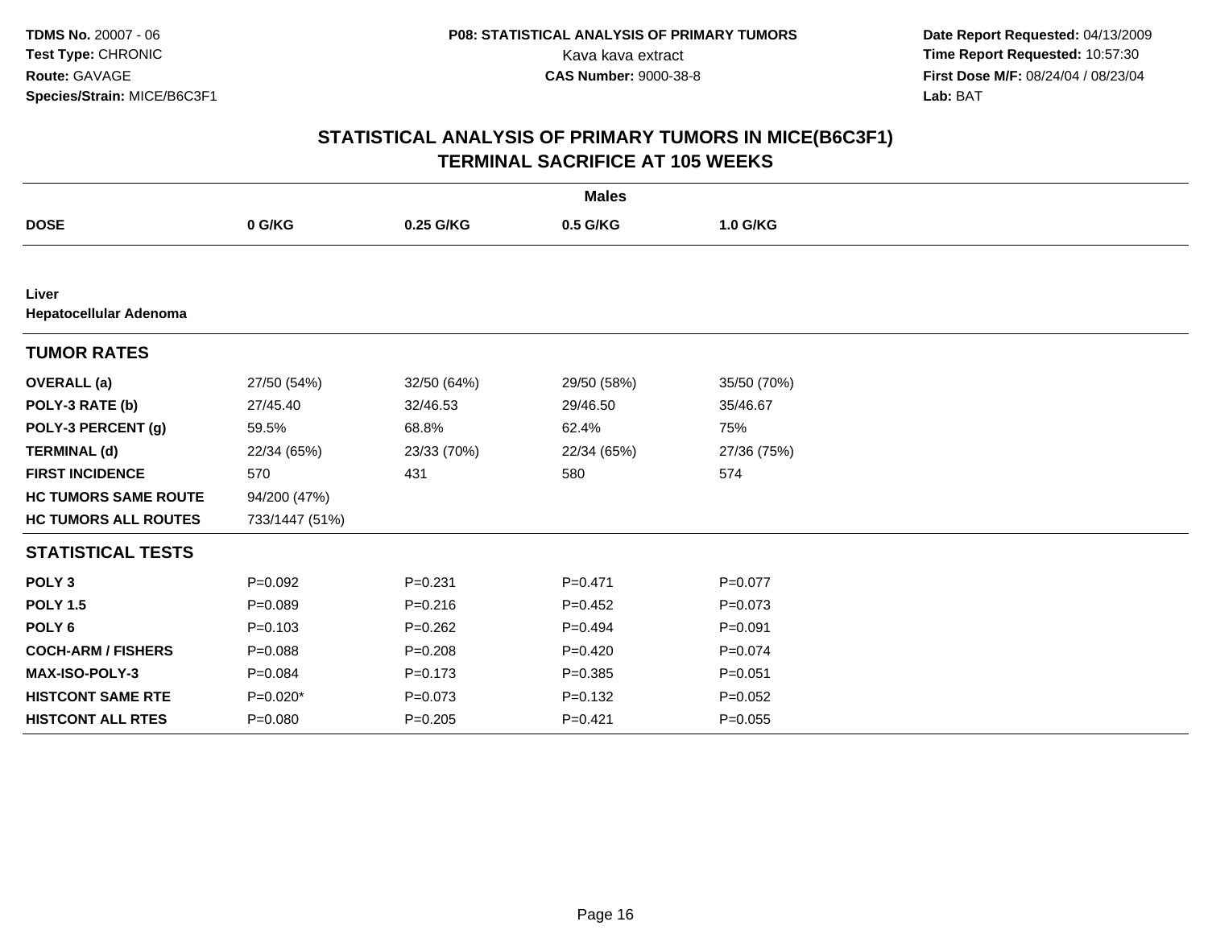**TDMS No.** 20007 - 06
**Test Type:** CHRONIC
**Route:** GAVAGE
**Species/Strain:** MICE/B6C3F1

**P08: STATISTICAL ANALYSIS OF PRIMARY TUMORS**
Kava kava extract
**CAS Number:** 9000-38-8

**Date Report Requested:** 04/13/2009
**Time Report Requested:** 10:57:30
**First Dose M/F:** 08/24/04 / 08/23/04
**Lab:** BAT

## STATISTICAL ANALYSIS OF PRIMARY TUMORS IN MICE(B6C3F1)
## TERMINAL SACRIFICE AT 105 WEEKS

| | Males | | | |
|---|---|---|---|---|
| **DOSE** | **0 G/KG** | **0.25 G/KG** | **0.5 G/KG** | **1.0 G/KG** |
| **Liver** | | | | |
| **Hepatocellular Adenoma** | | | | |
| **TUMOR RATES** | | | | |
| **OVERALL (a)** | 27/50 (54%) | 32/50 (64%) | 29/50 (58%) | 35/50 (70%) |
| **POLY-3 RATE (b)** | 27/45.40 | 32/46.53 | 29/46.50 | 35/46.67 |
| **POLY-3 PERCENT (g)** | 59.5% | 68.8% | 62.4% | 75% |
| **TERMINAL (d)** | 22/34 (65%) | 23/33 (70%) | 22/34 (65%) | 27/36 (75%) |
| **FIRST INCIDENCE** | 570 | 431 | 580 | 574 |
| **HC TUMORS SAME ROUTE** | 94/200 (47%) | | | |
| **HC TUMORS ALL ROUTES** | 733/1447 (51%) | | | |
| **STATISTICAL TESTS** | | | | |
| **POLY 3** | P=0.092 | P=0.231 | P=0.471 | P=0.077 |
| **POLY 1.5** | P=0.089 | P=0.216 | P=0.452 | P=0.073 |
| **POLY 6** | P=0.103 | P=0.262 | P=0.494 | P=0.091 |
| **COCH-ARM / FISHERS** | P=0.088 | P=0.208 | P=0.420 | P=0.074 |
| **MAX-ISO-POLY-3** | P=0.084 | P=0.173 | P=0.385 | P=0.051 |
| **HISTCONT SAME RTE** | P=0.020* | P=0.073 | P=0.132 | P=0.052 |
| **HISTCONT ALL RTES** | P=0.080 | P=0.205 | P=0.421 | P=0.055 |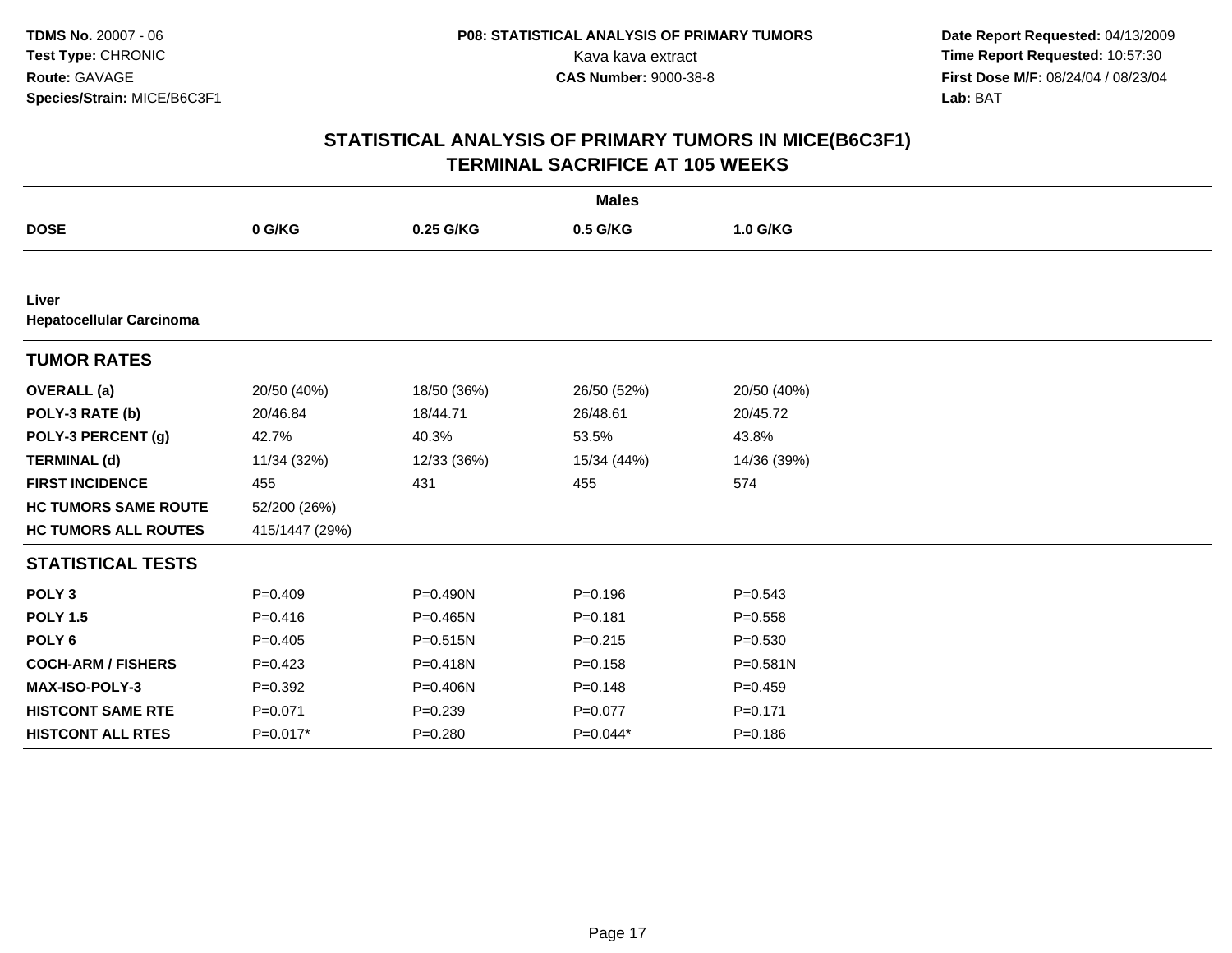**TDMS No.** 20007 - 06
**Test Type:** CHRONIC
**Route:** GAVAGE
**Species/Strain:** MICE/B6C3F1

**P08: STATISTICAL ANALYSIS OF PRIMARY TUMORS**
Kava kava extract
**CAS Number:** 9000-38-8

**Date Report Requested:** 04/13/2009
**Time Report Requested:** 10:57:30
**First Dose M/F:** 08/24/04 / 08/23/04
**Lab:** BAT

# STATISTICAL ANALYSIS OF PRIMARY TUMORS IN MICE(B6C3F1) TERMINAL SACRIFICE AT 105 WEEKS

| | Males | | | |
|---|---|---|---|---|
| **DOSE** | **0 G/KG** | **0.25 G/KG** | **0.5 G/KG** | **1.0 G/KG** |
| **Liver** | | | | |
| **Hepatocellular Carcinoma** | | | | |
| **TUMOR RATES** | | | | |
| **OVERALL (a)** | 20/50 (40%) | 18/50 (36%) | 26/50 (52%) | 20/50 (40%) |
| **POLY-3 RATE (b)** | 20/46.84 | 18/44.71 | 26/48.61 | 20/45.72 |
| **POLY-3 PERCENT (g)** | 42.7% | 40.3% | 53.5% | 43.8% |
| **TERMINAL (d)** | 11/34 (32%) | 12/33 (36%) | 15/34 (44%) | 14/36 (39%) |
| **FIRST INCIDENCE** | 455 | 431 | 455 | 574 |
| **HC TUMORS SAME ROUTE** | 52/200 (26%) | | | |
| **HC TUMORS ALL ROUTES** | 415/1447 (29%) | | | |
| **STATISTICAL TESTS** | | | | |
| **POLY 3** | P=0.409 | P=0.490N | P=0.196 | P=0.543 |
| **POLY 1.5** | P=0.416 | P=0.465N | P=0.181 | P=0.558 |
| **POLY 6** | P=0.405 | P=0.515N | P=0.215 | P=0.530 |
| **COCH-ARM / FISHERS** | P=0.423 | P=0.418N | P=0.158 | P=0.581N |
| **MAX-ISO-POLY-3** | P=0.392 | P=0.406N | P=0.148 | P=0.459 |
| **HISTCONT SAME RTE** | P=0.071 | P=0.239 | P=0.077 | P=0.171 |
| **HISTCONT ALL RTES** | P=0.017* | P=0.280 | P=0.044* | P=0.186 |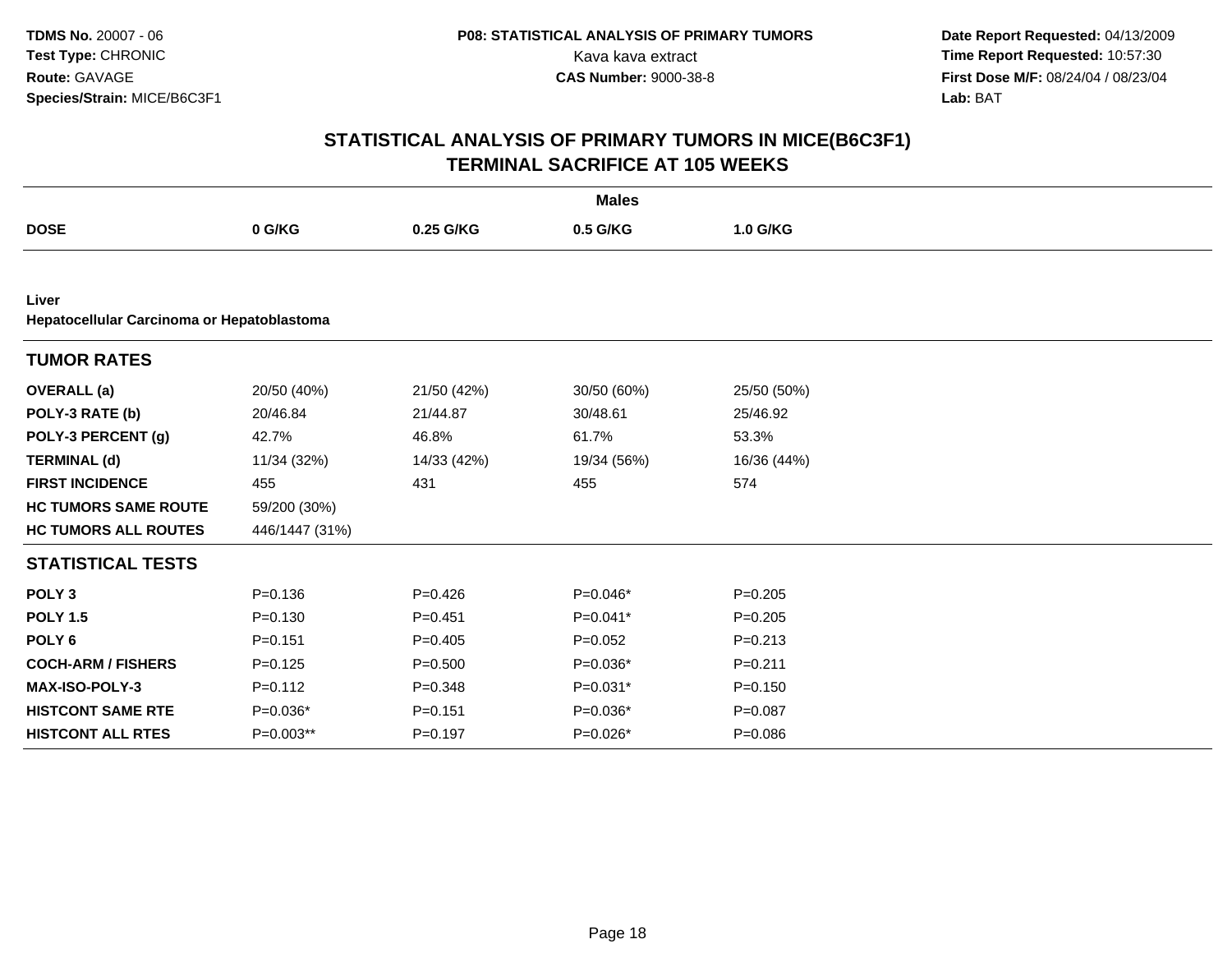# STATISTICAL ANALYSIS OF PRIMARY TUMORS IN MICE(B6C3F1)
## TERMINAL SACRIFICE AT 105 WEEKS

| | Males | | | |
|---|---|---|---|---|
| **DOSE** | **0 G/KG** | **0.25 G/KG** | **0.5 G/KG** | **1.0 G/KG** |
| **Liver** | | | | |
| **Hepatocellular Carcinoma or Hepatoblastoma** | | | | |
| **TUMOR RATES** | | | | |
| **OVERALL (a)** | 20/50 (40%) | 21/50 (42%) | 30/50 (60%) | 25/50 (50%) |
| **POLY-3 RATE (b)** | 20/46.84 | 21/44.87 | 30/48.61 | 25/46.92 |
| **POLY-3 PERCENT (g)** | 42.7% | 46.8% | 61.7% | 53.3% |
| **TERMINAL (d)** | 11/34 (32%) | 14/33 (42%) | 19/34 (56%) | 16/36 (44%) |
| **FIRST INCIDENCE** | 455 | 431 | 455 | 574 |
| **HC TUMORS SAME ROUTE** | 59/200 (30%) | | | |
| **HC TUMORS ALL ROUTES** | 446/1447 (31%) | | | |
| **STATISTICAL TESTS** | | | | |
| **POLY 3** | P=0.136 | P=0.426 | P=0.046* | P=0.205 |
| **POLY 1.5** | P=0.130 | P=0.451 | P=0.041* | P=0.205 |
| **POLY 6** | P=0.151 | P=0.405 | P=0.052 | P=0.213 |
| **COCH-ARM / FISHERS** | P=0.125 | P=0.500 | P=0.036* | P=0.211 |
| **MAX-ISO-POLY-3** | P=0.112 | P=0.348 | P=0.031* | P=0.150 |
| **HISTCONT SAME RTE** | P=0.036* | P=0.151 | P=0.036* | P=0.087 |
| **HISTCONT ALL RTES** | P=0.003** | P=0.197 | P=0.026* | P=0.086 |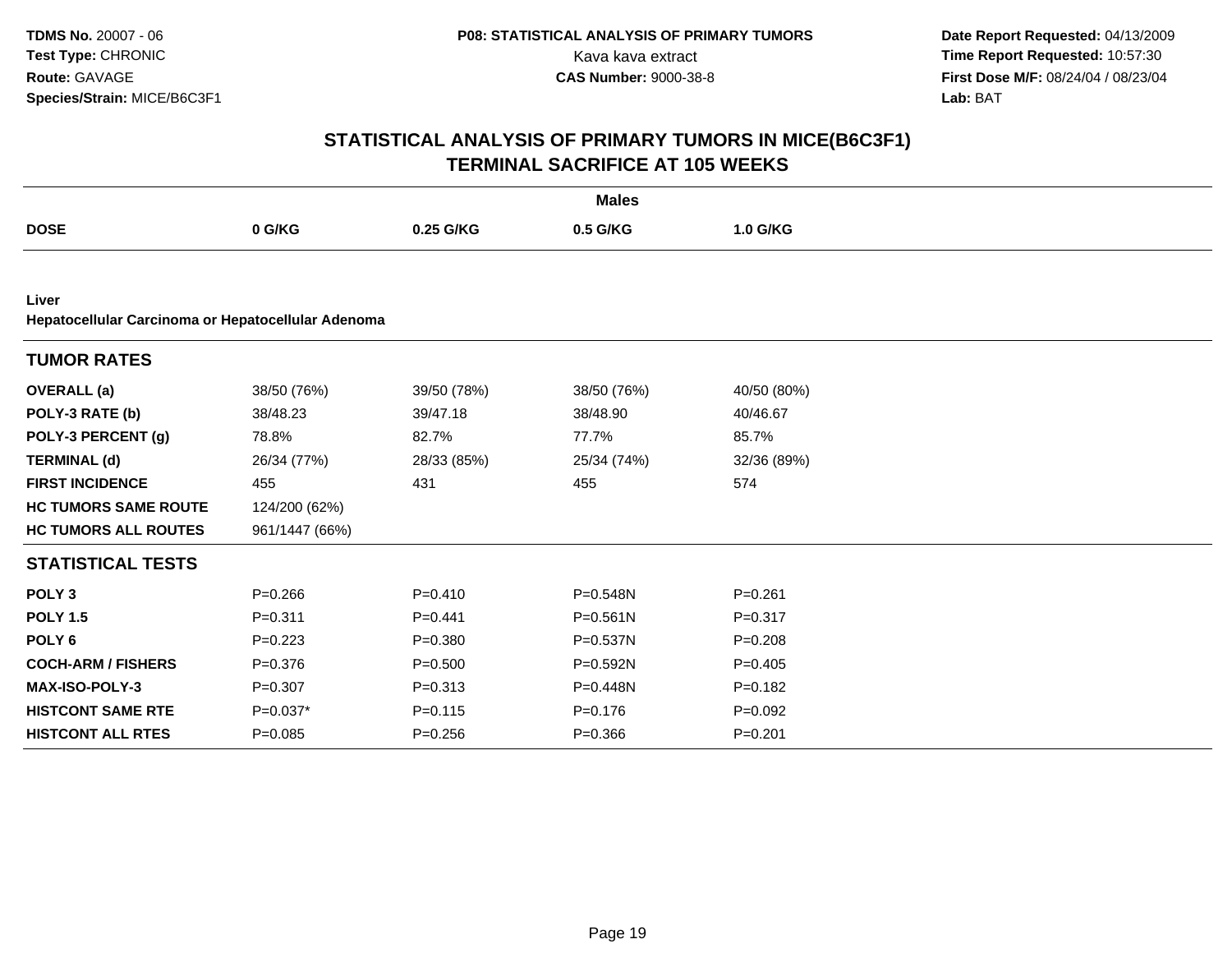TDMS No. 20007 - 06
Test Type: CHRONIC
Route: GAVAGE
Species/Strain: MICE/B6C3F1

P08: STATISTICAL ANALYSIS OF PRIMARY TUMORS
Kava kava extract
CAS Number: 9000-38-8

Date Report Requested: 04/13/2009
Time Report Requested: 10:57:30
First Dose M/F: 08/24/04 / 08/23/04
Lab: BAT

# STATISTICAL ANALYSIS OF PRIMARY TUMORS IN MICE(B6C3F1)
## TERMINAL SACRIFICE AT 105 WEEKS

| | Males | | | |
|---|---|---|---|---|
| **DOSE** | **0 G/KG** | **0.25 G/KG** | **0.5 G/KG** | **1.0 G/KG** |
| **Liver** | | | | |
| **Hepatocellular Carcinoma or Hepatocellular Adenoma** | | | | |
| **TUMOR RATES** | | | | |
| **OVERALL (a)** | 38/50 (76%) | 39/50 (78%) | 38/50 (76%) | 40/50 (80%) |
| **POLY-3 RATE (b)** | 38/48.23 | 39/47.18 | 38/48.90 | 40/46.67 |
| **POLY-3 PERCENT (g)** | 78.8% | 82.7% | 77.7% | 85.7% |
| **TERMINAL (d)** | 26/34 (77%) | 28/33 (85%) | 25/34 (74%) | 32/36 (89%) |
| **FIRST INCIDENCE** | 455 | 431 | 455 | 574 |
| **HC TUMORS SAME ROUTE** | 124/200 (62%) | | | |
| **HC TUMORS ALL ROUTES** | 961/1447 (66%) | | | |
| **STATISTICAL TESTS** | | | | |
| **POLY 3** | P=0.266 | P=0.410 | P=0.548N | P=0.261 |
| **POLY 1.5** | P=0.311 | P=0.441 | P=0.561N | P=0.317 |
| **POLY 6** | P=0.223 | P=0.380 | P=0.537N | P=0.208 |
| **COCH-ARM / FISHERS** | P=0.376 | P=0.500 | P=0.592N | P=0.405 |
| **MAX-ISO-POLY-3** | P=0.307 | P=0.313 | P=0.448N | P=0.182 |
| **HISTCONT SAME RTE** | P=0.037* | P=0.115 | P=0.176 | P=0.092 |
| **HISTCONT ALL RTES** | P=0.085 | P=0.256 | P=0.366 | P=0.201 |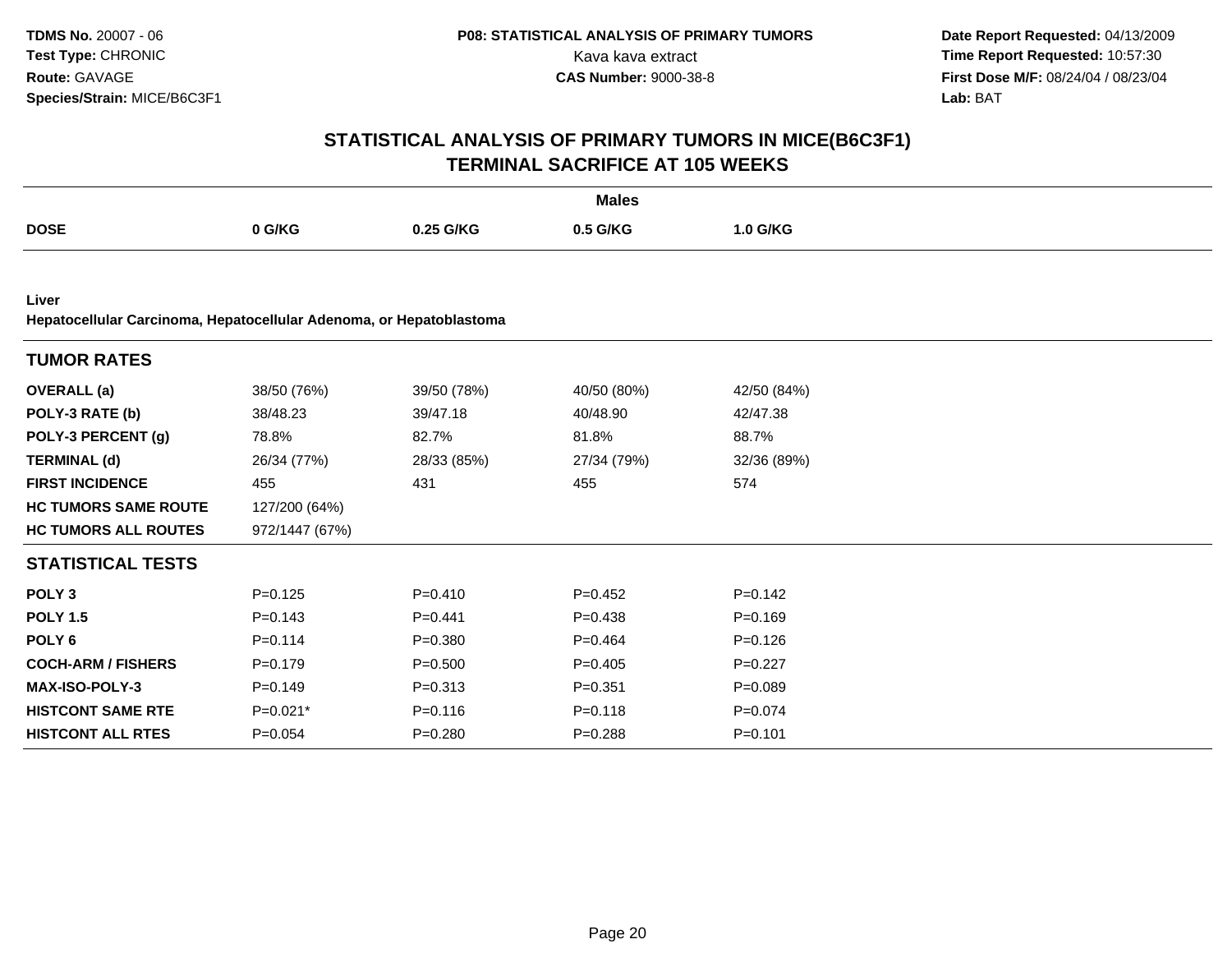**TDMS No.** 20007 - 06
**Test Type:** CHRONIC
**Route:** GAVAGE
**Species/Strain:** MICE/B6C3F1

**P08: STATISTICAL ANALYSIS OF PRIMARY TUMORS**
Kava kava extract
**CAS Number:** 9000-38-8

**Date Report Requested:** 04/13/2009
**Time Report Requested:** 10:57:30
**First Dose M/F:** 08/24/04 / 08/23/04
**Lab:** BAT

# STATISTICAL ANALYSIS OF PRIMARY TUMORS IN MICE(B6C3F1) TERMINAL SACRIFICE AT 105 WEEKS

| | Males | | | |
|---|---|---|---|---|
| **DOSE** | **0 G/KG** | **0.25 G/KG** | **0.5 G/KG** | **1.0 G/KG** |

**Liver**
**Hepatocellular Carcinoma, Hepatocellular Adenoma, or Hepatoblastoma**

| **TUMOR RATES** | | | | |
|---|---|---|---|---|
| **OVERALL (a)** | 38/50 (76%) | 39/50 (78%) | 40/50 (80%) | 42/50 (84%) |
| **POLY-3 RATE (b)** | 38/48.23 | 39/47.18 | 40/48.90 | 42/47.38 |
| **POLY-3 PERCENT (g)** | 78.8% | 82.7% | 81.8% | 88.7% |
| **TERMINAL (d)** | 26/34 (77%) | 28/33 (85%) | 27/34 (79%) | 32/36 (89%) |
| **FIRST INCIDENCE** | 455 | 431 | 455 | 574 |
| **HC TUMORS SAME ROUTE** | 127/200 (64%) | | | |
| **HC TUMORS ALL ROUTES** | 972/1447 (67%) | | | |
| **STATISTICAL TESTS** | | | | |
| **POLY 3** | P=0.125 | P=0.410 | P=0.452 | P=0.142 |
| **POLY 1.5** | P=0.143 | P=0.441 | P=0.438 | P=0.169 |
| **POLY 6** | P=0.114 | P=0.380 | P=0.464 | P=0.126 |
| **COCH-ARM / FISHERS** | P=0.179 | P=0.500 | P=0.405 | P=0.227 |
| **MAX-ISO-POLY-3** | P=0.149 | P=0.313 | P=0.351 | P=0.089 |
| **HISTCONT SAME RTE** | P=0.021* | P=0.116 | P=0.118 | P=0.074 |
| **HISTCONT ALL RTES** | P=0.054 | P=0.280 | P=0.288 | P=0.101 |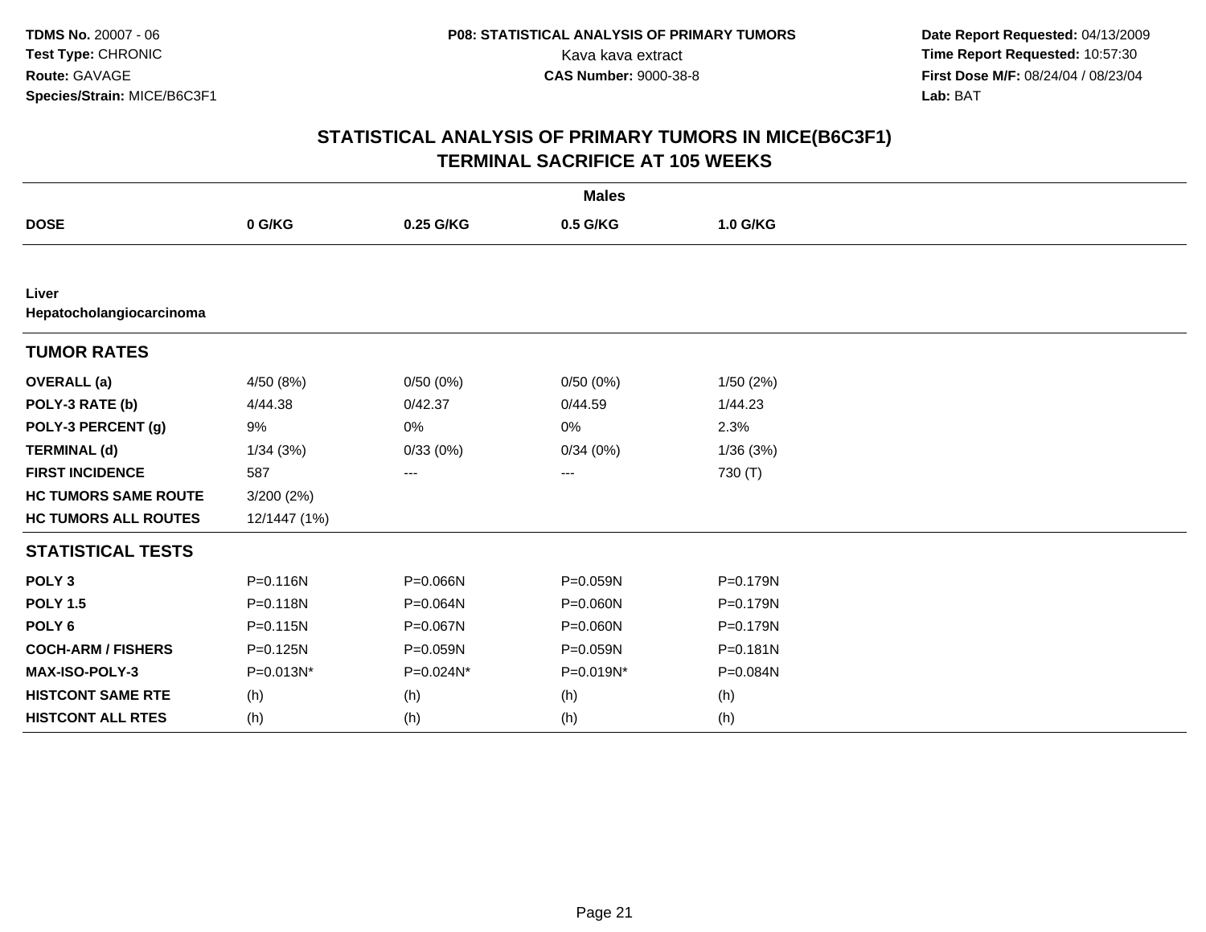**TDMS No.** 20007 - 06
**Test Type:** CHRONIC
**Route:** GAVAGE
**Species/Strain:** MICE/B6C3F1

**P08: STATISTICAL ANALYSIS OF PRIMARY TUMORS**
Kava kava extract
**CAS Number:** 9000-38-8

**Date Report Requested:** 04/13/2009
**Time Report Requested:** 10:57:30
**First Dose M/F:** 08/24/04 / 08/23/04
**Lab:** BAT

## STATISTICAL ANALYSIS OF PRIMARY TUMORS IN MICE(B6C3F1)
## TERMINAL SACRIFICE AT 105 WEEKS

| | **Males** | | | |
|---|---|---|---|---|
| **DOSE** | **0 G/KG** | **0.25 G/KG** | **0.5 G/KG** | **1.0 G/KG** |
| **Liver** | | | | |
| **Hepatocholangiocarcinoma** | | | | |
| **TUMOR RATES** | | | | |
| **OVERALL (a)** | 4/50 (8%) | 0/50 (0%) | 0/50 (0%) | 1/50 (2%) |
| **POLY-3 RATE (b)** | 4/44.38 | 0/42.37 | 0/44.59 | 1/44.23 |
| **POLY-3 PERCENT (g)** | 9% | 0% | 0% | 2.3% |
| **TERMINAL (d)** | 1/34 (3%) | 0/33 (0%) | 0/34 (0%) | 1/36 (3%) |
| **FIRST INCIDENCE** | 587 | --- | --- | 730 (T) |
| **HC TUMORS SAME ROUTE** | 3/200 (2%) | | | |
| **HC TUMORS ALL ROUTES** | 12/1447 (1%) | | | |
| **STATISTICAL TESTS** | | | | |
| **POLY 3** | P=0.116N | P=0.066N | P=0.059N | P=0.179N |
| **POLY 1.5** | P=0.118N | P=0.064N | P=0.060N | P=0.179N |
| **POLY 6** | P=0.115N | P=0.067N | P=0.060N | P=0.179N |
| **COCH-ARM / FISHERS** | P=0.125N | P=0.059N | P=0.059N | P=0.181N |
| **MAX-ISO-POLY-3** | P=0.013N* | P=0.024N* | P=0.019N* | P=0.084N |
| **HISTCONT SAME RTE** | (h) | (h) | (h) | (h) |
| **HISTCONT ALL RTES** | (h) | (h) | (h) | (h) |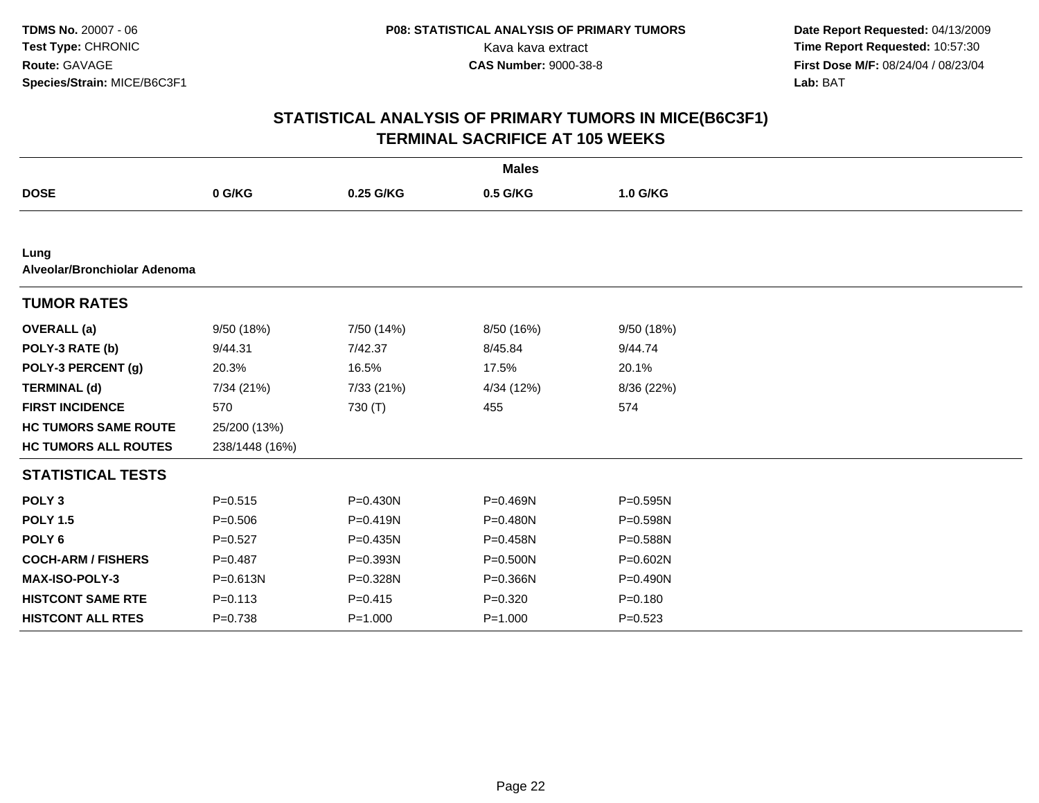**TDMS No.** 20007 - 06
**Test Type:** CHRONIC
**Route:** GAVAGE
**Species/Strain:** MICE/B6C3F1

**P08: STATISTICAL ANALYSIS OF PRIMARY TUMORS**
Kava kava extract
**CAS Number:** 9000-38-8

**Date Report Requested:** 04/13/2009
**Time Report Requested:** 10:57:30
**First Dose M/F:** 08/24/04 / 08/23/04
**Lab:** BAT

## STATISTICAL ANALYSIS OF PRIMARY TUMORS IN MICE(B6C3F1)
## TERMINAL SACRIFICE AT 105 WEEKS

**Males**

| DOSE | 0 G/KG | 0.25 G/KG | 0.5 G/KG | 1.0 G/KG |
|---|---|---|---|---|
| **Lung** | | | | |
| **Alveolar/Bronchiolar Adenoma** | | | | |
| **TUMOR RATES** | | | | |
| **OVERALL (a)** | 9/50 (18%) | 7/50 (14%) | 8/50 (16%) | 9/50 (18%) |
| **POLY-3 RATE (b)** | 9/44.31 | 7/42.37 | 8/45.84 | 9/44.74 |
| **POLY-3 PERCENT (g)** | 20.3% | 16.5% | 17.5% | 20.1% |
| **TERMINAL (d)** | 7/34 (21%) | 7/33 (21%) | 4/34 (12%) | 8/36 (22%) |
| **FIRST INCIDENCE** | 570 | 730 (T) | 455 | 574 |
| **HC TUMORS SAME ROUTE** | 25/200 (13%) | | | |
| **HC TUMORS ALL ROUTES** | 238/1448 (16%) | | | |
| **STATISTICAL TESTS** | | | | |
| **POLY 3** | P=0.515 | P=0.430N | P=0.469N | P=0.595N |
| **POLY 1.5** | P=0.506 | P=0.419N | P=0.480N | P=0.598N |
| **POLY 6** | P=0.527 | P=0.435N | P=0.458N | P=0.588N |
| **COCH-ARM / FISHERS** | P=0.487 | P=0.393N | P=0.500N | P=0.602N |
| **MAX-ISO-POLY-3** | P=0.613N | P=0.328N | P=0.366N | P=0.490N |
| **HISTCONT SAME RTE** | P=0.113 | P=0.415 | P=0.320 | P=0.180 |
| **HISTCONT ALL RTES** | P=0.738 | P=1.000 | P=1.000 | P=0.523 |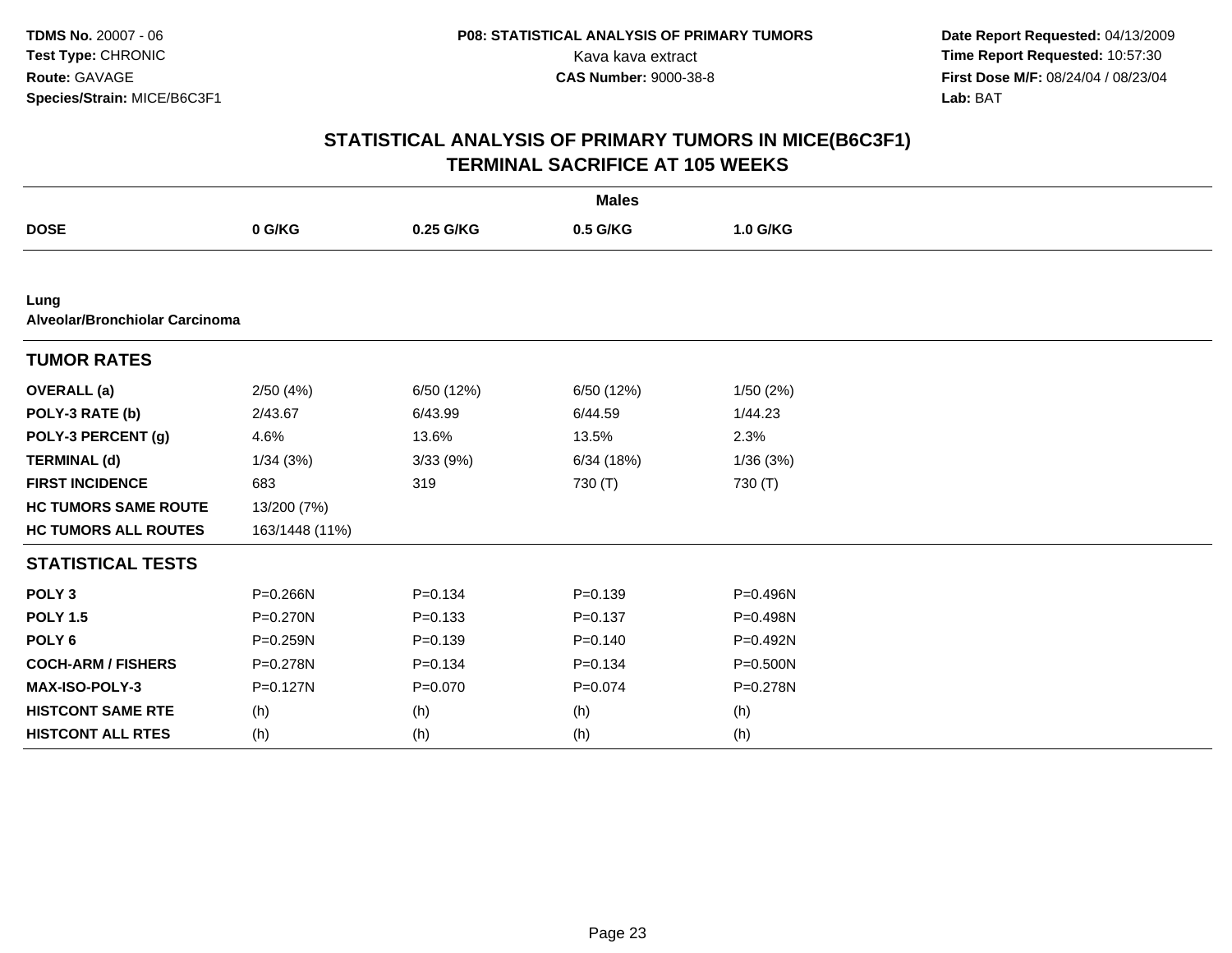**TDMS No.** 20007 - 06
**Test Type:** CHRONIC
**Route:** GAVAGE
**Species/Strain:** MICE/B6C3F1

**P08: STATISTICAL ANALYSIS OF PRIMARY TUMORS**
Kava kava extract
**CAS Number:** 9000-38-8

**Date Report Requested:** 04/13/2009
**Time Report Requested:** 10:57:30
**First Dose M/F:** 08/24/04 / 08/23/04
**Lab:** BAT

## STATISTICAL ANALYSIS OF PRIMARY TUMORS IN MICE(B6C3F1)
## TERMINAL SACRIFICE AT 105 WEEKS

| | Males | | | |
|---|---|---|---|---|
| **DOSE** | **0 G/KG** | **0.25 G/KG** | **0.5 G/KG** | **1.0 G/KG** |
| **Lung** | | | | |
| **Alveolar/Bronchiolar Carcinoma** | | | | |
| **TUMOR RATES** | | | | |
| **OVERALL (a)** | 2/50 (4%) | 6/50 (12%) | 6/50 (12%) | 1/50 (2%) |
| **POLY-3 RATE (b)** | 2/43.67 | 6/43.99 | 6/44.59 | 1/44.23 |
| **POLY-3 PERCENT (g)** | 4.6% | 13.6% | 13.5% | 2.3% |
| **TERMINAL (d)** | 1/34 (3%) | 3/33 (9%) | 6/34 (18%) | 1/36 (3%) |
| **FIRST INCIDENCE** | 683 | 319 | 730 (T) | 730 (T) |
| **HC TUMORS SAME ROUTE** | 13/200 (7%) | | | |
| **HC TUMORS ALL ROUTES** | 163/1448 (11%) | | | |
| **STATISTICAL TESTS** | | | | |
| **POLY 3** | P=0.266N | P=0.134 | P=0.139 | P=0.496N |
| **POLY 1.5** | P=0.270N | P=0.133 | P=0.137 | P=0.498N |
| **POLY 6** | P=0.259N | P=0.139 | P=0.140 | P=0.492N |
| **COCH-ARM / FISHERS** | P=0.278N | P=0.134 | P=0.134 | P=0.500N |
| **MAX-ISO-POLY-3** | P=0.127N | P=0.070 | P=0.074 | P=0.278N |
| **HISTCONT SAME RTE** | (h) | (h) | (h) | (h) |
| **HISTCONT ALL RTES** | (h) | (h) | (h) | (h) |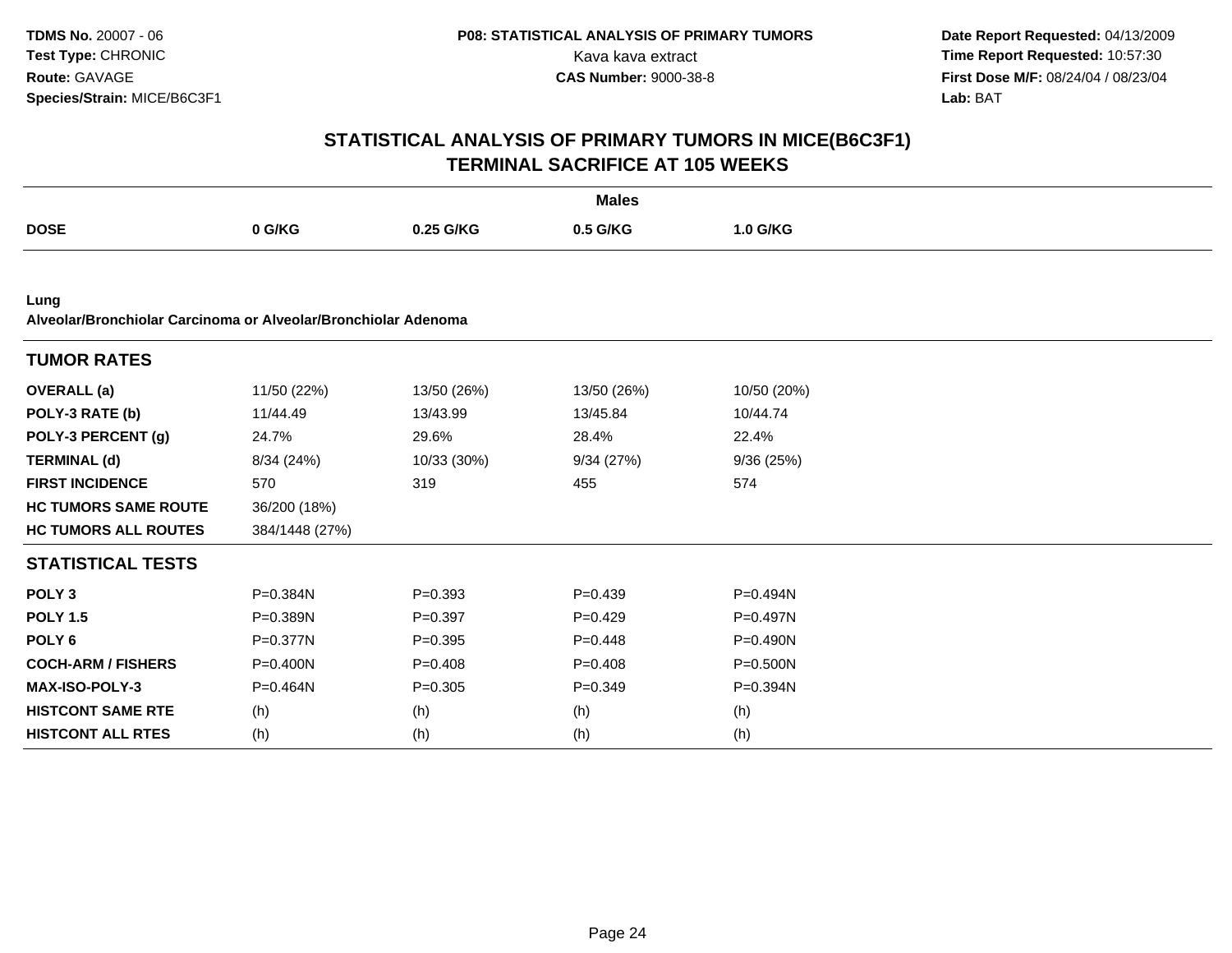**TDMS No.** 20007 - 06
**Test Type:** CHRONIC
**Route:** GAVAGE
**Species/Strain:** MICE/B6C3F1

**P08: STATISTICAL ANALYSIS OF PRIMARY TUMORS**
Kava kava extract
**CAS Number:** 9000-38-8

**Date Report Requested:** 04/13/2009
**Time Report Requested:** 10:57:30
**First Dose M/F:** 08/24/04 / 08/23/04
**Lab:** BAT

# STATISTICAL ANALYSIS OF PRIMARY TUMORS IN MICE(B6C3F1)
## TERMINAL SACRIFICE AT 105 WEEKS

**Males**

| DOSE | 0 G/KG | 0.25 G/KG | 0.5 G/KG | 1.0 G/KG |
|---|---|---|---|---|
| **Lung** | | | | |
| **Alveolar/Bronchiolar Carcinoma or Alveolar/Bronchiolar Adenoma** | | | | |
| **TUMOR RATES** | | | | |
| **OVERALL (a)** | 11/50 (22%) | 13/50 (26%) | 13/50 (26%) | 10/50 (20%) |
| **POLY-3 RATE (b)** | 11/44.49 | 13/43.99 | 13/45.84 | 10/44.74 |
| **POLY-3 PERCENT (g)** | 24.7% | 29.6% | 28.4% | 22.4% |
| **TERMINAL (d)** | 8/34 (24%) | 10/33 (30%) | 9/34 (27%) | 9/36 (25%) |
| **FIRST INCIDENCE** | 570 | 319 | 455 | 574 |
| **HC TUMORS SAME ROUTE** | 36/200 (18%) | | | |
| **HC TUMORS ALL ROUTES** | 384/1448 (27%) | | | |
| **STATISTICAL TESTS** | | | | |
| **POLY 3** | P=0.384N | P=0.393 | P=0.439 | P=0.494N |
| **POLY 1.5** | P=0.389N | P=0.397 | P=0.429 | P=0.497N |
| **POLY 6** | P=0.377N | P=0.395 | P=0.448 | P=0.490N |
| **COCH-ARM / FISHERS** | P=0.400N | P=0.408 | P=0.408 | P=0.500N |
| **MAX-ISO-POLY-3** | P=0.464N | P=0.305 | P=0.349 | P=0.394N |
| **HISTCONT SAME RTE** | (h) | (h) | (h) | (h) |
| **HISTCONT ALL RTES** | (h) | (h) | (h) | (h) |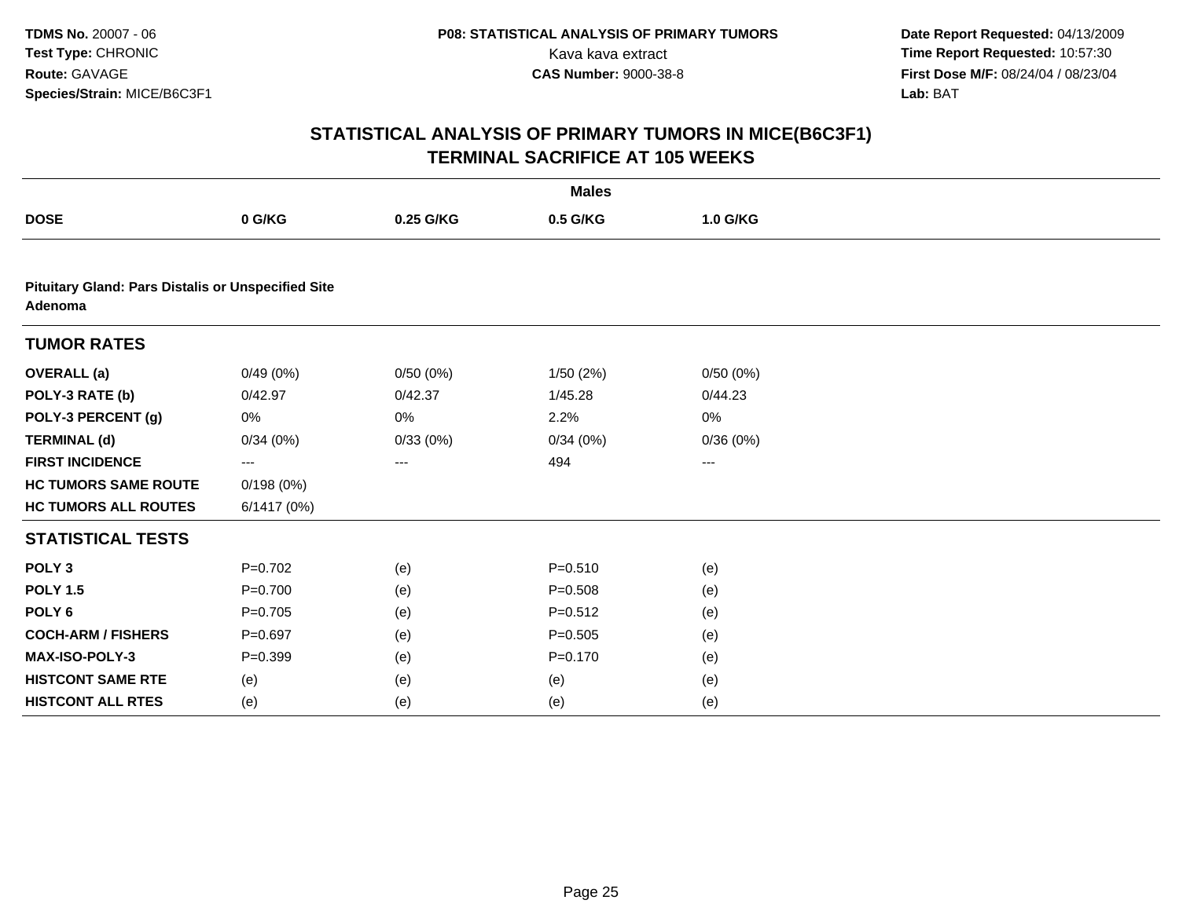**TDMS No.** 20007 - 06
**Test Type:** CHRONIC
**Route:** GAVAGE
**Species/Strain:** MICE/B6C3F1

**P08: STATISTICAL ANALYSIS OF PRIMARY TUMORS**
Kava kava extract
**CAS Number:** 9000-38-8

**Date Report Requested:** 04/13/2009
**Time Report Requested:** 10:57:30
**First Dose M/F:** 08/24/04 / 08/23/04
**Lab:** BAT

## STATISTICAL ANALYSIS OF PRIMARY TUMORS IN MICE(B6C3F1)
## TERMINAL SACRIFICE AT 105 WEEKS

| | **Males** | | | |
|---|---|---|---|---|
| **DOSE** | **0 G/KG** | **0.25 G/KG** | **0.5 G/KG** | **1.0 G/KG** |
| **Pituitary Gland: Pars Distalis or Unspecified Site Adenoma** | | | | |
| **TUMOR RATES** | | | | |
| **OVERALL (a)** | 0/49 (0%) | 0/50 (0%) | 1/50 (2%) | 0/50 (0%) |
| **POLY-3 RATE (b)** | 0/42.97 | 0/42.37 | 1/45.28 | 0/44.23 |
| **POLY-3 PERCENT (g)** | 0% | 0% | 2.2% | 0% |
| **TERMINAL (d)** | 0/34 (0%) | 0/33 (0%) | 0/34 (0%) | 0/36 (0%) |
| **FIRST INCIDENCE** | --- | --- | 494 | --- |
| **HC TUMORS SAME ROUTE** | 0/198 (0%) | | | |
| **HC TUMORS ALL ROUTES** | 6/1417 (0%) | | | |
| **STATISTICAL TESTS** | | | | |
| **POLY 3** | P=0.702 | (e) | P=0.510 | (e) |
| **POLY 1.5** | P=0.700 | (e) | P=0.508 | (e) |
| **POLY 6** | P=0.705 | (e) | P=0.512 | (e) |
| **COCH-ARM / FISHERS** | P=0.697 | (e) | P=0.505 | (e) |
| **MAX-ISO-POLY-3** | P=0.399 | (e) | P=0.170 | (e) |
| **HISTCONT SAME RTE** | (e) | (e) | (e) | (e) |
| **HISTCONT ALL RTES** | (e) | (e) | (e) | (e) |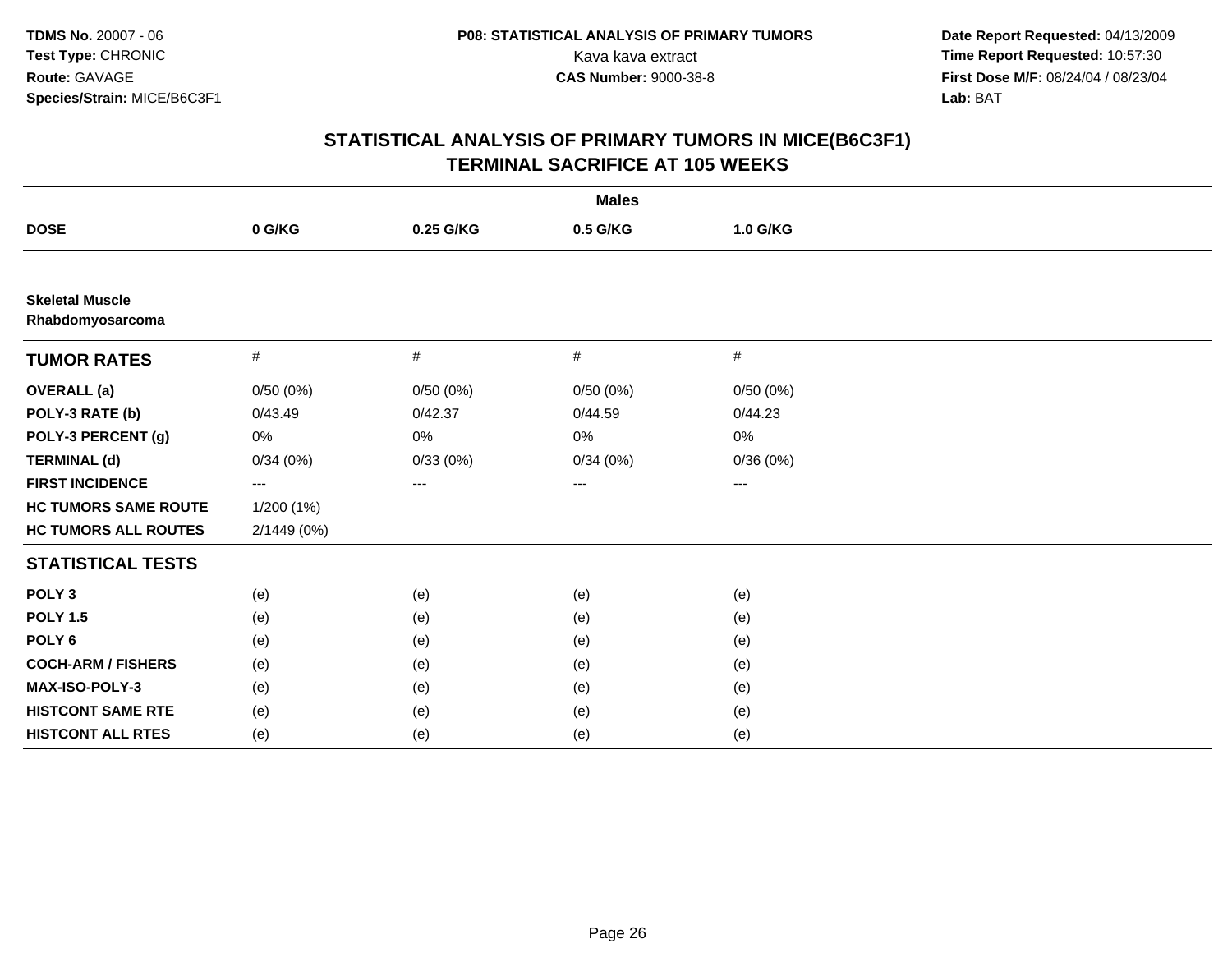**TDMS No.** 20007 - 06
**Test Type:** CHRONIC
**Route:** GAVAGE
**Species/Strain:** MICE/B6C3F1

**P08: STATISTICAL ANALYSIS OF PRIMARY TUMORS**
Kava kava extract
**CAS Number:** 9000-38-8

**Date Report Requested:** 04/13/2009
**Time Report Requested:** 10:57:30
**First Dose M/F:** 08/24/04 / 08/23/04
**Lab:** BAT

# STATISTICAL ANALYSIS OF PRIMARY TUMORS IN MICE(B6C3F1) TERMINAL SACRIFICE AT 105 WEEKS

| | Males | | | |
|---|---|---|---|---|
| **DOSE** | **0 G/KG** | **0.25 G/KG** | **0.5 G/KG** | **1.0 G/KG** |
| **Skeletal Muscle** | | | | |
| **Rhabdomyosarcoma** | | | | |
| **TUMOR RATES** | # | # | # | # |
| **OVERALL (a)** | 0/50 (0%) | 0/50 (0%) | 0/50 (0%) | 0/50 (0%) |
| **POLY-3 RATE (b)** | 0/43.49 | 0/42.37 | 0/44.59 | 0/44.23 |
| **POLY-3 PERCENT (g)** | 0% | 0% | 0% | 0% |
| **TERMINAL (d)** | 0/34 (0%) | 0/33 (0%) | 0/34 (0%) | 0/36 (0%) |
| **FIRST INCIDENCE** | --- | --- | --- | --- |
| **HC TUMORS SAME ROUTE** | 1/200 (1%) | | | |
| **HC TUMORS ALL ROUTES** | 2/1449 (0%) | | | |
| **STATISTICAL TESTS** | | | | |
| **POLY 3** | (e) | (e) | (e) | (e) |
| **POLY 1.5** | (e) | (e) | (e) | (e) |
| **POLY 6** | (e) | (e) | (e) | (e) |
| **COCH-ARM / FISHERS** | (e) | (e) | (e) | (e) |
| **MAX-ISO-POLY-3** | (e) | (e) | (e) | (e) |
| **HISTCONT SAME RTE** | (e) | (e) | (e) | (e) |
| **HISTCONT ALL RTES** | (e) | (e) | (e) | (e) |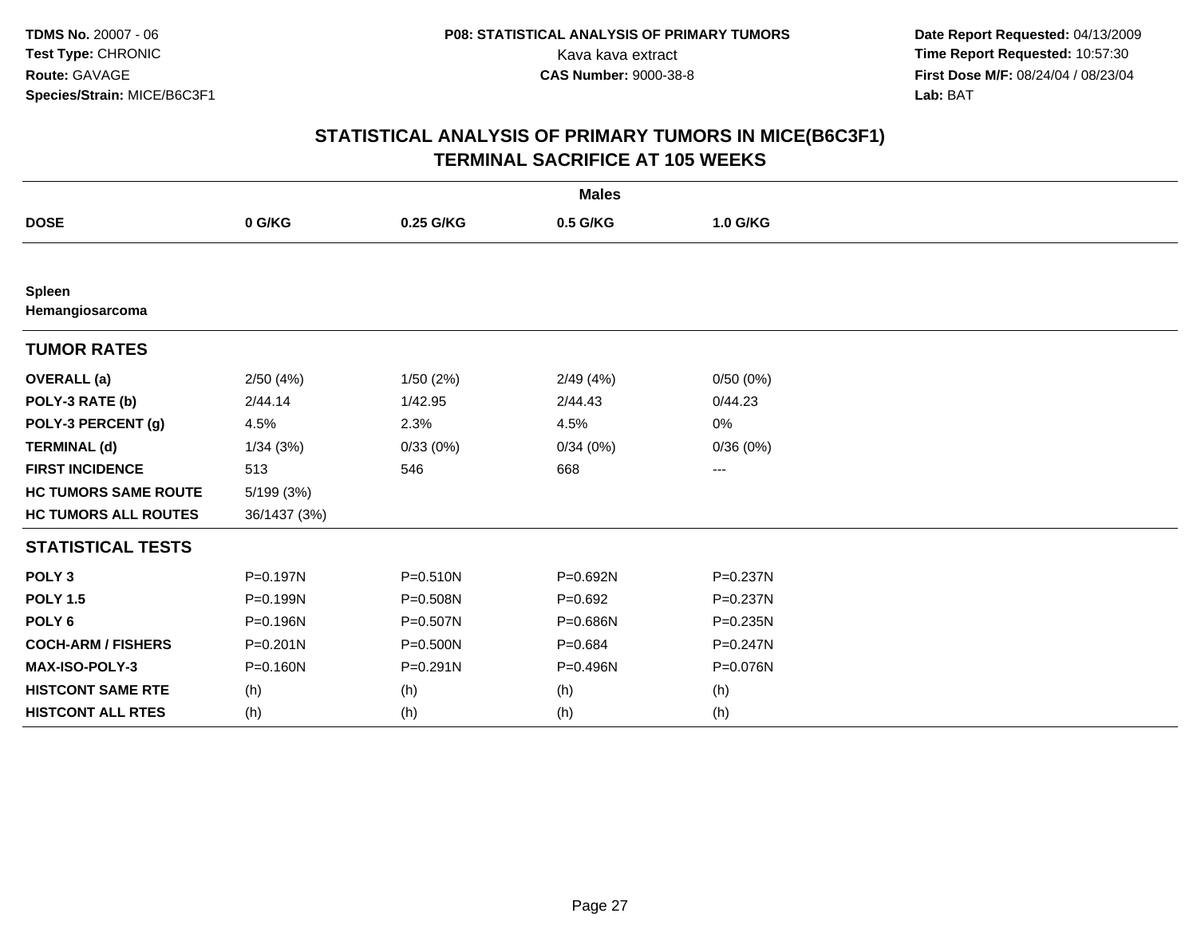**TDMS No.** 20007 - 06
**Test Type:** CHRONIC
**Route:** GAVAGE
**Species/Strain:** MICE/B6C3F1

**P08: STATISTICAL ANALYSIS OF PRIMARY TUMORS**
Kava kava extract
**CAS Number:** 9000-38-8

**Date Report Requested:** 04/13/2009
**Time Report Requested:** 10:57:30
**First Dose M/F:** 08/24/04 / 08/23/04
**Lab:** BAT

## STATISTICAL ANALYSIS OF PRIMARY TUMORS IN MICE(B6C3F1) TERMINAL SACRIFICE AT 105 WEEKS

| | Males | | | |
|---|---|---|---|---|
| **DOSE** | **0 G/KG** | **0.25 G/KG** | **0.5 G/KG** | **1.0 G/KG** |
| **Spleen** | | | | |
| **Hemangiosarcoma** | | | | |
| **TUMOR RATES** | | | | |
| **OVERALL (a)** | 2/50 (4%) | 1/50 (2%) | 2/49 (4%) | 0/50 (0%) |
| **POLY-3 RATE (b)** | 2/44.14 | 1/42.95 | 2/44.43 | 0/44.23 |
| **POLY-3 PERCENT (g)** | 4.5% | 2.3% | 4.5% | 0% |
| **TERMINAL (d)** | 1/34 (3%) | 0/33 (0%) | 0/34 (0%) | 0/36 (0%) |
| **FIRST INCIDENCE** | 513 | 546 | 668 | --- |
| **HC TUMORS SAME ROUTE** | 5/199 (3%) | | | |
| **HC TUMORS ALL ROUTES** | 36/1437 (3%) | | | |
| **STATISTICAL TESTS** | | | | |
| **POLY 3** | P=0.197N | P=0.510N | P=0.692N | P=0.237N |
| **POLY 1.5** | P=0.199N | P=0.508N | P=0.692 | P=0.237N |
| **POLY 6** | P=0.196N | P=0.507N | P=0.686N | P=0.235N |
| **COCH-ARM / FISHERS** | P=0.201N | P=0.500N | P=0.684 | P=0.247N |
| **MAX-ISO-POLY-3** | P=0.160N | P=0.291N | P=0.496N | P=0.076N |
| **HISTCONT SAME RTE** | (h) | (h) | (h) | (h) |
| **HISTCONT ALL RTES** | (h) | (h) | (h) | (h) |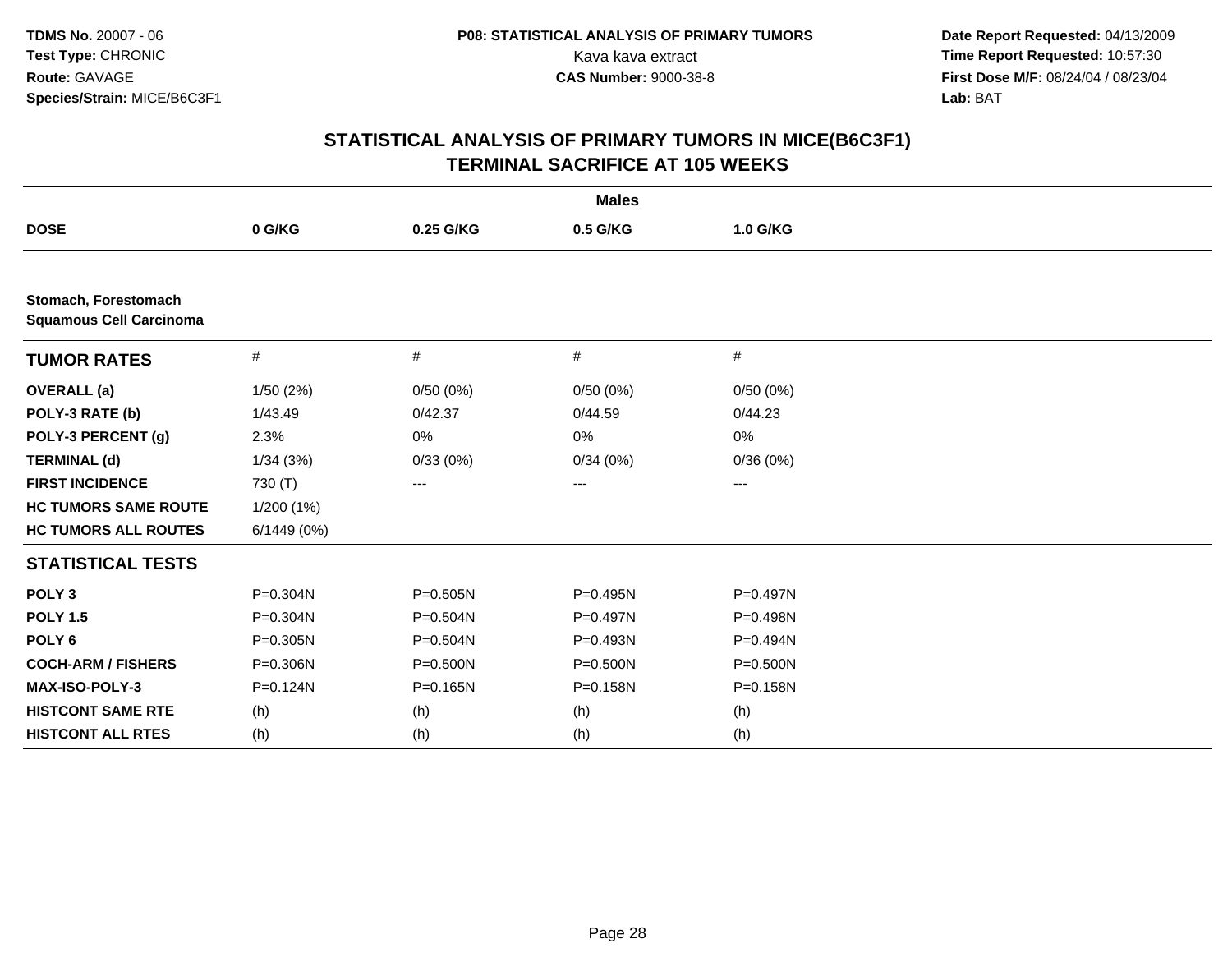**TDMS No.** 20007 - 06
**Test Type:** CHRONIC
**Route:** GAVAGE
**Species/Strain:** MICE/B6C3F1

**P08: STATISTICAL ANALYSIS OF PRIMARY TUMORS**
Kava kava extract
**CAS Number:** 9000-38-8

**Date Report Requested:** 04/13/2009
**Time Report Requested:** 10:57:30
**First Dose M/F:** 08/24/04 / 08/23/04
**Lab:** BAT

## STATISTICAL ANALYSIS OF PRIMARY TUMORS IN MICE(B6C3F1)
## TERMINAL SACRIFICE AT 105 WEEKS

**Males**

| DOSE | 0 G/KG | 0.25 G/KG | 0.5 G/KG | 1.0 G/KG |
|---|---|---|---|---|
| **Stomach, Forestomach** | | | | |
| **Squamous Cell Carcinoma** | | | | |
| **TUMOR RATES** | # | # | # | # |
| **OVERALL (a)** | 1/50 (2%) | 0/50 (0%) | 0/50 (0%) | 0/50 (0%) |
| **POLY-3 RATE (b)** | 1/43.49 | 0/42.37 | 0/44.59 | 0/44.23 |
| **POLY-3 PERCENT (g)** | 2.3% | 0% | 0% | 0% |
| **TERMINAL (d)** | 1/34 (3%) | 0/33 (0%) | 0/34 (0%) | 0/36 (0%) |
| **FIRST INCIDENCE** | 730 (T) | --- | --- | --- |
| **HC TUMORS SAME ROUTE** | 1/200 (1%) | | | |
| **HC TUMORS ALL ROUTES** | 6/1449 (0%) | | | |
| **STATISTICAL TESTS** | | | | |
| **POLY 3** | P=0.304N | P=0.505N | P=0.495N | P=0.497N |
| **POLY 1.5** | P=0.304N | P=0.504N | P=0.497N | P=0.498N |
| **POLY 6** | P=0.305N | P=0.504N | P=0.493N | P=0.494N |
| **COCH-ARM / FISHERS** | P=0.306N | P=0.500N | P=0.500N | P=0.500N |
| **MAX-ISO-POLY-3** | P=0.124N | P=0.165N | P=0.158N | P=0.158N |
| **HISTCONT SAME RTE** | (h) | (h) | (h) | (h) |
| **HISTCONT ALL RTES** | (h) | (h) | (h) | (h) |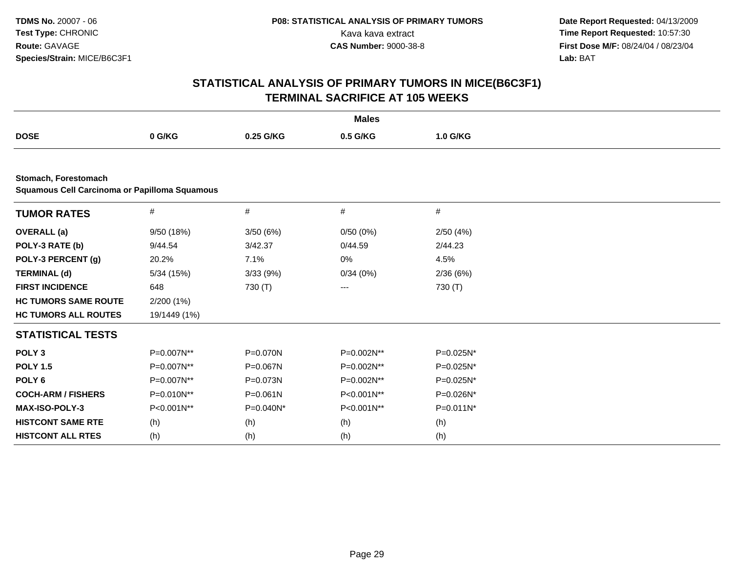**TDMS No.** 20007 - 06
**Test Type:** CHRONIC
**Route:** GAVAGE
**Species/Strain:** MICE/B6C3F1

**P08: STATISTICAL ANALYSIS OF PRIMARY TUMORS**
Kava kava extract
**CAS Number:** 9000-38-8

**Date Report Requested:** 04/13/2009
**Time Report Requested:** 10:57:30
**First Dose M/F:** 08/24/04 / 08/23/04
**Lab:** BAT

# STATISTICAL ANALYSIS OF PRIMARY TUMORS IN MICE(B6C3F1)
# TERMINAL SACRIFICE AT 105 WEEKS

**Males**

| DOSE | 0 G/KG | 0.25 G/KG | 0.5 G/KG | 1.0 G/KG |
|---|---|---|---|---|

**Stomach, Forestomach**
**Squamous Cell Carcinoma or Papilloma Squamous**

| TUMOR RATES | # | # | # | # |
|---|---|---|---|---|
| **OVERALL (a)** | 9/50 (18%) | 3/50 (6%) | 0/50 (0%) | 2/50 (4%) |
| **POLY-3 RATE (b)** | 9/44.54 | 3/42.37 | 0/44.59 | 2/44.23 |
| **POLY-3 PERCENT (g)** | 20.2% | 7.1% | 0% | 4.5% |
| **TERMINAL (d)** | 5/34 (15%) | 3/33 (9%) | 0/34 (0%) | 2/36 (6%) |
| **FIRST INCIDENCE** | 648 | 730 (T) | --- | 730 (T) |
| **HC TUMORS SAME ROUTE** | 2/200 (1%) | | | |
| **HC TUMORS ALL ROUTES** | 19/1449 (1%) | | | |
| **STATISTICAL TESTS** | | | | |
| **POLY 3** | P=0.007N** | P=0.070N | P=0.002N** | P=0.025N* |
| **POLY 1.5** | P=0.007N** | P=0.067N | P=0.002N** | P=0.025N* |
| **POLY 6** | P=0.007N** | P=0.073N | P=0.002N** | P=0.025N* |
| **COCH-ARM / FISHERS** | P=0.010N** | P=0.061N | P<0.001N** | P=0.026N* |
| **MAX-ISO-POLY-3** | P<0.001N** | P=0.040N* | P<0.001N** | P=0.011N* |
| **HISTCONT SAME RTE** | (h) | (h) | (h) | (h) |
| **HISTCONT ALL RTES** | (h) | (h) | (h) | (h) |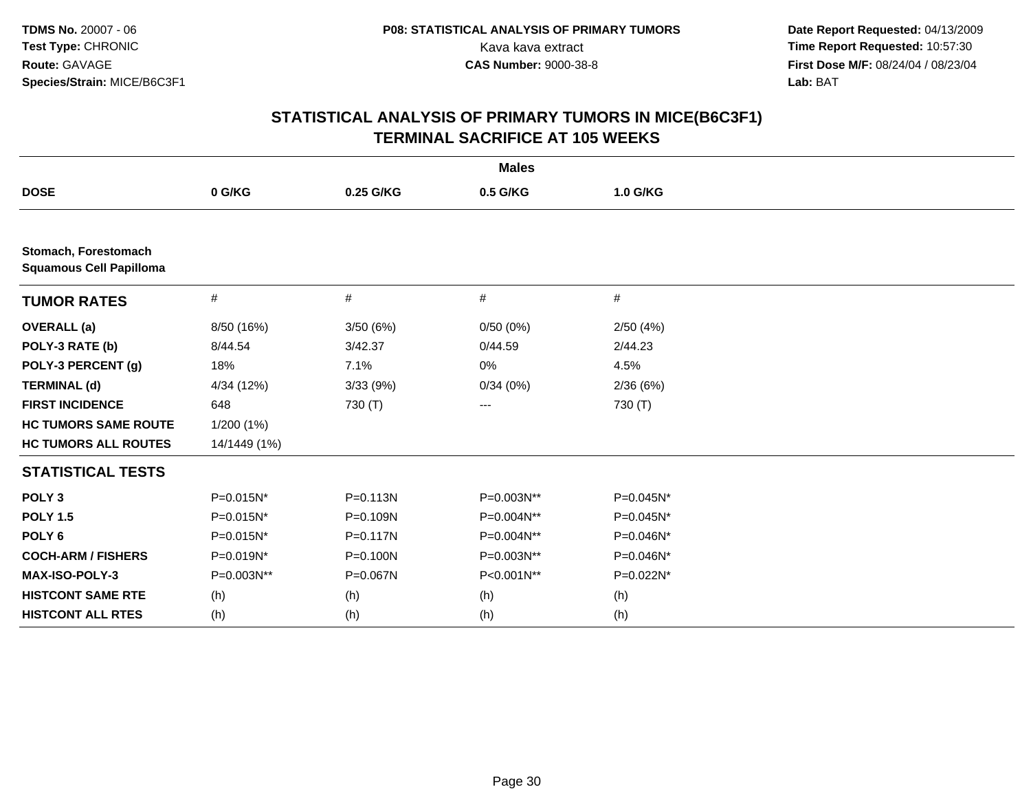**TDMS No.** 20007 - 06
**Test Type:** CHRONIC
**Route:** GAVAGE
**Species/Strain:** MICE/B6C3F1

**P08: STATISTICAL ANALYSIS OF PRIMARY TUMORS**
Kava kava extract
**CAS Number:** 9000-38-8

**Date Report Requested:** 04/13/2009
**Time Report Requested:** 10:57:30
**First Dose M/F:** 08/24/04 / 08/23/04
**Lab:** BAT

## STATISTICAL ANALYSIS OF PRIMARY TUMORS IN MICE(B6C3F1)
## TERMINAL SACRIFICE AT 105 WEEKS

| | **Males** | | | |
|---|---|---|---|---|
| **DOSE** | **0 G/KG** | **0.25 G/KG** | **0.5 G/KG** | **1.0 G/KG** |
| **Stomach, Forestomach** | | | | |
| **Squamous Cell Papilloma** | | | | |
| **TUMOR RATES** | # | # | # | # |
| **OVERALL (a)** | 8/50 (16%) | 3/50 (6%) | 0/50 (0%) | 2/50 (4%) |
| **POLY-3 RATE (b)** | 8/44.54 | 3/42.37 | 0/44.59 | 2/44.23 |
| **POLY-3 PERCENT (g)** | 18% | 7.1% | 0% | 4.5% |
| **TERMINAL (d)** | 4/34 (12%) | 3/33 (9%) | 0/34 (0%) | 2/36 (6%) |
| **FIRST INCIDENCE** | 648 | 730 (T) | --- | 730 (T) |
| **HC TUMORS SAME ROUTE** | 1/200 (1%) | | | |
| **HC TUMORS ALL ROUTES** | 14/1449 (1%) | | | |
| **STATISTICAL TESTS** | | | | |
| **POLY 3** | P=0.015N* | P=0.113N | P=0.003N** | P=0.045N* |
| **POLY 1.5** | P=0.015N* | P=0.109N | P=0.004N** | P=0.045N* |
| **POLY 6** | P=0.015N* | P=0.117N | P=0.004N** | P=0.046N* |
| **COCH-ARM / FISHERS** | P=0.019N* | P=0.100N | P=0.003N** | P=0.046N* |
| **MAX-ISO-POLY-3** | P=0.003N** | P=0.067N | P<0.001N** | P=0.022N* |
| **HISTCONT SAME RTE** | (h) | (h) | (h) | (h) |
| **HISTCONT ALL RTES** | (h) | (h) | (h) | (h) |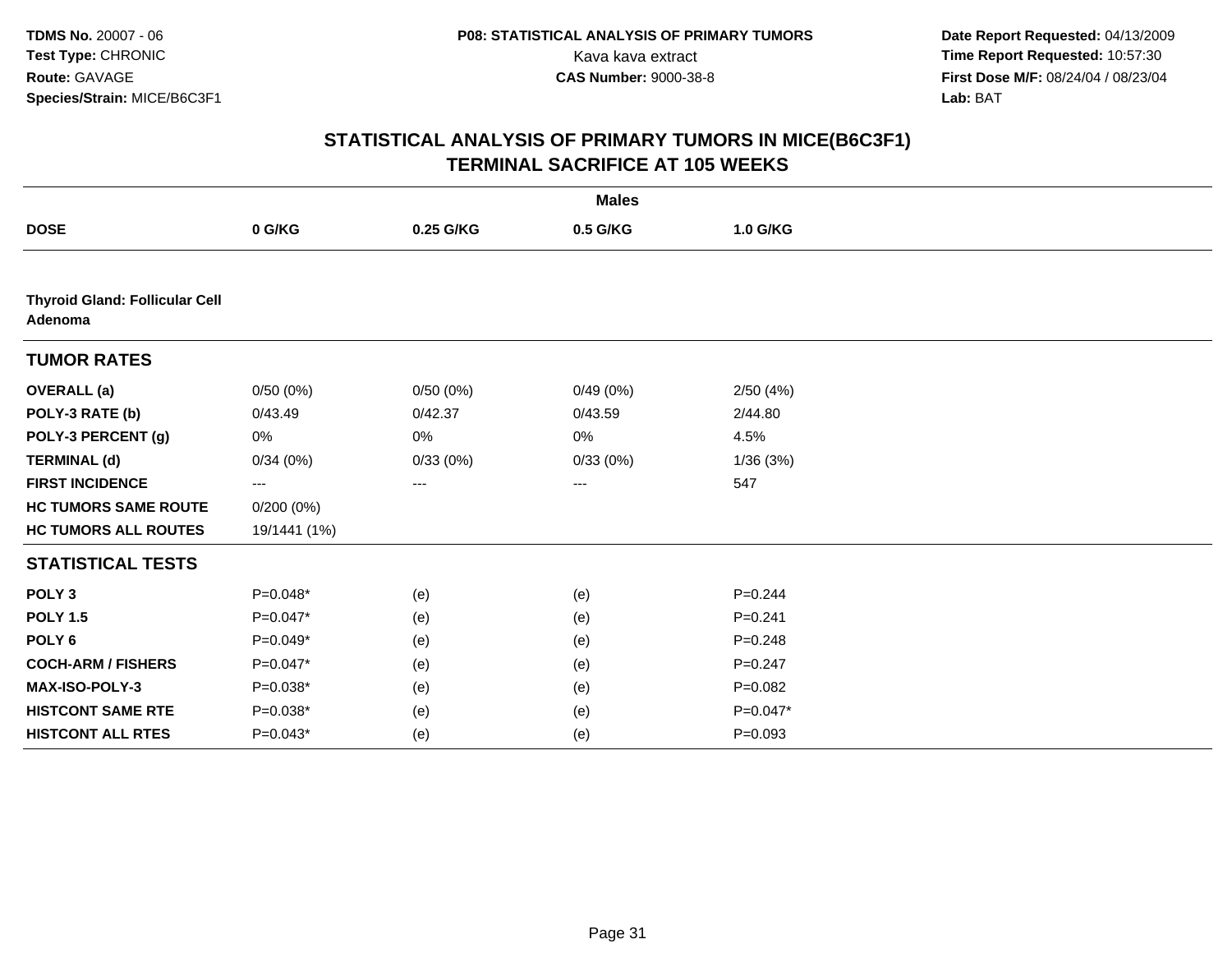TDMS No. 20007 - 06
Test Type: CHRONIC
Route: GAVAGE
Species/Strain: MICE/B6C3F1

P08: STATISTICAL ANALYSIS OF PRIMARY TUMORS
Kava kava extract
CAS Number: 9000-38-8

Date Report Requested: 04/13/2009
Time Report Requested: 10:57:30
First Dose M/F: 08/24/04 / 08/23/04
Lab: BAT

# STATISTICAL ANALYSIS OF PRIMARY TUMORS IN MICE(B6C3F1)
## TERMINAL SACRIFICE AT 105 WEEKS

| | Males | | | |
|---|---|---|---|---|
| **DOSE** | **0 G/KG** | **0.25 G/KG** | **0.5 G/KG** | **1.0 G/KG** |
| **Thyroid Gland: Follicular Cell Adenoma** | | | | |
| **TUMOR RATES** | | | | |
| **OVERALL (a)** | 0/50 (0%) | 0/50 (0%) | 0/49 (0%) | 2/50 (4%) |
| **POLY-3 RATE (b)** | 0/43.49 | 0/42.37 | 0/43.59 | 2/44.80 |
| **POLY-3 PERCENT (g)** | 0% | 0% | 0% | 4.5% |
| **TERMINAL (d)** | 0/34 (0%) | 0/33 (0%) | 0/33 (0%) | 1/36 (3%) |
| **FIRST INCIDENCE** | --- | --- | --- | 547 |
| **HC TUMORS SAME ROUTE** | 0/200 (0%) | | | |
| **HC TUMORS ALL ROUTES** | 19/1441 (1%) | | | |
| **STATISTICAL TESTS** | | | | |
| **POLY 3** | P=0.048* | (e) | (e) | P=0.244 |
| **POLY 1.5** | P=0.047* | (e) | (e) | P=0.241 |
| **POLY 6** | P=0.049* | (e) | (e) | P=0.248 |
| **COCH-ARM / FISHERS** | P=0.047* | (e) | (e) | P=0.247 |
| **MAX-ISO-POLY-3** | P=0.038* | (e) | (e) | P=0.082 |
| **HISTCONT SAME RTE** | P=0.038* | (e) | (e) | P=0.047* |
| **HISTCONT ALL RTES** | P=0.043* | (e) | (e) | P=0.093 |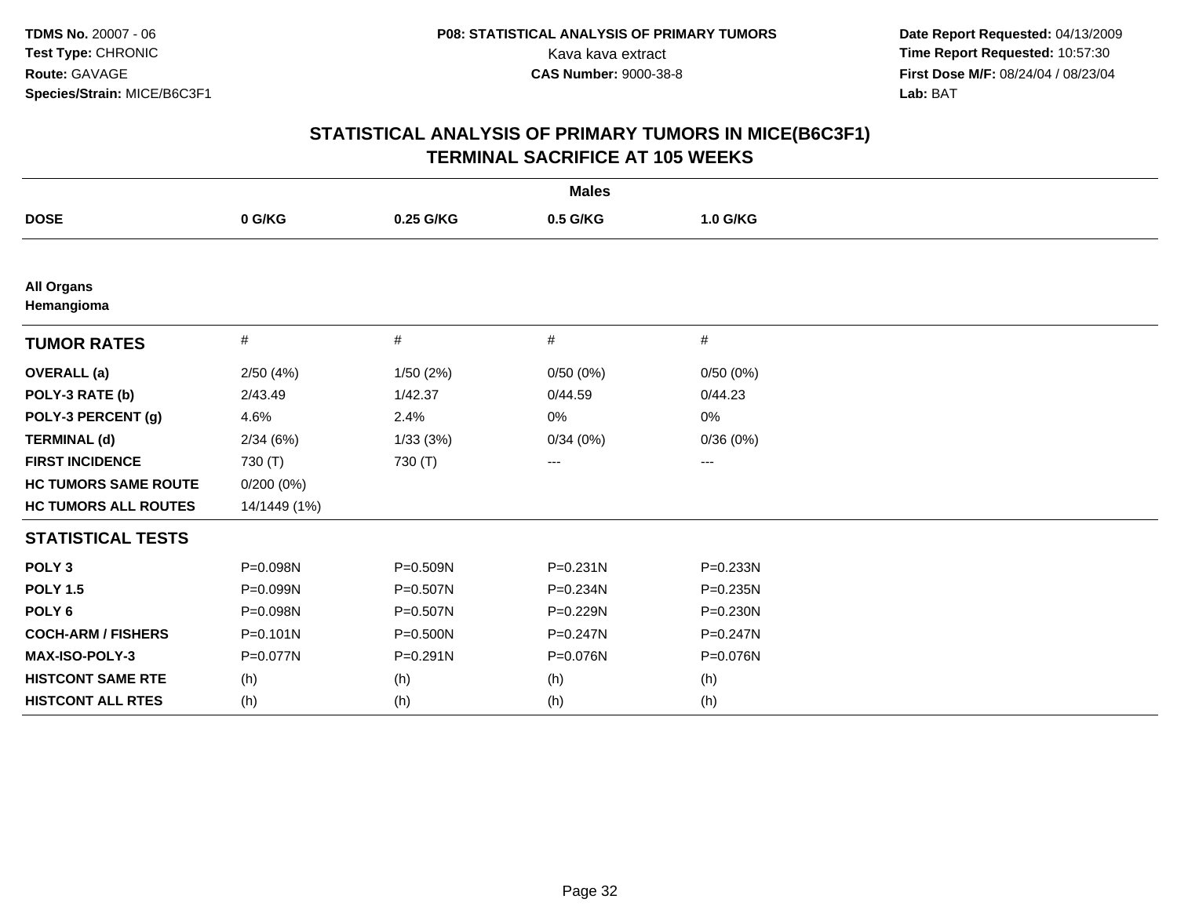**TDMS No.** 20007 - 06
**Test Type:** CHRONIC
**Route:** GAVAGE
**Species/Strain:** MICE/B6C3F1

**P08: STATISTICAL ANALYSIS OF PRIMARY TUMORS**
Kava kava extract
**CAS Number:** 9000-38-8

**Date Report Requested:** 04/13/2009
**Time Report Requested:** 10:57:30
**First Dose M/F:** 08/24/04 / 08/23/04
**Lab:** BAT

## STATISTICAL ANALYSIS OF PRIMARY TUMORS IN MICE(B6C3F1)
## TERMINAL SACRIFICE AT 105 WEEKS

| | **Males** | | | |
|---|---|---|---|---|
| **DOSE** | **0 G/KG** | **0.25 G/KG** | **0.5 G/KG** | **1.0 G/KG** |
| **All Organs** | | | | |
| **Hemangioma** | | | | |
| **TUMOR RATES** | # | # | # | # |
| **OVERALL (a)** | 2/50 (4%) | 1/50 (2%) | 0/50 (0%) | 0/50 (0%) |
| **POLY-3 RATE (b)** | 2/43.49 | 1/42.37 | 0/44.59 | 0/44.23 |
| **POLY-3 PERCENT (g)** | 4.6% | 2.4% | 0% | 0% |
| **TERMINAL (d)** | 2/34 (6%) | 1/33 (3%) | 0/34 (0%) | 0/36 (0%) |
| **FIRST INCIDENCE** | 730 (T) | 730 (T) | --- | --- |
| **HC TUMORS SAME ROUTE** | 0/200 (0%) | | | |
| **HC TUMORS ALL ROUTES** | 14/1449 (1%) | | | |
| **STATISTICAL TESTS** | | | | |
| **POLY 3** | P=0.098N | P=0.509N | P=0.231N | P=0.233N |
| **POLY 1.5** | P=0.099N | P=0.507N | P=0.234N | P=0.235N |
| **POLY 6** | P=0.098N | P=0.507N | P=0.229N | P=0.230N |
| **COCH-ARM / FISHERS** | P=0.101N | P=0.500N | P=0.247N | P=0.247N |
| **MAX-ISO-POLY-3** | P=0.077N | P=0.291N | P=0.076N | P=0.076N |
| **HISTCONT SAME RTE** | (h) | (h) | (h) | (h) |
| **HISTCONT ALL RTES** | (h) | (h) | (h) | (h) |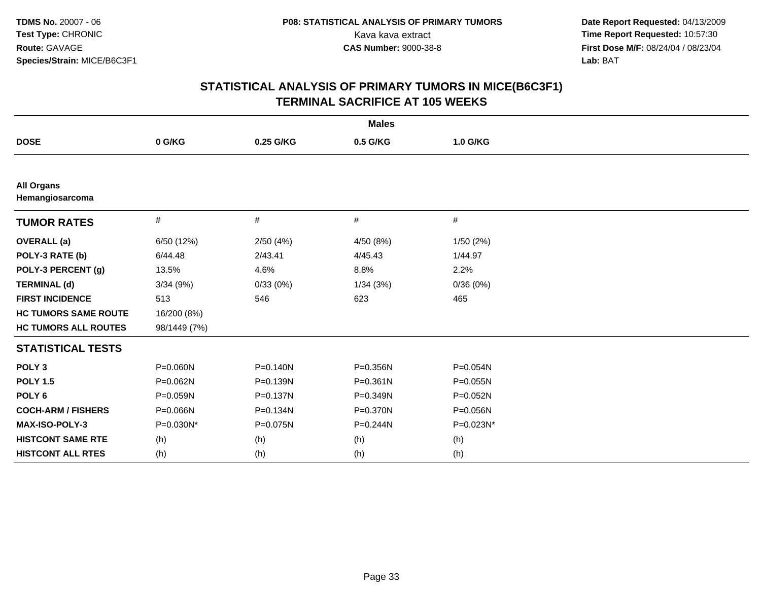**TDMS No.** 20007 - 06
**Test Type:** CHRONIC
**Route:** GAVAGE
**Species/Strain:** MICE/B6C3F1

**P08: STATISTICAL ANALYSIS OF PRIMARY TUMORS**
Kava kava extract
**CAS Number:** 9000-38-8

**Date Report Requested:** 04/13/2009
**Time Report Requested:** 10:57:30
**First Dose M/F:** 08/24/04 / 08/23/04
**Lab:** BAT

# STATISTICAL ANALYSIS OF PRIMARY TUMORS IN MICE(B6C3F1)
## TERMINAL SACRIFICE AT 105 WEEKS

**Males**

| **DOSE** | **0 G/KG** | **0.25 G/KG** | **0.5 G/KG** | **1.0 G/KG** |
|---|---|---|---|---|
| **All Organs** | | | | |
| **Hemangiosarcoma** | | | | |
| **TUMOR RATES** | # | # | # | # |
| **OVERALL (a)** | 6/50 (12%) | 2/50 (4%) | 4/50 (8%) | 1/50 (2%) |
| **POLY-3 RATE (b)** | 6/44.48 | 2/43.41 | 4/45.43 | 1/44.97 |
| **POLY-3 PERCENT (g)** | 13.5% | 4.6% | 8.8% | 2.2% |
| **TERMINAL (d)** | 3/34 (9%) | 0/33 (0%) | 1/34 (3%) | 0/36 (0%) |
| **FIRST INCIDENCE** | 513 | 546 | 623 | 465 |
| **HC TUMORS SAME ROUTE** | 16/200 (8%) | | | |
| **HC TUMORS ALL ROUTES** | 98/1449 (7%) | | | |
| **STATISTICAL TESTS** | | | | |
| **POLY 3** | P=0.060N | P=0.140N | P=0.356N | P=0.054N |
| **POLY 1.5** | P=0.062N | P=0.139N | P=0.361N | P=0.055N |
| **POLY 6** | P=0.059N | P=0.137N | P=0.349N | P=0.052N |
| **COCH-ARM / FISHERS** | P=0.066N | P=0.134N | P=0.370N | P=0.056N |
| **MAX-ISO-POLY-3** | P=0.030N* | P=0.075N | P=0.244N | P=0.023N* |
| **HISTCONT SAME RTE** | (h) | (h) | (h) | (h) |
| **HISTCONT ALL RTES** | (h) | (h) | (h) | (h) |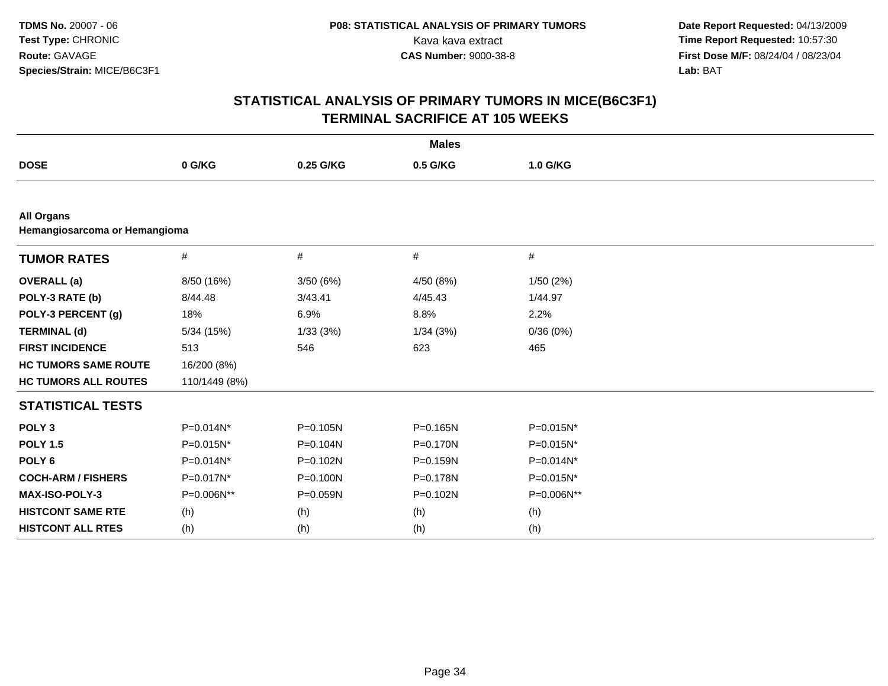**TDMS No.** 20007 - 06
**Test Type:** CHRONIC
**Route:** GAVAGE
**Species/Strain:** MICE/B6C3F1

**P08: STATISTICAL ANALYSIS OF PRIMARY TUMORS**
Kava kava extract
**CAS Number:** 9000-38-8

**Date Report Requested:** 04/13/2009
**Time Report Requested:** 10:57:30
**First Dose M/F:** 08/24/04 / 08/23/04
**Lab:** BAT

# STATISTICAL ANALYSIS OF PRIMARY TUMORS IN MICE(B6C3F1)
# TERMINAL SACRIFICE AT 105 WEEKS

**Males**

| DOSE | 0 G/KG | 0.25 G/KG | 0.5 G/KG | 1.0 G/KG |
|---|---|---|---|---|
| **All Organs** | | | | |
| **Hemangiosarcoma or Hemangioma** | | | | |
| **TUMOR RATES** | # | # | # | # |
| **OVERALL (a)** | 8/50 (16%) | 3/50 (6%) | 4/50 (8%) | 1/50 (2%) |
| **POLY-3 RATE (b)** | 8/44.48 | 3/43.41 | 4/45.43 | 1/44.97 |
| **POLY-3 PERCENT (g)** | 18% | 6.9% | 8.8% | 2.2% |
| **TERMINAL (d)** | 5/34 (15%) | 1/33 (3%) | 1/34 (3%) | 0/36 (0%) |
| **FIRST INCIDENCE** | 513 | 546 | 623 | 465 |
| **HC TUMORS SAME ROUTE** | 16/200 (8%) | | | |
| **HC TUMORS ALL ROUTES** | 110/1449 (8%) | | | |
| **STATISTICAL TESTS** | | | | |
| **POLY 3** | P=0.014N* | P=0.105N | P=0.165N | P=0.015N* |
| **POLY 1.5** | P=0.015N* | P=0.104N | P=0.170N | P=0.015N* |
| **POLY 6** | P=0.014N* | P=0.102N | P=0.159N | P=0.014N* |
| **COCH-ARM / FISHERS** | P=0.017N* | P=0.100N | P=0.178N | P=0.015N* |
| **MAX-ISO-POLY-3** | P=0.006N** | P=0.059N | P=0.102N | P=0.006N** |
| **HISTCONT SAME RTE** | (h) | (h) | (h) | (h) |
| **HISTCONT ALL RTES** | (h) | (h) | (h) | (h) |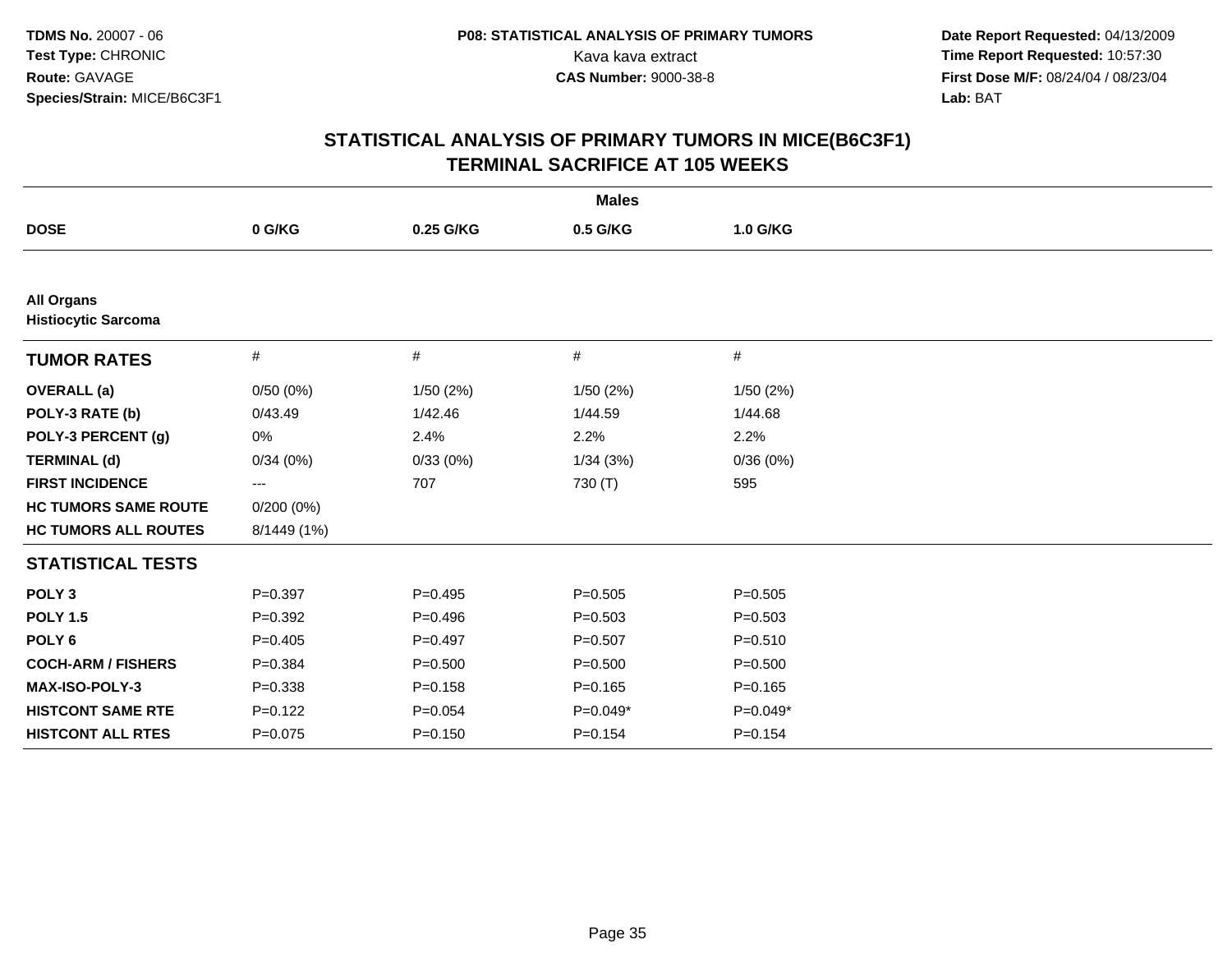**TDMS No.** 20007 - 06
**Test Type:** CHRONIC
**Route:** GAVAGE
**Species/Strain:** MICE/B6C3F1

**P08: STATISTICAL ANALYSIS OF PRIMARY TUMORS**
Kava kava extract
**CAS Number:** 9000-38-8

**Date Report Requested:** 04/13/2009
**Time Report Requested:** 10:57:30
**First Dose M/F:** 08/24/04 / 08/23/04
**Lab:** BAT

## STATISTICAL ANALYSIS OF PRIMARY TUMORS IN MICE(B6C3F1)
## TERMINAL SACRIFICE AT 105 WEEKS

| | Males | | | |
|---|---|---|---|---|
| **DOSE** | **0 G/KG** | **0.25 G/KG** | **0.5 G/KG** | **1.0 G/KG** |
| **All Organs** | | | | |
| **Histiocytic Sarcoma** | | | | |
| **TUMOR RATES** | # | # | # | # |
| **OVERALL (a)** | 0/50 (0%) | 1/50 (2%) | 1/50 (2%) | 1/50 (2%) |
| **POLY-3 RATE (b)** | 0/43.49 | 1/42.46 | 1/44.59 | 1/44.68 |
| **POLY-3 PERCENT (g)** | 0% | 2.4% | 2.2% | 2.2% |
| **TERMINAL (d)** | 0/34 (0%) | 0/33 (0%) | 1/34 (3%) | 0/36 (0%) |
| **FIRST INCIDENCE** | --- | 707 | 730 (T) | 595 |
| **HC TUMORS SAME ROUTE** | 0/200 (0%) | | | |
| **HC TUMORS ALL ROUTES** | 8/1449 (1%) | | | |
| **STATISTICAL TESTS** | | | | |
| **POLY 3** | P=0.397 | P=0.495 | P=0.505 | P=0.505 |
| **POLY 1.5** | P=0.392 | P=0.496 | P=0.503 | P=0.503 |
| **POLY 6** | P=0.405 | P=0.497 | P=0.507 | P=0.510 |
| **COCH-ARM / FISHERS** | P=0.384 | P=0.500 | P=0.500 | P=0.500 |
| **MAX-ISO-POLY-3** | P=0.338 | P=0.158 | P=0.165 | P=0.165 |
| **HISTCONT SAME RTE** | P=0.122 | P=0.054 | P=0.049* | P=0.049* |
| **HISTCONT ALL RTES** | P=0.075 | P=0.150 | P=0.154 | P=0.154 |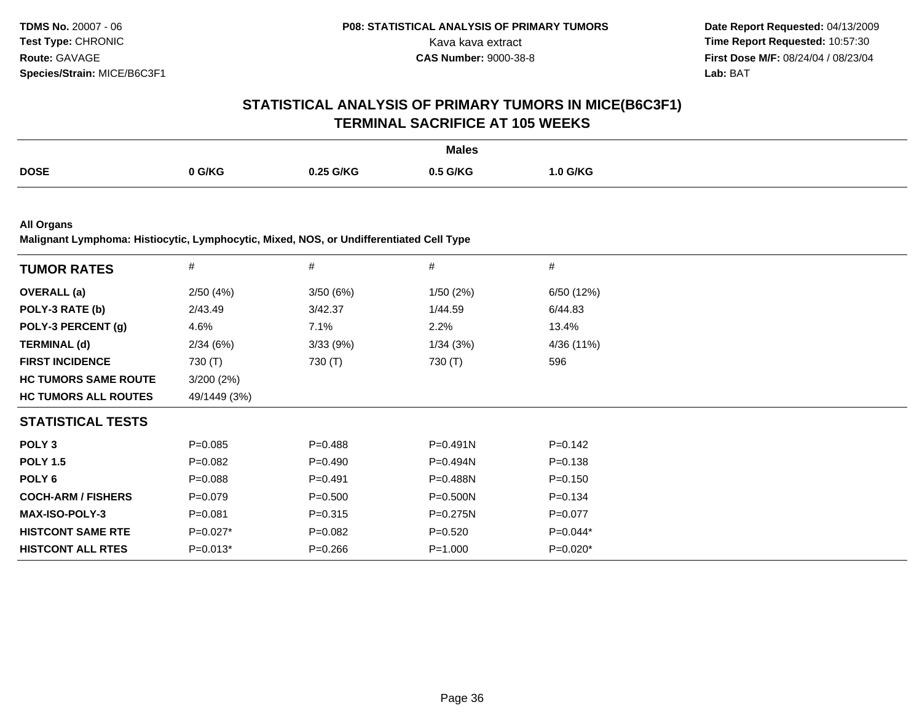# STATISTICAL ANALYSIS OF PRIMARY TUMORS IN MICE(B6C3F1)
## TERMINAL SACRIFICE AT 105 WEEKS

| | Males | | | |
|---|---|---|---|---|
| **DOSE** | **0 G/KG** | **0.25 G/KG** | **0.5 G/KG** | **1.0 G/KG** |

**All Organs**

**Malignant Lymphoma: Histiocytic, Lymphocytic, Mixed, NOS, or Undifferentiated Cell Type**

| **TUMOR RATES** | # | # | # | # |
|---|---|---|---|---|
| **OVERALL (a)** | 2/50 (4%) | 3/50 (6%) | 1/50 (2%) | 6/50 (12%) |
| **POLY-3 RATE (b)** | 2/43.49 | 3/42.37 | 1/44.59 | 6/44.83 |
| **POLY-3 PERCENT (g)** | 4.6% | 7.1% | 2.2% | 13.4% |
| **TERMINAL (d)** | 2/34 (6%) | 3/33 (9%) | 1/34 (3%) | 4/36 (11%) |
| **FIRST INCIDENCE** | 730 (T) | 730 (T) | 730 (T) | 596 |
| **HC TUMORS SAME ROUTE** | 3/200 (2%) | | | |
| **HC TUMORS ALL ROUTES** | 49/1449 (3%) | | | |
| **STATISTICAL TESTS** | | | | |
| **POLY 3** | P=0.085 | P=0.488 | P=0.491N | P=0.142 |
| **POLY 1.5** | P=0.082 | P=0.490 | P=0.494N | P=0.138 |
| **POLY 6** | P=0.088 | P=0.491 | P=0.488N | P=0.150 |
| **COCH-ARM / FISHERS** | P=0.079 | P=0.500 | P=0.500N | P=0.134 |
| **MAX-ISO-POLY-3** | P=0.081 | P=0.315 | P=0.275N | P=0.077 |
| **HISTCONT SAME RTE** | P=0.027* | P=0.082 | P=0.520 | P=0.044* |
| **HISTCONT ALL RTES** | P=0.013* | P=0.266 | P=1.000 | P=0.020* |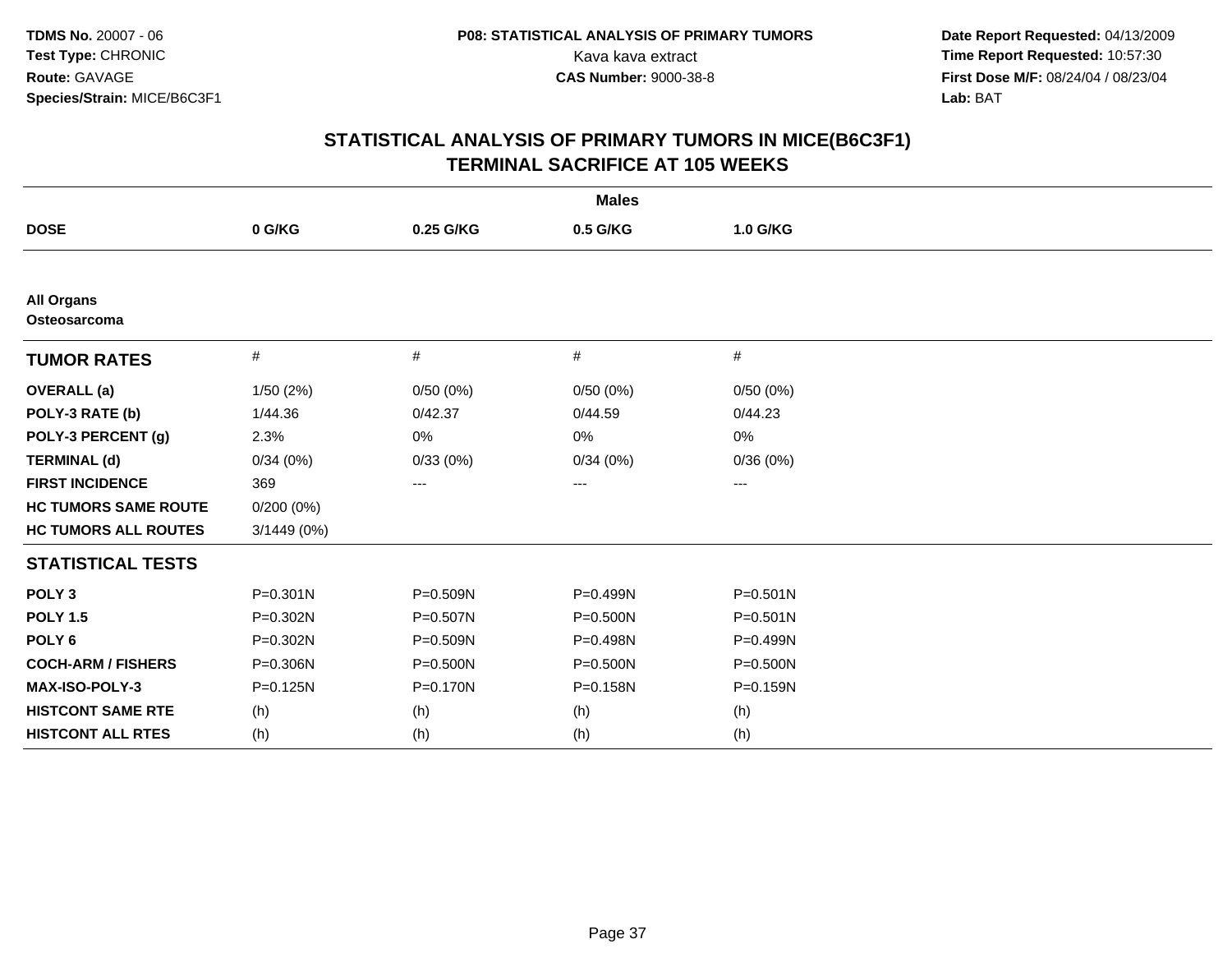**TDMS No.** 20007 - 06
**Test Type:** CHRONIC
**Route:** GAVAGE
**Species/Strain:** MICE/B6C3F1

**P08: STATISTICAL ANALYSIS OF PRIMARY TUMORS**
Kava kava extract
**CAS Number:** 9000-38-8

**Date Report Requested:** 04/13/2009
**Time Report Requested:** 10:57:30
**First Dose M/F:** 08/24/04 / 08/23/04
**Lab:** BAT

## STATISTICAL ANALYSIS OF PRIMARY TUMORS IN MICE(B6C3F1)
## TERMINAL SACRIFICE AT 105 WEEKS

| | | **Males** | | |
|---|---|---|---|---|
| **DOSE** | **0 G/KG** | **0.25 G/KG** | **0.5 G/KG** | **1.0 G/KG** |
| **All Organs** | | | | |
| **Osteosarcoma** | | | | |
| **TUMOR RATES** | # | # | # | # |
| **OVERALL (a)** | 1/50 (2%) | 0/50 (0%) | 0/50 (0%) | 0/50 (0%) |
| **POLY-3 RATE (b)** | 1/44.36 | 0/42.37 | 0/44.59 | 0/44.23 |
| **POLY-3 PERCENT (g)** | 2.3% | 0% | 0% | 0% |
| **TERMINAL (d)** | 0/34 (0%) | 0/33 (0%) | 0/34 (0%) | 0/36 (0%) |
| **FIRST INCIDENCE** | 369 | --- | --- | --- |
| **HC TUMORS SAME ROUTE** | 0/200 (0%) | | | |
| **HC TUMORS ALL ROUTES** | 3/1449 (0%) | | | |
| **STATISTICAL TESTS** | | | | |
| **POLY 3** | P=0.301N | P=0.509N | P=0.499N | P=0.501N |
| **POLY 1.5** | P=0.302N | P=0.507N | P=0.500N | P=0.501N |
| **POLY 6** | P=0.302N | P=0.509N | P=0.498N | P=0.499N |
| **COCH-ARM / FISHERS** | P=0.306N | P=0.500N | P=0.500N | P=0.500N |
| **MAX-ISO-POLY-3** | P=0.125N | P=0.170N | P=0.158N | P=0.159N |
| **HISTCONT SAME RTE** | (h) | (h) | (h) | (h) |
| **HISTCONT ALL RTES** | (h) | (h) | (h) | (h) |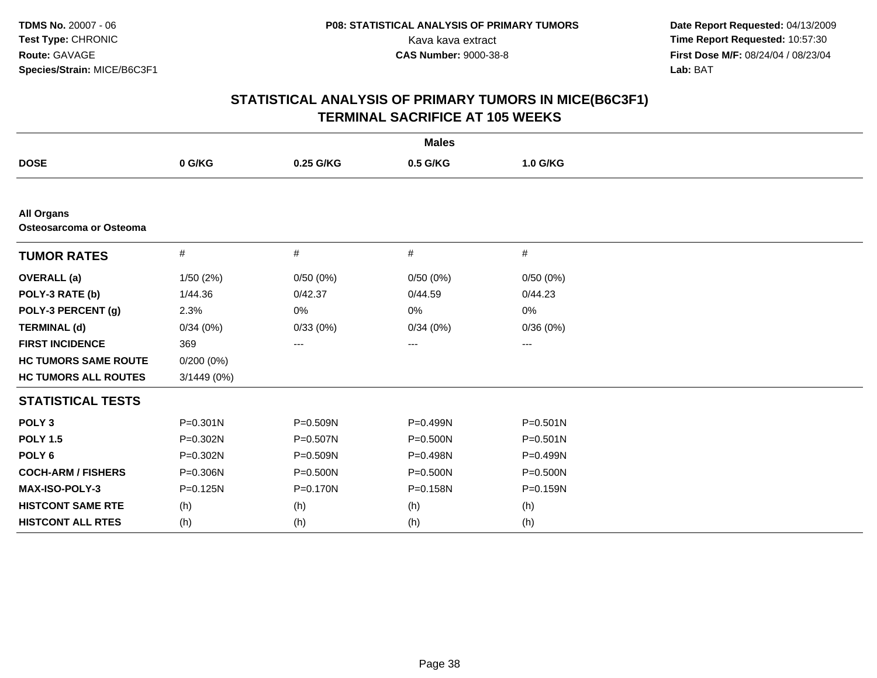**TDMS No.** 20007 - 06
**Test Type:** CHRONIC
**Route:** GAVAGE
**Species/Strain:** MICE/B6C3F1

**P08: STATISTICAL ANALYSIS OF PRIMARY TUMORS**
Kava kava extract
**CAS Number:** 9000-38-8

**Date Report Requested:** 04/13/2009
**Time Report Requested:** 10:57:30
**First Dose M/F:** 08/24/04 / 08/23/04
**Lab:** BAT

# STATISTICAL ANALYSIS OF PRIMARY TUMORS IN MICE(B6C3F1)
## TERMINAL SACRIFICE AT 105 WEEKS

| | Males | | | |
|---|---|---|---|---|
| **DOSE** | **0 G/KG** | **0.25 G/KG** | **0.5 G/KG** | **1.0 G/KG** |
| **All Organs** | | | | |
| **Osteosarcoma or Osteoma** | | | | |
| **TUMOR RATES** | # | # | # | # |
| **OVERALL (a)** | 1/50 (2%) | 0/50 (0%) | 0/50 (0%) | 0/50 (0%) |
| **POLY-3 RATE (b)** | 1/44.36 | 0/42.37 | 0/44.59 | 0/44.23 |
| **POLY-3 PERCENT (g)** | 2.3% | 0% | 0% | 0% |
| **TERMINAL (d)** | 0/34 (0%) | 0/33 (0%) | 0/34 (0%) | 0/36 (0%) |
| **FIRST INCIDENCE** | 369 | --- | --- | --- |
| **HC TUMORS SAME ROUTE** | 0/200 (0%) | | | |
| **HC TUMORS ALL ROUTES** | 3/1449 (0%) | | | |
| **STATISTICAL TESTS** | | | | |
| **POLY 3** | P=0.301N | P=0.509N | P=0.499N | P=0.501N |
| **POLY 1.5** | P=0.302N | P=0.507N | P=0.500N | P=0.501N |
| **POLY 6** | P=0.302N | P=0.509N | P=0.498N | P=0.499N |
| **COCH-ARM / FISHERS** | P=0.306N | P=0.500N | P=0.500N | P=0.500N |
| **MAX-ISO-POLY-3** | P=0.125N | P=0.170N | P=0.158N | P=0.159N |
| **HISTCONT SAME RTE** | (h) | (h) | (h) | (h) |
| **HISTCONT ALL RTES** | (h) | (h) | (h) | (h) |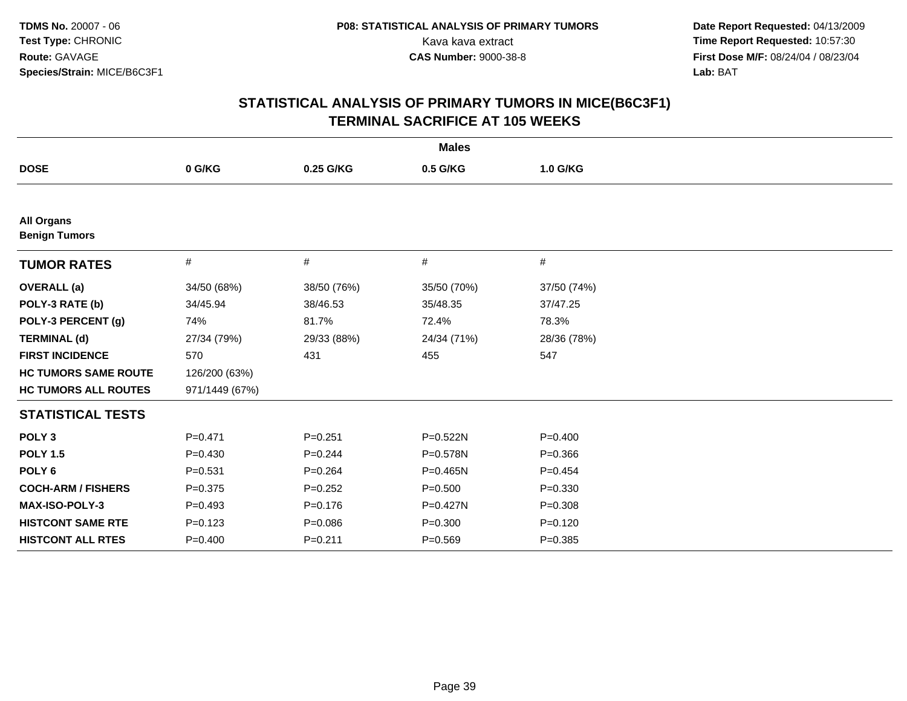TDMS No. 20007 - 06
Test Type: CHRONIC
Route: GAVAGE
Species/Strain: MICE/B6C3F1

**P08: STATISTICAL ANALYSIS OF PRIMARY TUMORS**
Kava kava extract
**CAS Number:** 9000-38-8

**Date Report Requested:** 04/13/2009
**Time Report Requested:** 10:57:30
**First Dose M/F:** 08/24/04 / 08/23/04
**Lab:** BAT

# STATISTICAL ANALYSIS OF PRIMARY TUMORS IN MICE(B6C3F1) TERMINAL SACRIFICE AT 105 WEEKS

| | Males | | | |
|---|---|---|---|---|
| **DOSE** | **0 G/KG** | **0.25 G/KG** | **0.5 G/KG** | **1.0 G/KG** |
| **All Organs** | | | | |
| **Benign Tumors** | | | | |
| **TUMOR RATES** | # | # | # | # |
| **OVERALL (a)** | 34/50 (68%) | 38/50 (76%) | 35/50 (70%) | 37/50 (74%) |
| **POLY-3 RATE (b)** | 34/45.94 | 38/46.53 | 35/48.35 | 37/47.25 |
| **POLY-3 PERCENT (g)** | 74% | 81.7% | 72.4% | 78.3% |
| **TERMINAL (d)** | 27/34 (79%) | 29/33 (88%) | 24/34 (71%) | 28/36 (78%) |
| **FIRST INCIDENCE** | 570 | 431 | 455 | 547 |
| **HC TUMORS SAME ROUTE** | 126/200 (63%) | | | |
| **HC TUMORS ALL ROUTES** | 971/1449 (67%) | | | |
| **STATISTICAL TESTS** | | | | |
| **POLY 3** | P=0.471 | P=0.251 | P=0.522N | P=0.400 |
| **POLY 1.5** | P=0.430 | P=0.244 | P=0.578N | P=0.366 |
| **POLY 6** | P=0.531 | P=0.264 | P=0.465N | P=0.454 |
| **COCH-ARM / FISHERS** | P=0.375 | P=0.252 | P=0.500 | P=0.330 |
| **MAX-ISO-POLY-3** | P=0.493 | P=0.176 | P=0.427N | P=0.308 |
| **HISTCONT SAME RTE** | P=0.123 | P=0.086 | P=0.300 | P=0.120 |
| **HISTCONT ALL RTES** | P=0.400 | P=0.211 | P=0.569 | P=0.385 |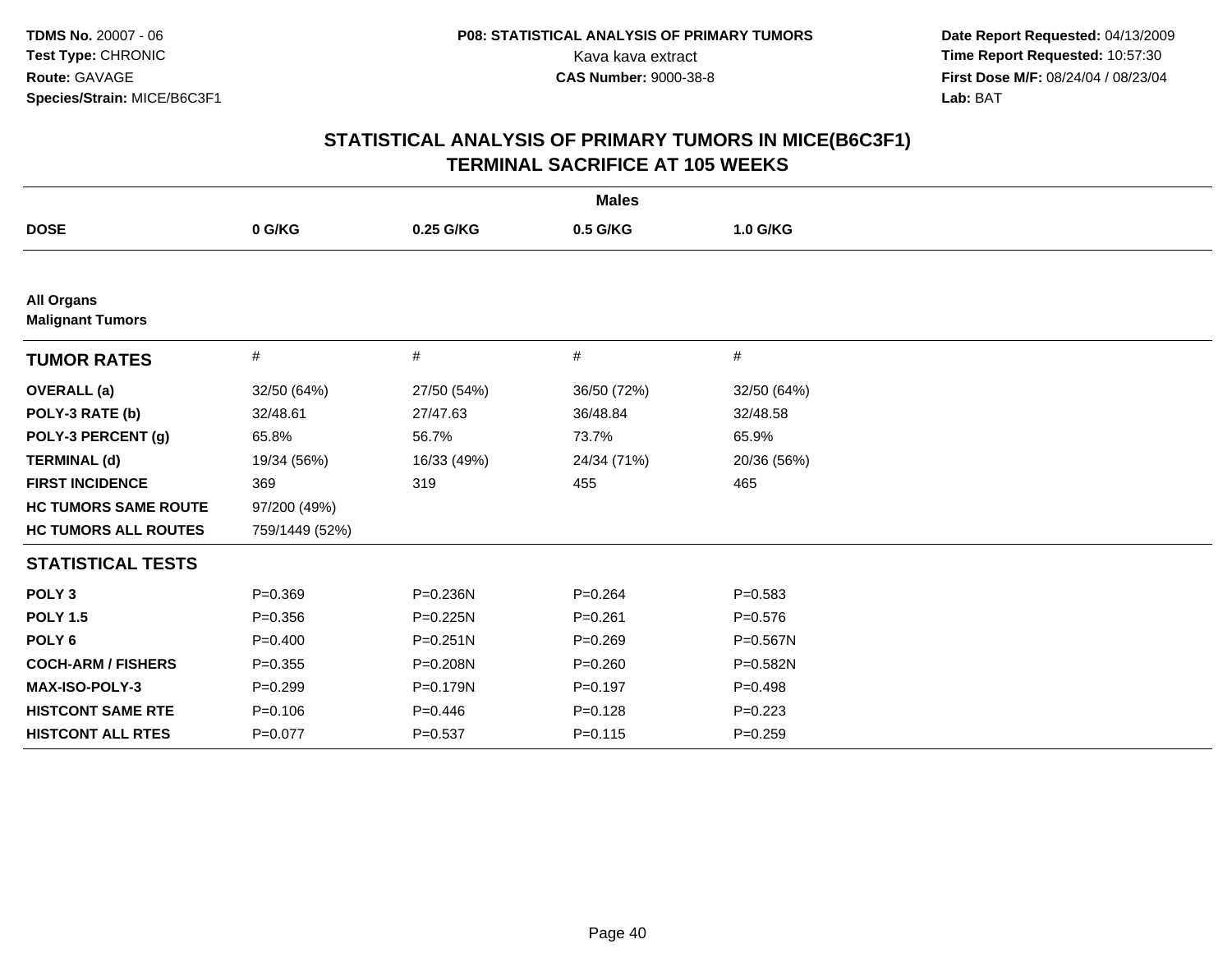**TDMS No.** 20007 - 06
**Test Type:** CHRONIC
**Route:** GAVAGE
**Species/Strain:** MICE/B6C3F1

**P08: STATISTICAL ANALYSIS OF PRIMARY TUMORS**
Kava kava extract
**CAS Number:** 9000-38-8

**Date Report Requested:** 04/13/2009
**Time Report Requested:** 10:57:30
**First Dose M/F:** 08/24/04 / 08/23/04
**Lab:** BAT

# STATISTICAL ANALYSIS OF PRIMARY TUMORS IN MICE(B6C3F1) TERMINAL SACRIFICE AT 105 WEEKS

**Males**

| DOSE | 0 G/KG | 0.25 G/KG | 0.5 G/KG | 1.0 G/KG |
|---|---|---|---|---|
| **All Organs** | | | | |
| **Malignant Tumors** | | | | |
| **TUMOR RATES** | # | # | # | # |
| **OVERALL (a)** | 32/50 (64%) | 27/50 (54%) | 36/50 (72%) | 32/50 (64%) |
| **POLY-3 RATE (b)** | 32/48.61 | 27/47.63 | 36/48.84 | 32/48.58 |
| **POLY-3 PERCENT (g)** | 65.8% | 56.7% | 73.7% | 65.9% |
| **TERMINAL (d)** | 19/34 (56%) | 16/33 (49%) | 24/34 (71%) | 20/36 (56%) |
| **FIRST INCIDENCE** | 369 | 319 | 455 | 465 |
| **HC TUMORS SAME ROUTE** | 97/200 (49%) | | | |
| **HC TUMORS ALL ROUTES** | 759/1449 (52%) | | | |
| **STATISTICAL TESTS** | | | | |
| **POLY 3** | P=0.369 | P=0.236N | P=0.264 | P=0.583 |
| **POLY 1.5** | P=0.356 | P=0.225N | P=0.261 | P=0.576 |
| **POLY 6** | P=0.400 | P=0.251N | P=0.269 | P=0.567N |
| **COCH-ARM / FISHERS** | P=0.355 | P=0.208N | P=0.260 | P=0.582N |
| **MAX-ISO-POLY-3** | P=0.299 | P=0.179N | P=0.197 | P=0.498 |
| **HISTCONT SAME RTE** | P=0.106 | P=0.446 | P=0.128 | P=0.223 |
| **HISTCONT ALL RTES** | P=0.077 | P=0.537 | P=0.115 | P=0.259 |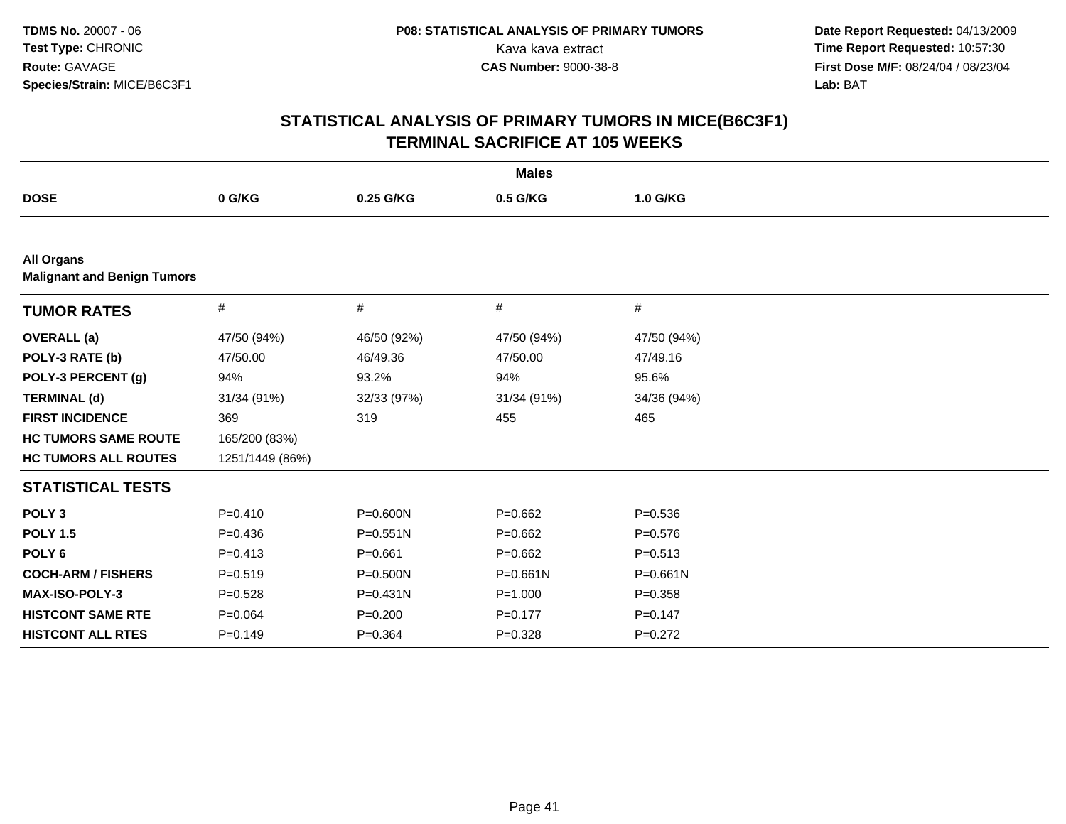**TDMS No.** 20007 - 06
**Test Type:** CHRONIC
**Route:** GAVAGE
**Species/Strain:** MICE/B6C3F1

**P08: STATISTICAL ANALYSIS OF PRIMARY TUMORS**
Kava kava extract
**CAS Number:** 9000-38-8

**Date Report Requested:** 04/13/2009
**Time Report Requested:** 10:57:30
**First Dose M/F:** 08/24/04 / 08/23/04
**Lab:** BAT

## STATISTICAL ANALYSIS OF PRIMARY TUMORS IN MICE(B6C3F1)
## TERMINAL SACRIFICE AT 105 WEEKS

**Males**

| DOSE | 0 G/KG | 0.25 G/KG | 0.5 G/KG | 1.0 G/KG |
|---|---|---|---|---|
| **All Organs** | | | | |
| **Malignant and Benign Tumors** | | | | |
| **TUMOR RATES** | # | # | # | # |
| **OVERALL (a)** | 47/50 (94%) | 46/50 (92%) | 47/50 (94%) | 47/50 (94%) |
| **POLY-3 RATE (b)** | 47/50.00 | 46/49.36 | 47/50.00 | 47/49.16 |
| **POLY-3 PERCENT (g)** | 94% | 93.2% | 94% | 95.6% |
| **TERMINAL (d)** | 31/34 (91%) | 32/33 (97%) | 31/34 (91%) | 34/36 (94%) |
| **FIRST INCIDENCE** | 369 | 319 | 455 | 465 |
| **HC TUMORS SAME ROUTE** | 165/200 (83%) | | | |
| **HC TUMORS ALL ROUTES** | 1251/1449 (86%) | | | |
| **STATISTICAL TESTS** | | | | |
| **POLY 3** | P=0.410 | P=0.600N | P=0.662 | P=0.536 |
| **POLY 1.5** | P=0.436 | P=0.551N | P=0.662 | P=0.576 |
| **POLY 6** | P=0.413 | P=0.661 | P=0.662 | P=0.513 |
| **COCH-ARM / FISHERS** | P=0.519 | P=0.500N | P=0.661N | P=0.661N |
| **MAX-ISO-POLY-3** | P=0.528 | P=0.431N | P=1.000 | P=0.358 |
| **HISTCONT SAME RTE** | P=0.064 | P=0.200 | P=0.177 | P=0.147 |
| **HISTCONT ALL RTES** | P=0.149 | P=0.364 | P=0.328 | P=0.272 |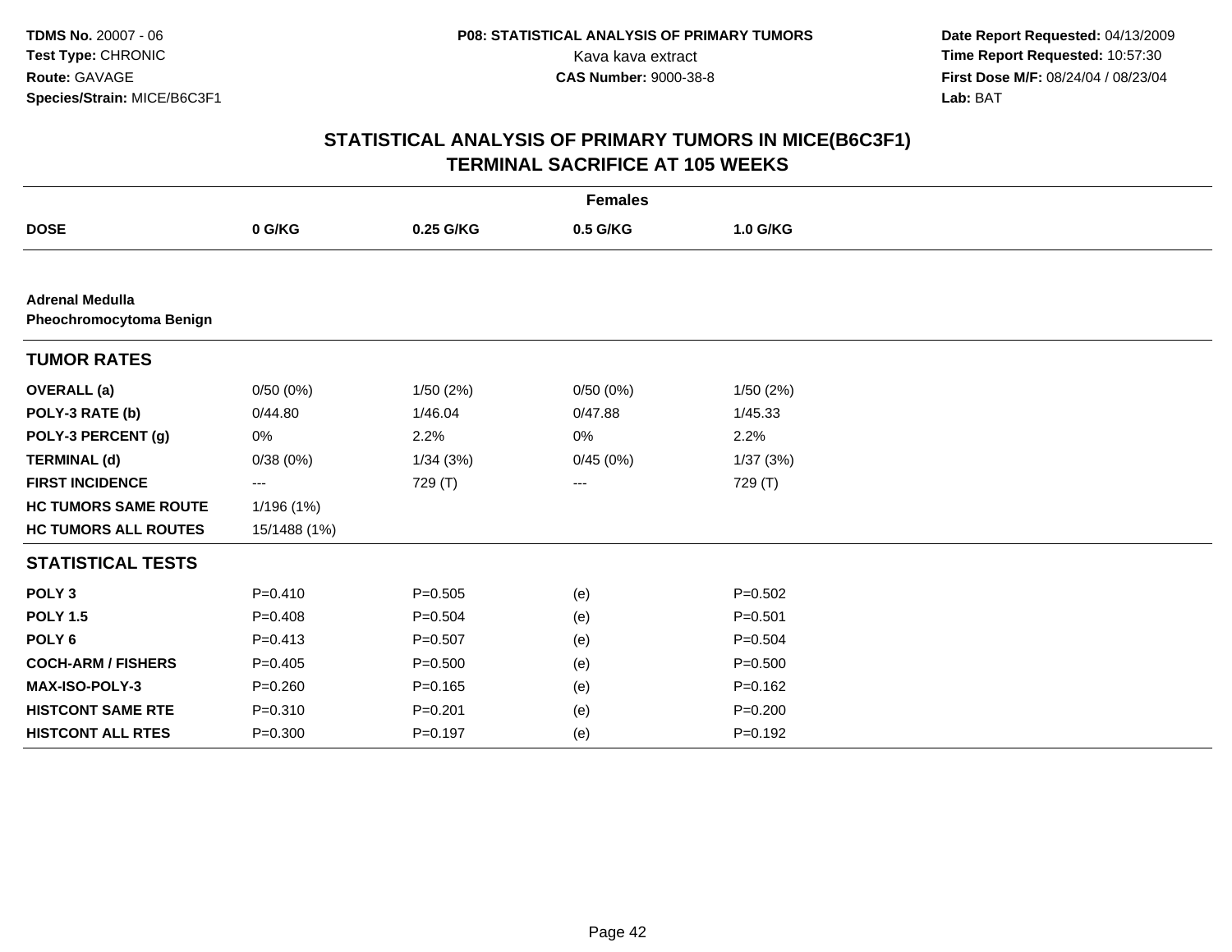**TDMS No.** 20007 - 06
**Test Type:** CHRONIC
**Route:** GAVAGE
**Species/Strain:** MICE/B6C3F1

**P08: STATISTICAL ANALYSIS OF PRIMARY TUMORS**
Kava kava extract
**CAS Number:** 9000-38-8

**Date Report Requested:** 04/13/2009
**Time Report Requested:** 10:57:30
**First Dose M/F:** 08/24/04 / 08/23/04
**Lab:** BAT

## STATISTICAL ANALYSIS OF PRIMARY TUMORS IN MICE(B6C3F1)
## TERMINAL SACRIFICE AT 105 WEEKS

| | Females | | | |
|---|---|---|---|---|
| **DOSE** | **0 G/KG** | **0.25 G/KG** | **0.5 G/KG** | **1.0 G/KG** |
| **Adrenal Medulla** | | | | |
| **Pheochromocytoma Benign** | | | | |
| **TUMOR RATES** | | | | |
| **OVERALL (a)** | 0/50 (0%) | 1/50 (2%) | 0/50 (0%) | 1/50 (2%) |
| **POLY-3 RATE (b)** | 0/44.80 | 1/46.04 | 0/47.88 | 1/45.33 |
| **POLY-3 PERCENT (g)** | 0% | 2.2% | 0% | 2.2% |
| **TERMINAL (d)** | 0/38 (0%) | 1/34 (3%) | 0/45 (0%) | 1/37 (3%) |
| **FIRST INCIDENCE** | --- | 729 (T) | --- | 729 (T) |
| **HC TUMORS SAME ROUTE** | 1/196 (1%) | | | |
| **HC TUMORS ALL ROUTES** | 15/1488 (1%) | | | |
| **STATISTICAL TESTS** | | | | |
| **POLY 3** | P=0.410 | P=0.505 | (e) | P=0.502 |
| **POLY 1.5** | P=0.408 | P=0.504 | (e) | P=0.501 |
| **POLY 6** | P=0.413 | P=0.507 | (e) | P=0.504 |
| **COCH-ARM / FISHERS** | P=0.405 | P=0.500 | (e) | P=0.500 |
| **MAX-ISO-POLY-3** | P=0.260 | P=0.165 | (e) | P=0.162 |
| **HISTCONT SAME RTE** | P=0.310 | P=0.201 | (e) | P=0.200 |
| **HISTCONT ALL RTES** | P=0.300 | P=0.197 | (e) | P=0.192 |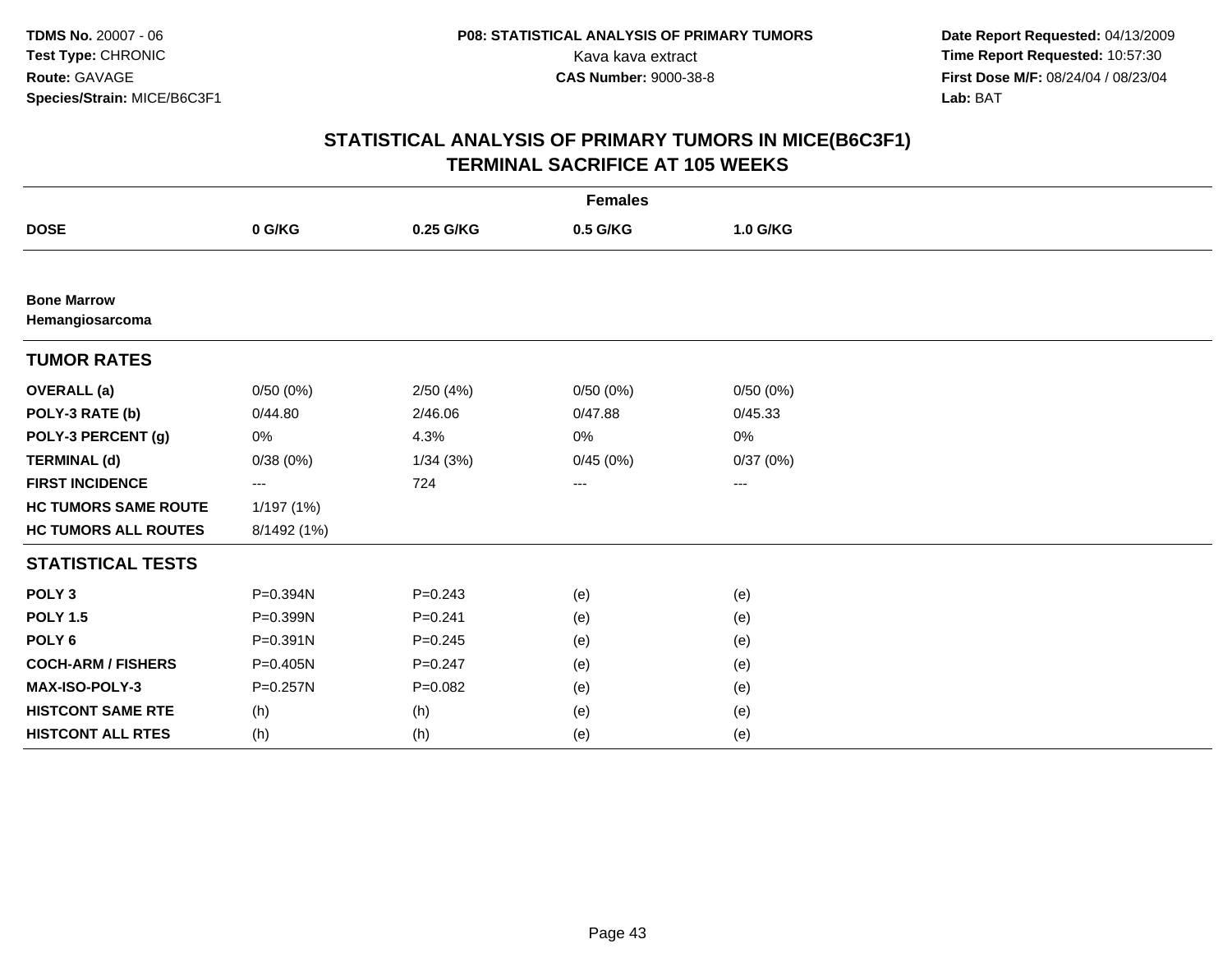**TDMS No.** 20007 - 06
**Test Type:** CHRONIC
**Route:** GAVAGE
**Species/Strain:** MICE/B6C3F1

**P08: STATISTICAL ANALYSIS OF PRIMARY TUMORS**
Kava kava extract
**CAS Number:** 9000-38-8

**Date Report Requested:** 04/13/2009
**Time Report Requested:** 10:57:30
**First Dose M/F:** 08/24/04 / 08/23/04
**Lab:** BAT

# STATISTICAL ANALYSIS OF PRIMARY TUMORS IN MICE(B6C3F1) TERMINAL SACRIFICE AT 105 WEEKS

| | Females | | | |
|---|---|---|---|---|
| **DOSE** | **0 G/KG** | **0.25 G/KG** | **0.5 G/KG** | **1.0 G/KG** |
| **Bone Marrow** | | | | |
| **Hemangiosarcoma** | | | | |
| **TUMOR RATES** | | | | |
| **OVERALL (a)** | 0/50 (0%) | 2/50 (4%) | 0/50 (0%) | 0/50 (0%) |
| **POLY-3 RATE (b)** | 0/44.80 | 2/46.06 | 0/47.88 | 0/45.33 |
| **POLY-3 PERCENT (g)** | 0% | 4.3% | 0% | 0% |
| **TERMINAL (d)** | 0/38 (0%) | 1/34 (3%) | 0/45 (0%) | 0/37 (0%) |
| **FIRST INCIDENCE** | --- | 724 | --- | --- |
| **HC TUMORS SAME ROUTE** | 1/197 (1%) | | | |
| **HC TUMORS ALL ROUTES** | 8/1492 (1%) | | | |
| **STATISTICAL TESTS** | | | | |
| **POLY 3** | P=0.394N | P=0.243 | (e) | (e) |
| **POLY 1.5** | P=0.399N | P=0.241 | (e) | (e) |
| **POLY 6** | P=0.391N | P=0.245 | (e) | (e) |
| **COCH-ARM / FISHERS** | P=0.405N | P=0.247 | (e) | (e) |
| **MAX-ISO-POLY-3** | P=0.257N | P=0.082 | (e) | (e) |
| **HISTCONT SAME RTE** | (h) | (h) | (e) | (e) |
| **HISTCONT ALL RTES** | (h) | (h) | (e) | (e) |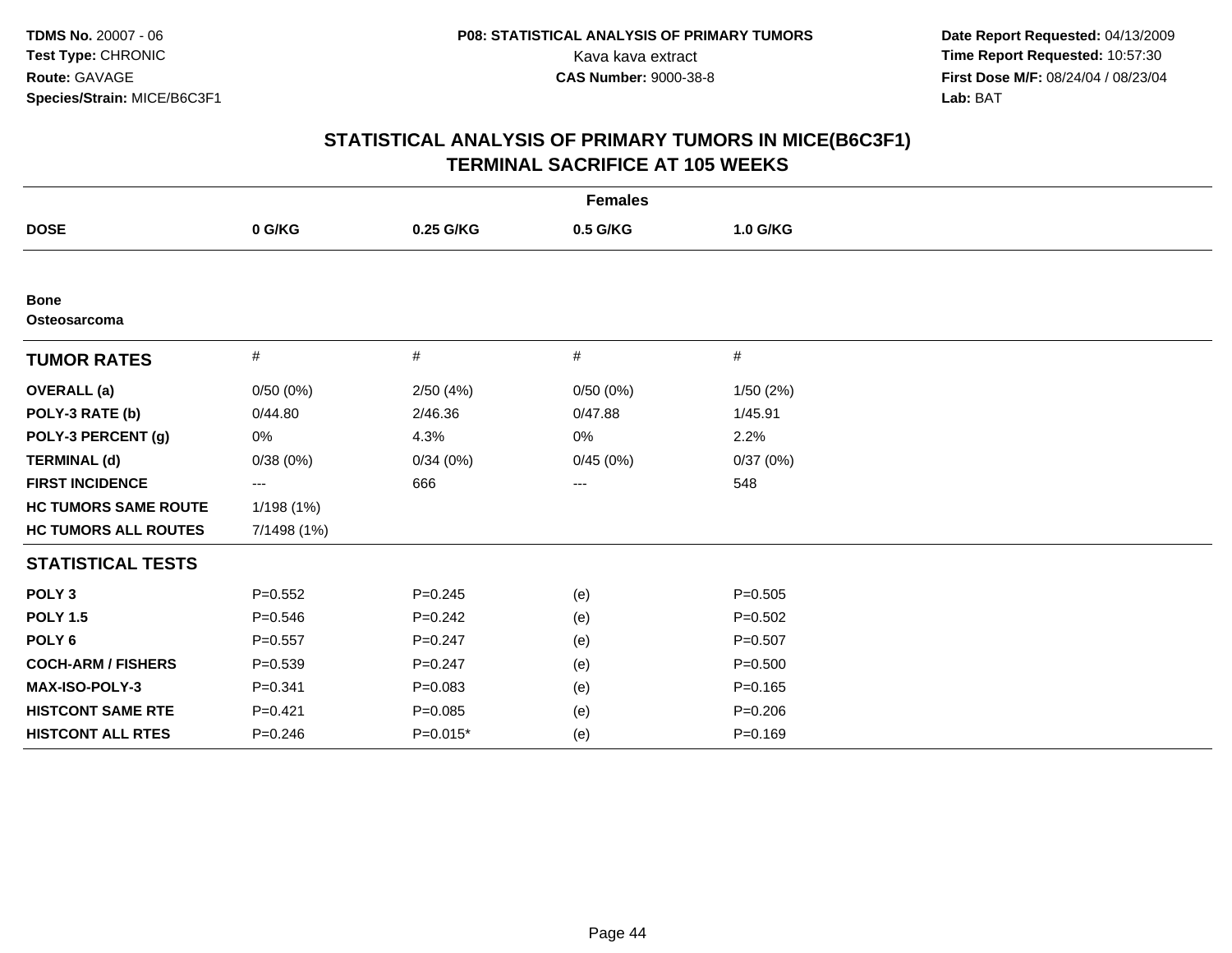**TDMS No.** 20007 - 06
**Test Type:** CHRONIC
**Route:** GAVAGE
**Species/Strain:** MICE/B6C3F1

**P08: STATISTICAL ANALYSIS OF PRIMARY TUMORS**
Kava kava extract
**CAS Number:** 9000-38-8

**Date Report Requested:** 04/13/2009
**Time Report Requested:** 10:57:30
**First Dose M/F:** 08/24/04 / 08/23/04
**Lab:** BAT

## STATISTICAL ANALYSIS OF PRIMARY TUMORS IN MICE(B6C3F1)
## TERMINAL SACRIFICE AT 105 WEEKS

| | Females | | | |
|---|---|---|---|---|
| **DOSE** | **0 G/KG** | **0.25 G/KG** | **0.5 G/KG** | **1.0 G/KG** |
| **Bone** | | | | |
| **Osteosarcoma** | | | | |
| **TUMOR RATES** | # | # | # | # |
| **OVERALL (a)** | 0/50 (0%) | 2/50 (4%) | 0/50 (0%) | 1/50 (2%) |
| **POLY-3 RATE (b)** | 0/44.80 | 2/46.36 | 0/47.88 | 1/45.91 |
| **POLY-3 PERCENT (g)** | 0% | 4.3% | 0% | 2.2% |
| **TERMINAL (d)** | 0/38 (0%) | 0/34 (0%) | 0/45 (0%) | 0/37 (0%) |
| **FIRST INCIDENCE** | --- | 666 | --- | 548 |
| **HC TUMORS SAME ROUTE** | 1/198 (1%) | | | |
| **HC TUMORS ALL ROUTES** | 7/1498 (1%) | | | |
| **STATISTICAL TESTS** | | | | |
| **POLY 3** | P=0.552 | P=0.245 | (e) | P=0.505 |
| **POLY 1.5** | P=0.546 | P=0.242 | (e) | P=0.502 |
| **POLY 6** | P=0.557 | P=0.247 | (e) | P=0.507 |
| **COCH-ARM / FISHERS** | P=0.539 | P=0.247 | (e) | P=0.500 |
| **MAX-ISO-POLY-3** | P=0.341 | P=0.083 | (e) | P=0.165 |
| **HISTCONT SAME RTE** | P=0.421 | P=0.085 | (e) | P=0.206 |
| **HISTCONT ALL RTES** | P=0.246 | P=0.015* | (e) | P=0.169 |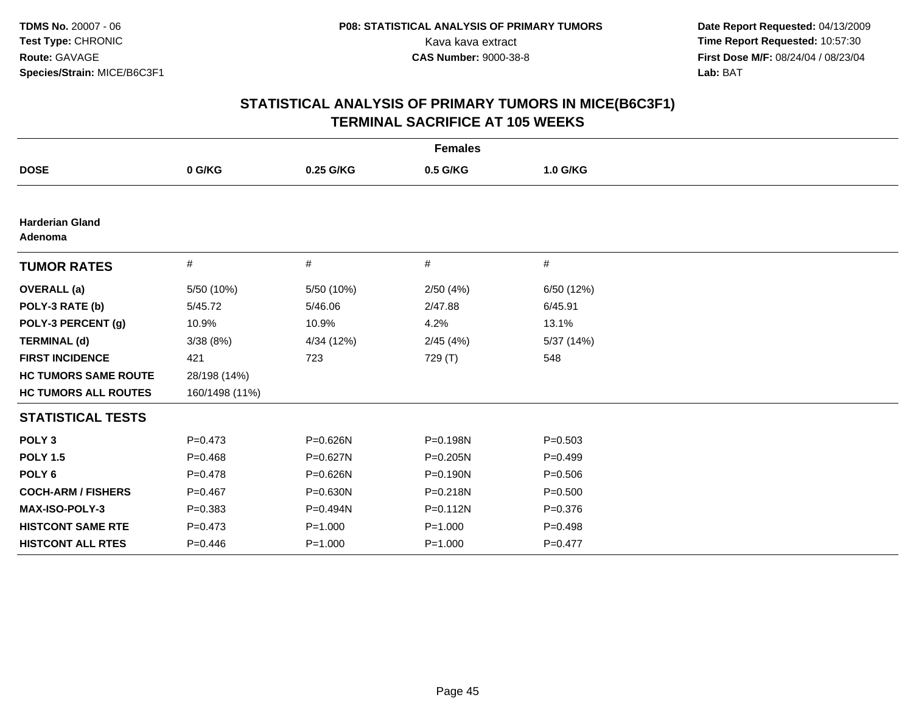**TDMS No.** 20007 - 06
**Test Type:** CHRONIC
**Route:** GAVAGE
**Species/Strain:** MICE/B6C3F1

**P08: STATISTICAL ANALYSIS OF PRIMARY TUMORS**
Kava kava extract
**CAS Number:** 9000-38-8

**Date Report Requested:** 04/13/2009
**Time Report Requested:** 10:57:30
**First Dose M/F:** 08/24/04 / 08/23/04
**Lab:** BAT

## STATISTICAL ANALYSIS OF PRIMARY TUMORS IN MICE(B6C3F1)
## TERMINAL SACRIFICE AT 105 WEEKS

**Females**

| DOSE | 0 G/KG | 0.25 G/KG | 0.5 G/KG | 1.0 G/KG |
|---|---|---|---|---|
| **Harderian Gland Adenoma** | | | | |
| **TUMOR RATES** | # | # | # | # |
| **OVERALL (a)** | 5/50 (10%) | 5/50 (10%) | 2/50 (4%) | 6/50 (12%) |
| **POLY-3 RATE (b)** | 5/45.72 | 5/46.06 | 2/47.88 | 6/45.91 |
| **POLY-3 PERCENT (g)** | 10.9% | 10.9% | 4.2% | 13.1% |
| **TERMINAL (d)** | 3/38 (8%) | 4/34 (12%) | 2/45 (4%) | 5/37 (14%) |
| **FIRST INCIDENCE** | 421 | 723 | 729 (T) | 548 |
| **HC TUMORS SAME ROUTE** | 28/198 (14%) | | | |
| **HC TUMORS ALL ROUTES** | 160/1498 (11%) | | | |
| **STATISTICAL TESTS** | | | | |
| **POLY 3** | P=0.473 | P=0.626N | P=0.198N | P=0.503 |
| **POLY 1.5** | P=0.468 | P=0.627N | P=0.205N | P=0.499 |
| **POLY 6** | P=0.478 | P=0.626N | P=0.190N | P=0.506 |
| **COCH-ARM / FISHERS** | P=0.467 | P=0.630N | P=0.218N | P=0.500 |
| **MAX-ISO-POLY-3** | P=0.383 | P=0.494N | P=0.112N | P=0.376 |
| **HISTCONT SAME RTE** | P=0.473 | P=1.000 | P=1.000 | P=0.498 |
| **HISTCONT ALL RTES** | P=0.446 | P=1.000 | P=1.000 | P=0.477 |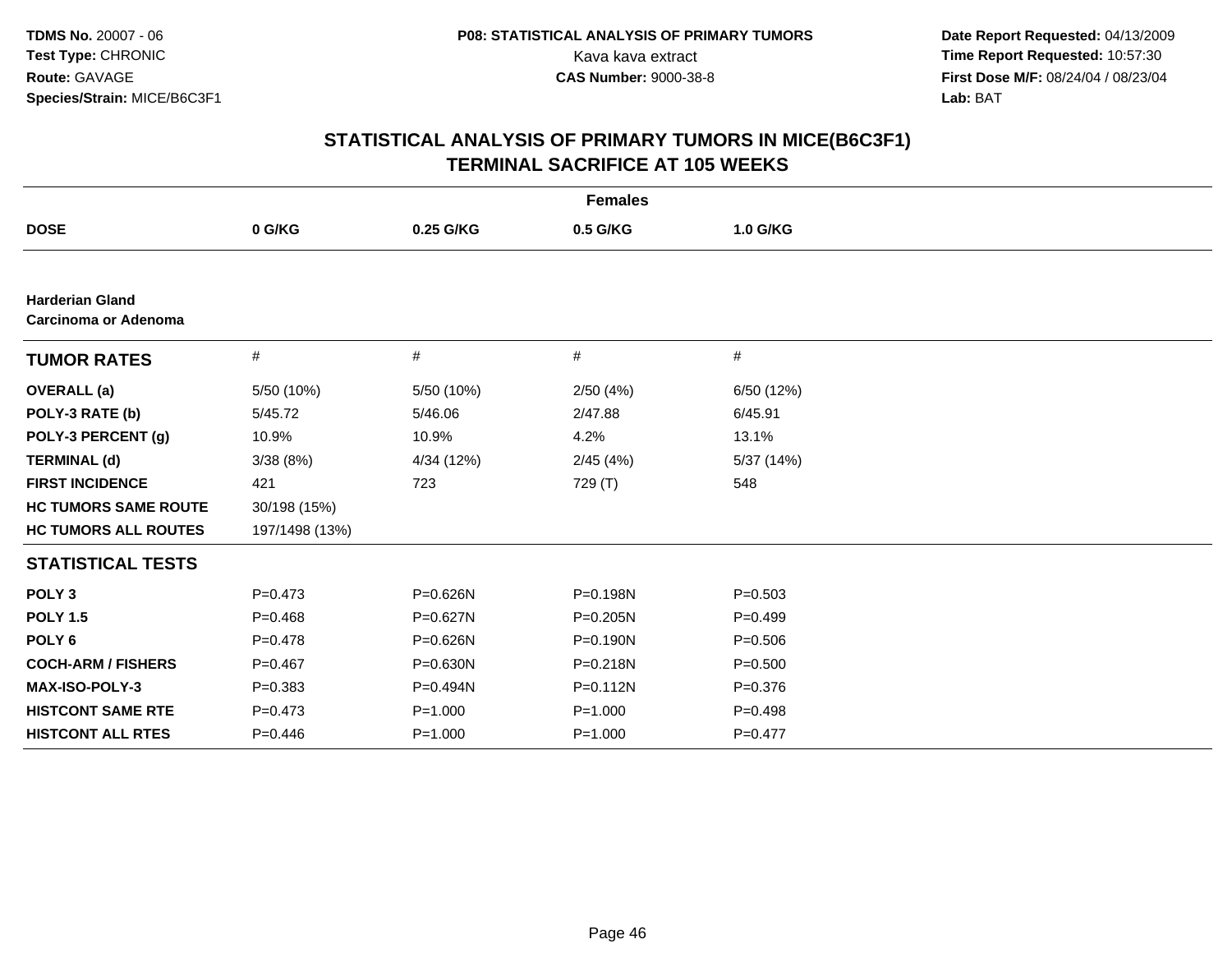**TDMS No.** 20007 - 06
**Test Type:** CHRONIC
**Route:** GAVAGE
**Species/Strain:** MICE/B6C3F1

**P08: STATISTICAL ANALYSIS OF PRIMARY TUMORS**
Kava kava extract
**CAS Number:** 9000-38-8

**Date Report Requested:** 04/13/2009
**Time Report Requested:** 10:57:30
**First Dose M/F:** 08/24/04 / 08/23/04
**Lab:** BAT

## STATISTICAL ANALYSIS OF PRIMARY TUMORS IN MICE(B6C3F1) TERMINAL SACRIFICE AT 105 WEEKS

**Females**

| DOSE | 0 G/KG | 0.25 G/KG | 0.5 G/KG | 1.0 G/KG |
|---|---|---|---|---|
| **Harderian Gland Carcinoma or Adenoma** | | | | |
| **TUMOR RATES** | # | # | # | # |
| **OVERALL (a)** | 5/50 (10%) | 5/50 (10%) | 2/50 (4%) | 6/50 (12%) |
| **POLY-3 RATE (b)** | 5/45.72 | 5/46.06 | 2/47.88 | 6/45.91 |
| **POLY-3 PERCENT (g)** | 10.9% | 10.9% | 4.2% | 13.1% |
| **TERMINAL (d)** | 3/38 (8%) | 4/34 (12%) | 2/45 (4%) | 5/37 (14%) |
| **FIRST INCIDENCE** | 421 | 723 | 729 (T) | 548 |
| **HC TUMORS SAME ROUTE** | 30/198 (15%) | | | |
| **HC TUMORS ALL ROUTES** | 197/1498 (13%) | | | |
| **STATISTICAL TESTS** | | | | |
| **POLY 3** | P=0.473 | P=0.626N | P=0.198N | P=0.503 |
| **POLY 1.5** | P=0.468 | P=0.627N | P=0.205N | P=0.499 |
| **POLY 6** | P=0.478 | P=0.626N | P=0.190N | P=0.506 |
| **COCH-ARM / FISHERS** | P=0.467 | P=0.630N | P=0.218N | P=0.500 |
| **MAX-ISO-POLY-3** | P=0.383 | P=0.494N | P=0.112N | P=0.376 |
| **HISTCONT SAME RTE** | P=0.473 | P=1.000 | P=1.000 | P=0.498 |
| **HISTCONT ALL RTES** | P=0.446 | P=1.000 | P=1.000 | P=0.477 |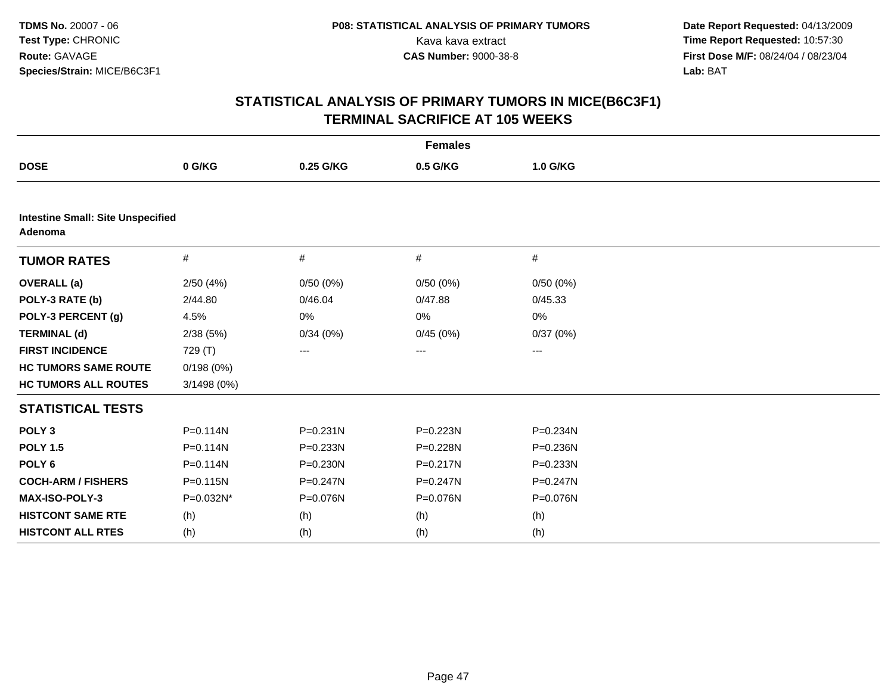**TDMS No.** 20007 - 06
**Test Type:** CHRONIC
**Route:** GAVAGE
**Species/Strain:** MICE/B6C3F1

**P08: STATISTICAL ANALYSIS OF PRIMARY TUMORS**
Kava kava extract
**CAS Number:** 9000-38-8

**Date Report Requested:** 04/13/2009
**Time Report Requested:** 10:57:30
**First Dose M/F:** 08/24/04 / 08/23/04
**Lab:** BAT

## STATISTICAL ANALYSIS OF PRIMARY TUMORS IN MICE(B6C3F1) TERMINAL SACRIFICE AT 105 WEEKS

| | Females | | | |
|---|---|---|---|---|
| **DOSE** | **0 G/KG** | **0.25 G/KG** | **0.5 G/KG** | **1.0 G/KG** |
| **Intestine Small: Site Unspecified Adenoma** | | | | |
| **TUMOR RATES** | # | # | # | # |
| **OVERALL (a)** | 2/50 (4%) | 0/50 (0%) | 0/50 (0%) | 0/50 (0%) |
| **POLY-3 RATE (b)** | 2/44.80 | 0/46.04 | 0/47.88 | 0/45.33 |
| **POLY-3 PERCENT (g)** | 4.5% | 0% | 0% | 0% |
| **TERMINAL (d)** | 2/38 (5%) | 0/34 (0%) | 0/45 (0%) | 0/37 (0%) |
| **FIRST INCIDENCE** | 729 (T) | --- | --- | --- |
| **HC TUMORS SAME ROUTE** | 0/198 (0%) | | | |
| **HC TUMORS ALL ROUTES** | 3/1498 (0%) | | | |
| **STATISTICAL TESTS** | | | | |
| **POLY 3** | P=0.114N | P=0.231N | P=0.223N | P=0.234N |
| **POLY 1.5** | P=0.114N | P=0.233N | P=0.228N | P=0.236N |
| **POLY 6** | P=0.114N | P=0.230N | P=0.217N | P=0.233N |
| **COCH-ARM / FISHERS** | P=0.115N | P=0.247N | P=0.247N | P=0.247N |
| **MAX-ISO-POLY-3** | P=0.032N* | P=0.076N | P=0.076N | P=0.076N |
| **HISTCONT SAME RTE** | (h) | (h) | (h) | (h) |
| **HISTCONT ALL RTES** | (h) | (h) | (h) | (h) |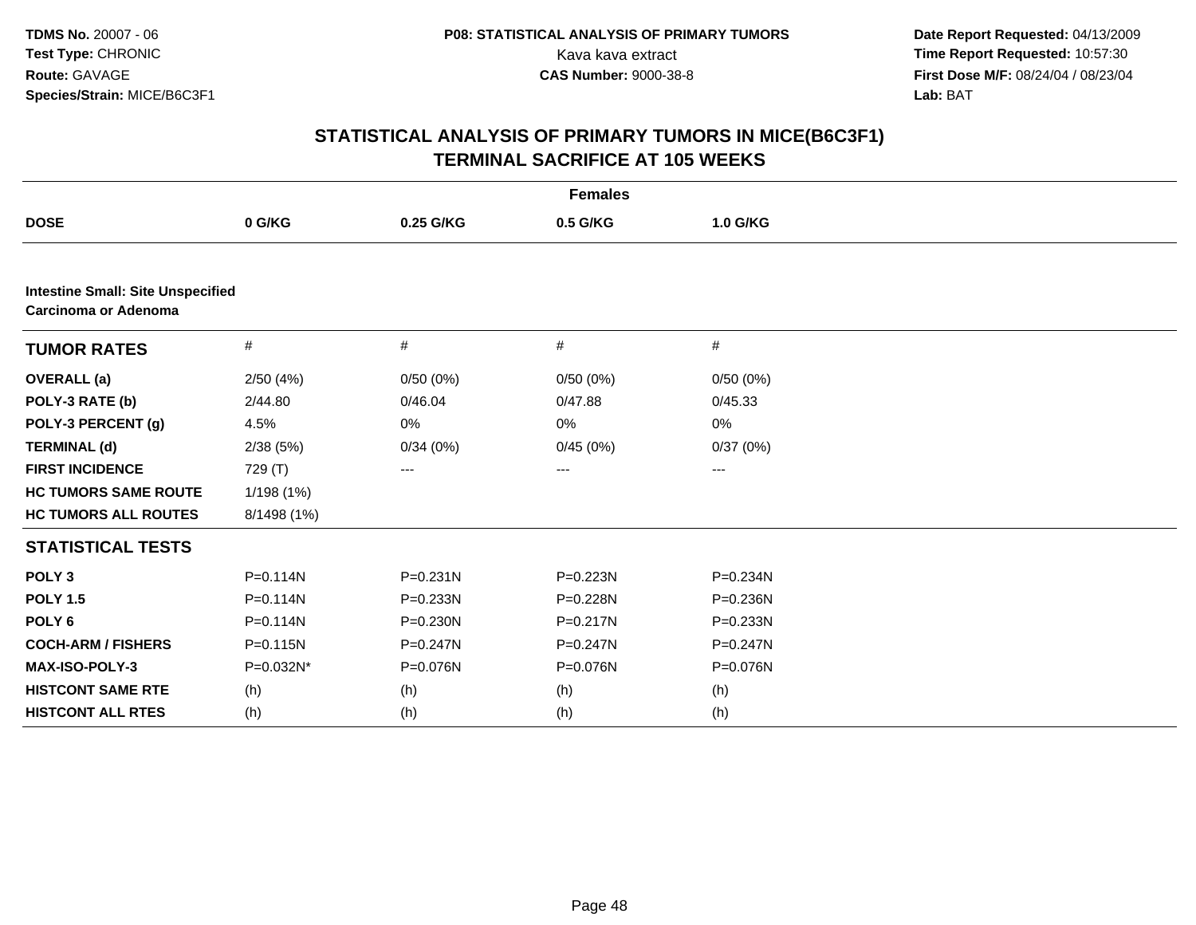**TDMS No.** 20007 - 06
**Test Type:** CHRONIC
**Route:** GAVAGE
**Species/Strain:** MICE/B6C3F1

**P08: STATISTICAL ANALYSIS OF PRIMARY TUMORS**
Kava kava extract
**CAS Number:** 9000-38-8

**Date Report Requested:** 04/13/2009
**Time Report Requested:** 10:57:30
**First Dose M/F:** 08/24/04 / 08/23/04
**Lab:** BAT

## STATISTICAL ANALYSIS OF PRIMARY TUMORS IN MICE(B6C3F1)
## TERMINAL SACRIFICE AT 105 WEEKS

| | Females | | | |
|---|---|---|---|---|
| **DOSE** | **0 G/KG** | **0.25 G/KG** | **0.5 G/KG** | **1.0 G/KG** |
| **Intestine Small: Site Unspecified Carcinoma or Adenoma** | | | | |
| **TUMOR RATES** | # | # | # | # |
| **OVERALL (a)** | 2/50 (4%) | 0/50 (0%) | 0/50 (0%) | 0/50 (0%) |
| **POLY-3 RATE (b)** | 2/44.80 | 0/46.04 | 0/47.88 | 0/45.33 |
| **POLY-3 PERCENT (g)** | 4.5% | 0% | 0% | 0% |
| **TERMINAL (d)** | 2/38 (5%) | 0/34 (0%) | 0/45 (0%) | 0/37 (0%) |
| **FIRST INCIDENCE** | 729 (T) | --- | --- | --- |
| **HC TUMORS SAME ROUTE** | 1/198 (1%) | | | |
| **HC TUMORS ALL ROUTES** | 8/1498 (1%) | | | |
| **STATISTICAL TESTS** | | | | |
| **POLY 3** | P=0.114N | P=0.231N | P=0.223N | P=0.234N |
| **POLY 1.5** | P=0.114N | P=0.233N | P=0.228N | P=0.236N |
| **POLY 6** | P=0.114N | P=0.230N | P=0.217N | P=0.233N |
| **COCH-ARM / FISHERS** | P=0.115N | P=0.247N | P=0.247N | P=0.247N |
| **MAX-ISO-POLY-3** | P=0.032N* | P=0.076N | P=0.076N | P=0.076N |
| **HISTCONT SAME RTE** | (h) | (h) | (h) | (h) |
| **HISTCONT ALL RTES** | (h) | (h) | (h) | (h) |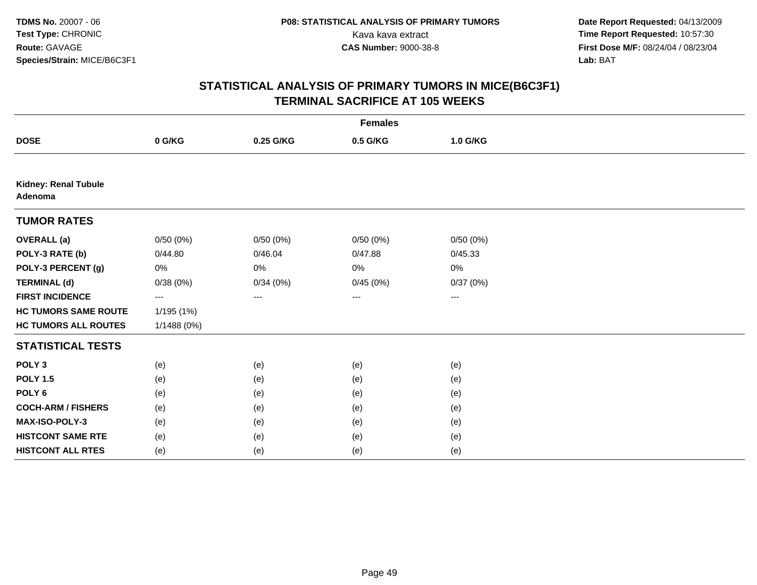**TDMS No.** 20007 - 06
**Test Type:** CHRONIC
**Route:** GAVAGE
**Species/Strain:** MICE/B6C3F1

**P08: STATISTICAL ANALYSIS OF PRIMARY TUMORS**
Kava kava extract
**CAS Number:** 9000-38-8

**Date Report Requested:** 04/13/2009
**Time Report Requested:** 10:57:30
**First Dose M/F:** 08/24/04 / 08/23/04
**Lab:** BAT

## STATISTICAL ANALYSIS OF PRIMARY TUMORS IN MICE(B6C3F1)
## TERMINAL SACRIFICE AT 105 WEEKS

| | Females | | | |
|---|---|---|---|---|
| **DOSE** | **0 G/KG** | **0.25 G/KG** | **0.5 G/KG** | **1.0 G/KG** |
| **Kidney: Renal Tubule Adenoma** | | | | |
| **TUMOR RATES** | | | | |
| **OVERALL (a)** | 0/50 (0%) | 0/50 (0%) | 0/50 (0%) | 0/50 (0%) |
| **POLY-3 RATE (b)** | 0/44.80 | 0/46.04 | 0/47.88 | 0/45.33 |
| **POLY-3 PERCENT (g)** | 0% | 0% | 0% | 0% |
| **TERMINAL (d)** | 0/38 (0%) | 0/34 (0%) | 0/45 (0%) | 0/37 (0%) |
| **FIRST INCIDENCE** | --- | --- | --- | --- |
| **HC TUMORS SAME ROUTE** | 1/195 (1%) | | | |
| **HC TUMORS ALL ROUTES** | 1/1488 (0%) | | | |
| **STATISTICAL TESTS** | | | | |
| **POLY 3** | (e) | (e) | (e) | (e) |
| **POLY 1.5** | (e) | (e) | (e) | (e) |
| **POLY 6** | (e) | (e) | (e) | (e) |
| **COCH-ARM / FISHERS** | (e) | (e) | (e) | (e) |
| **MAX-ISO-POLY-3** | (e) | (e) | (e) | (e) |
| **HISTCONT SAME RTE** | (e) | (e) | (e) | (e) |
| **HISTCONT ALL RTES** | (e) | (e) | (e) | (e) |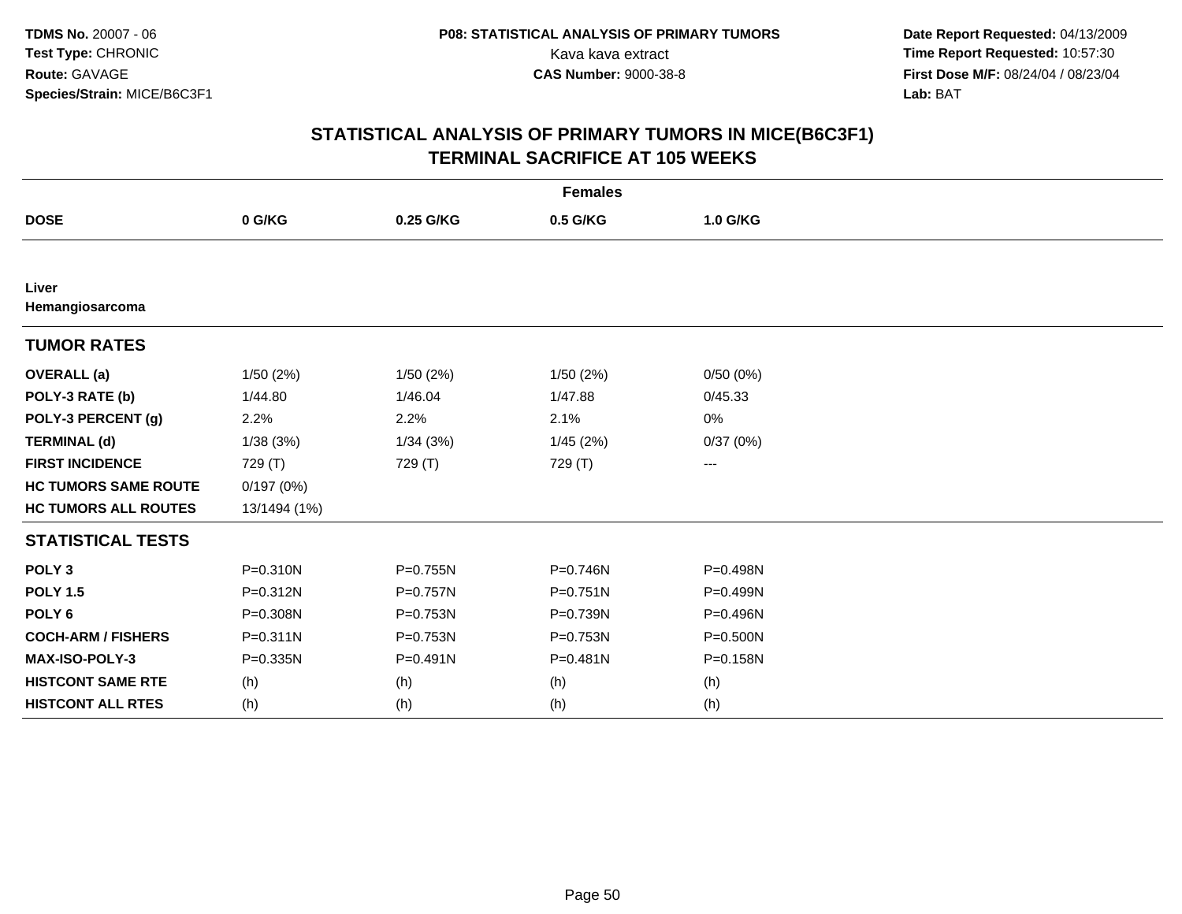**TDMS No.** 20007 - 06
**Test Type:** CHRONIC
**Route:** GAVAGE
**Species/Strain:** MICE/B6C3F1

**P08: STATISTICAL ANALYSIS OF PRIMARY TUMORS**
Kava kava extract
**CAS Number:** 9000-38-8

**Date Report Requested:** 04/13/2009
**Time Report Requested:** 10:57:30
**First Dose M/F:** 08/24/04 / 08/23/04
**Lab:** BAT

## STATISTICAL ANALYSIS OF PRIMARY TUMORS IN MICE(B6C3F1)
## TERMINAL SACRIFICE AT 105 WEEKS

**Females**

| DOSE | 0 G/KG | 0.25 G/KG | 0.5 G/KG | 1.0 G/KG |
|---|---|---|---|---|
| **Liver** | | | | |
| **Hemangiosarcoma** | | | | |
| **TUMOR RATES** | | | | |
| **OVERALL (a)** | 1/50 (2%) | 1/50 (2%) | 1/50 (2%) | 0/50 (0%) |
| **POLY-3 RATE (b)** | 1/44.80 | 1/46.04 | 1/47.88 | 0/45.33 |
| **POLY-3 PERCENT (g)** | 2.2% | 2.2% | 2.1% | 0% |
| **TERMINAL (d)** | 1/38 (3%) | 1/34 (3%) | 1/45 (2%) | 0/37 (0%) |
| **FIRST INCIDENCE** | 729 (T) | 729 (T) | 729 (T) | --- |
| **HC TUMORS SAME ROUTE** | 0/197 (0%) | | | |
| **HC TUMORS ALL ROUTES** | 13/1494 (1%) | | | |
| **STATISTICAL TESTS** | | | | |
| **POLY 3** | P=0.310N | P=0.755N | P=0.746N | P=0.498N |
| **POLY 1.5** | P=0.312N | P=0.757N | P=0.751N | P=0.499N |
| **POLY 6** | P=0.308N | P=0.753N | P=0.739N | P=0.496N |
| **COCH-ARM / FISHERS** | P=0.311N | P=0.753N | P=0.753N | P=0.500N |
| **MAX-ISO-POLY-3** | P=0.335N | P=0.491N | P=0.481N | P=0.158N |
| **HISTCONT SAME RTE** | (h) | (h) | (h) | (h) |
| **HISTCONT ALL RTES** | (h) | (h) | (h) | (h) |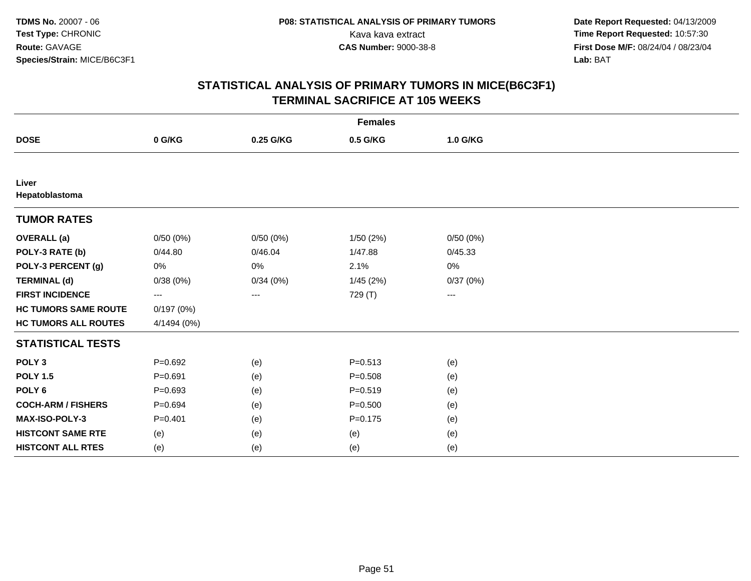**TDMS No.** 20007 - 06
**Test Type:** CHRONIC
**Route:** GAVAGE
**Species/Strain:** MICE/B6C3F1

**P08: STATISTICAL ANALYSIS OF PRIMARY TUMORS**
Kava kava extract
**CAS Number:** 9000-38-8

**Date Report Requested:** 04/13/2009
**Time Report Requested:** 10:57:30
**First Dose M/F:** 08/24/04 / 08/23/04
**Lab:** BAT

## STATISTICAL ANALYSIS OF PRIMARY TUMORS IN MICE(B6C3F1)
## TERMINAL SACRIFICE AT 105 WEEKS

| | Females | | | |
|---|---|---|---|---|
| **DOSE** | **0 G/KG** | **0.25 G/KG** | **0.5 G/KG** | **1.0 G/KG** |
| **Liver** | | | | |
| **Hepatoblastoma** | | | | |
| **TUMOR RATES** | | | | |
| **OVERALL (a)** | 0/50 (0%) | 0/50 (0%) | 1/50 (2%) | 0/50 (0%) |
| **POLY-3 RATE (b)** | 0/44.80 | 0/46.04 | 1/47.88 | 0/45.33 |
| **POLY-3 PERCENT (g)** | 0% | 0% | 2.1% | 0% |
| **TERMINAL (d)** | 0/38 (0%) | 0/34 (0%) | 1/45 (2%) | 0/37 (0%) |
| **FIRST INCIDENCE** | --- | --- | 729 (T) | --- |
| **HC TUMORS SAME ROUTE** | 0/197 (0%) | | | |
| **HC TUMORS ALL ROUTES** | 4/1494 (0%) | | | |
| **STATISTICAL TESTS** | | | | |
| **POLY 3** | P=0.692 | (e) | P=0.513 | (e) |
| **POLY 1.5** | P=0.691 | (e) | P=0.508 | (e) |
| **POLY 6** | P=0.693 | (e) | P=0.519 | (e) |
| **COCH-ARM / FISHERS** | P=0.694 | (e) | P=0.500 | (e) |
| **MAX-ISO-POLY-3** | P=0.401 | (e) | P=0.175 | (e) |
| **HISTCONT SAME RTE** | (e) | (e) | (e) | (e) |
| **HISTCONT ALL RTES** | (e) | (e) | (e) | (e) |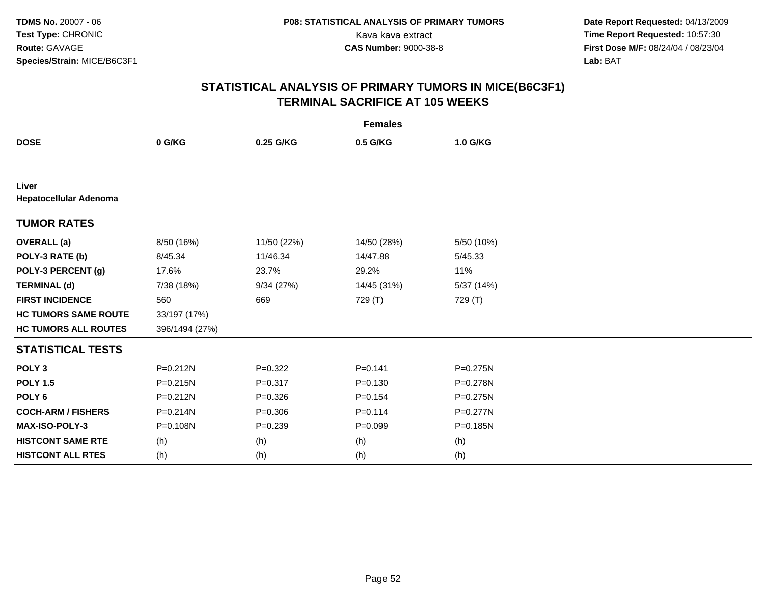**TDMS No.** 20007 - 06
**Test Type:** CHRONIC
**Route:** GAVAGE
**Species/Strain:** MICE/B6C3F1

**P08: STATISTICAL ANALYSIS OF PRIMARY TUMORS**
Kava kava extract
**CAS Number:** 9000-38-8

**Date Report Requested:** 04/13/2009
**Time Report Requested:** 10:57:30
**First Dose M/F:** 08/24/04 / 08/23/04
**Lab:** BAT

## STATISTICAL ANALYSIS OF PRIMARY TUMORS IN MICE(B6C3F1)
## TERMINAL SACRIFICE AT 105 WEEKS

| | Females | | | |
|---|---|---|---|---|
| **DOSE** | **0 G/KG** | **0.25 G/KG** | **0.5 G/KG** | **1.0 G/KG** |
| **Liver** | | | | |
| **Hepatocellular Adenoma** | | | | |
| **TUMOR RATES** | | | | |
| **OVERALL (a)** | 8/50 (16%) | 11/50 (22%) | 14/50 (28%) | 5/50 (10%) |
| **POLY-3 RATE (b)** | 8/45.34 | 11/46.34 | 14/47.88 | 5/45.33 |
| **POLY-3 PERCENT (g)** | 17.6% | 23.7% | 29.2% | 11% |
| **TERMINAL (d)** | 7/38 (18%) | 9/34 (27%) | 14/45 (31%) | 5/37 (14%) |
| **FIRST INCIDENCE** | 560 | 669 | 729 (T) | 729 (T) |
| **HC TUMORS SAME ROUTE** | 33/197 (17%) | | | |
| **HC TUMORS ALL ROUTES** | 396/1494 (27%) | | | |
| **STATISTICAL TESTS** | | | | |
| **POLY 3** | P=0.212N | P=0.322 | P=0.141 | P=0.275N |
| **POLY 1.5** | P=0.215N | P=0.317 | P=0.130 | P=0.278N |
| **POLY 6** | P=0.212N | P=0.326 | P=0.154 | P=0.275N |
| **COCH-ARM / FISHERS** | P=0.214N | P=0.306 | P=0.114 | P=0.277N |
| **MAX-ISO-POLY-3** | P=0.108N | P=0.239 | P=0.099 | P=0.185N |
| **HISTCONT SAME RTE** | (h) | (h) | (h) | (h) |
| **HISTCONT ALL RTES** | (h) | (h) | (h) | (h) |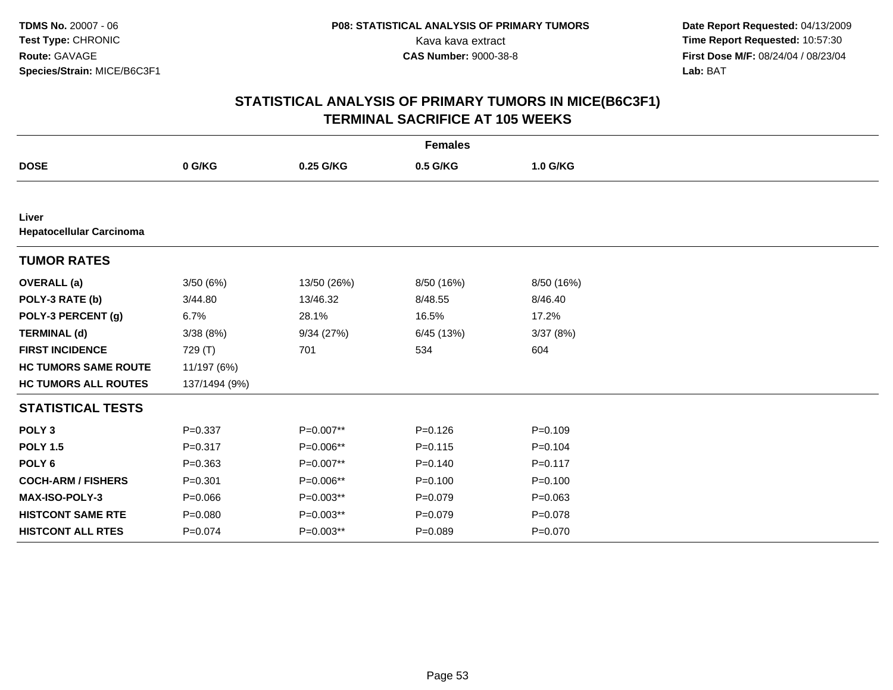**TDMS No.** 20007 - 06
**Test Type:** CHRONIC
**Route:** GAVAGE
**Species/Strain:** MICE/B6C3F1

**P08: STATISTICAL ANALYSIS OF PRIMARY TUMORS**
Kava kava extract
**CAS Number:** 9000-38-8

**Date Report Requested:** 04/13/2009
**Time Report Requested:** 10:57:30
**First Dose M/F:** 08/24/04 / 08/23/04
**Lab:** BAT

# STATISTICAL ANALYSIS OF PRIMARY TUMORS IN MICE(B6C3F1)
# TERMINAL SACRIFICE AT 105 WEEKS

| | Females | | | |
|---|---|---|---|---|
| **DOSE** | **0 G/KG** | **0.25 G/KG** | **0.5 G/KG** | **1.0 G/KG** |
| **Liver** | | | | |
| **Hepatocellular Carcinoma** | | | | |
| **TUMOR RATES** | | | | |
| **OVERALL (a)** | 3/50 (6%) | 13/50 (26%) | 8/50 (16%) | 8/50 (16%) |
| **POLY-3 RATE (b)** | 3/44.80 | 13/46.32 | 8/48.55 | 8/46.40 |
| **POLY-3 PERCENT (g)** | 6.7% | 28.1% | 16.5% | 17.2% |
| **TERMINAL (d)** | 3/38 (8%) | 9/34 (27%) | 6/45 (13%) | 3/37 (8%) |
| **FIRST INCIDENCE** | 729 (T) | 701 | 534 | 604 |
| **HC TUMORS SAME ROUTE** | 11/197 (6%) | | | |
| **HC TUMORS ALL ROUTES** | 137/1494 (9%) | | | |
| **STATISTICAL TESTS** | | | | |
| **POLY 3** | P=0.337 | P=0.007** | P=0.126 | P=0.109 |
| **POLY 1.5** | P=0.317 | P=0.006** | P=0.115 | P=0.104 |
| **POLY 6** | P=0.363 | P=0.007** | P=0.140 | P=0.117 |
| **COCH-ARM / FISHERS** | P=0.301 | P=0.006** | P=0.100 | P=0.100 |
| **MAX-ISO-POLY-3** | P=0.066 | P=0.003** | P=0.079 | P=0.063 |
| **HISTCONT SAME RTE** | P=0.080 | P=0.003** | P=0.079 | P=0.078 |
| **HISTCONT ALL RTES** | P=0.074 | P=0.003** | P=0.089 | P=0.070 |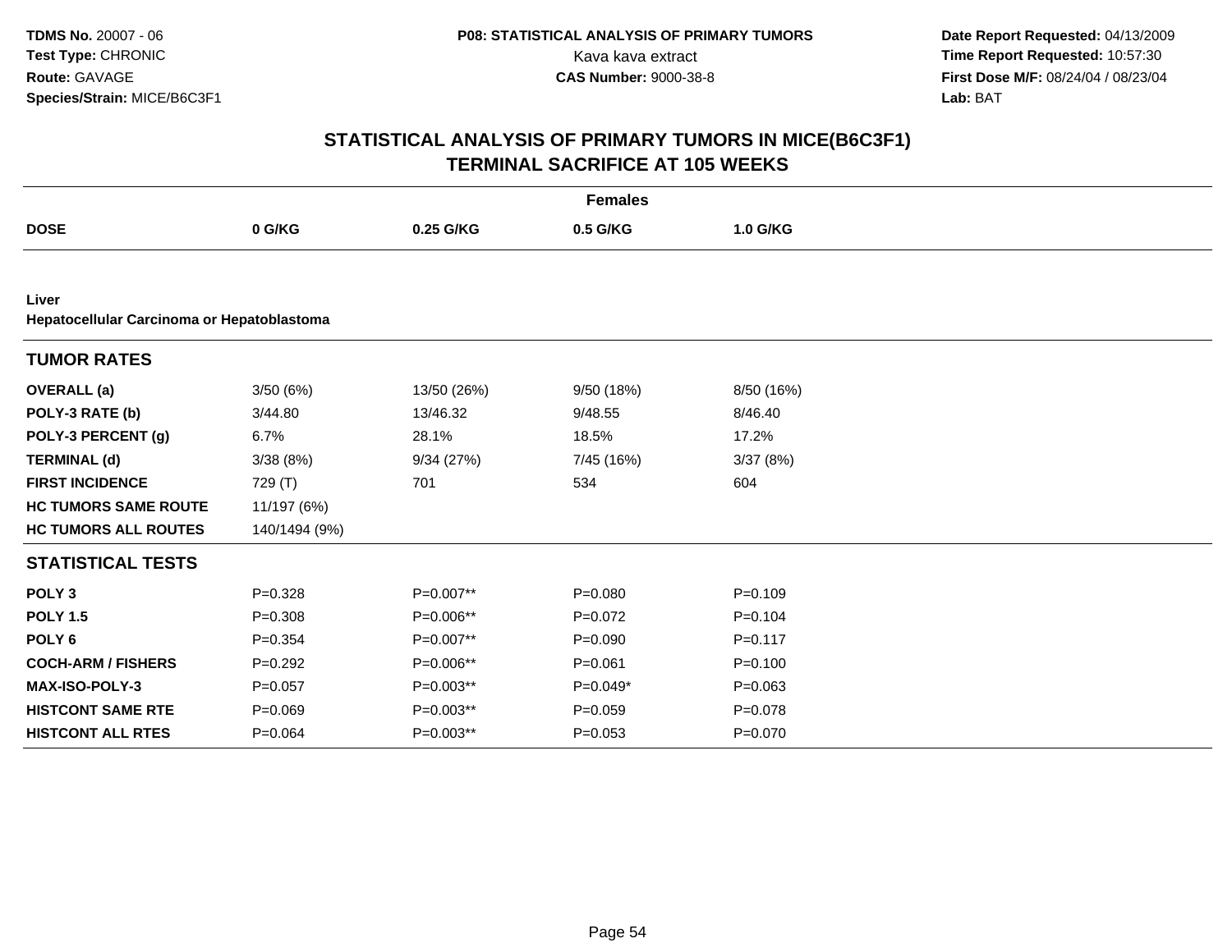**TDMS No.** 20007 - 06
**Test Type:** CHRONIC
**Route:** GAVAGE
**Species/Strain:** MICE/B6C3F1

**P08: STATISTICAL ANALYSIS OF PRIMARY TUMORS**
Kava kava extract
**CAS Number:** 9000-38-8

**Date Report Requested:** 04/13/2009
**Time Report Requested:** 10:57:30
**First Dose M/F:** 08/24/04 / 08/23/04
**Lab:** BAT

# STATISTICAL ANALYSIS OF PRIMARY TUMORS IN MICE(B6C3F1)
## TERMINAL SACRIFICE AT 105 WEEKS

| | Females | | | |
|---|---|---|---|---|
| **DOSE** | **0 G/KG** | **0.25 G/KG** | **0.5 G/KG** | **1.0 G/KG** |
| **Liver** | | | | |
| **Hepatocellular Carcinoma or Hepatoblastoma** | | | | |
| **TUMOR RATES** | | | | |
| **OVERALL (a)** | 3/50 (6%) | 13/50 (26%) | 9/50 (18%) | 8/50 (16%) |
| **POLY-3 RATE (b)** | 3/44.80 | 13/46.32 | 9/48.55 | 8/46.40 |
| **POLY-3 PERCENT (g)** | 6.7% | 28.1% | 18.5% | 17.2% |
| **TERMINAL (d)** | 3/38 (8%) | 9/34 (27%) | 7/45 (16%) | 3/37 (8%) |
| **FIRST INCIDENCE** | 729 (T) | 701 | 534 | 604 |
| **HC TUMORS SAME ROUTE** | 11/197 (6%) | | | |
| **HC TUMORS ALL ROUTES** | 140/1494 (9%) | | | |
| **STATISTICAL TESTS** | | | | |
| **POLY 3** | P=0.328 | P=0.007** | P=0.080 | P=0.109 |
| **POLY 1.5** | P=0.308 | P=0.006** | P=0.072 | P=0.104 |
| **POLY 6** | P=0.354 | P=0.007** | P=0.090 | P=0.117 |
| **COCH-ARM / FISHERS** | P=0.292 | P=0.006** | P=0.061 | P=0.100 |
| **MAX-ISO-POLY-3** | P=0.057 | P=0.003** | P=0.049* | P=0.063 |
| **HISTCONT SAME RTE** | P=0.069 | P=0.003** | P=0.059 | P=0.078 |
| **HISTCONT ALL RTES** | P=0.064 | P=0.003** | P=0.053 | P=0.070 |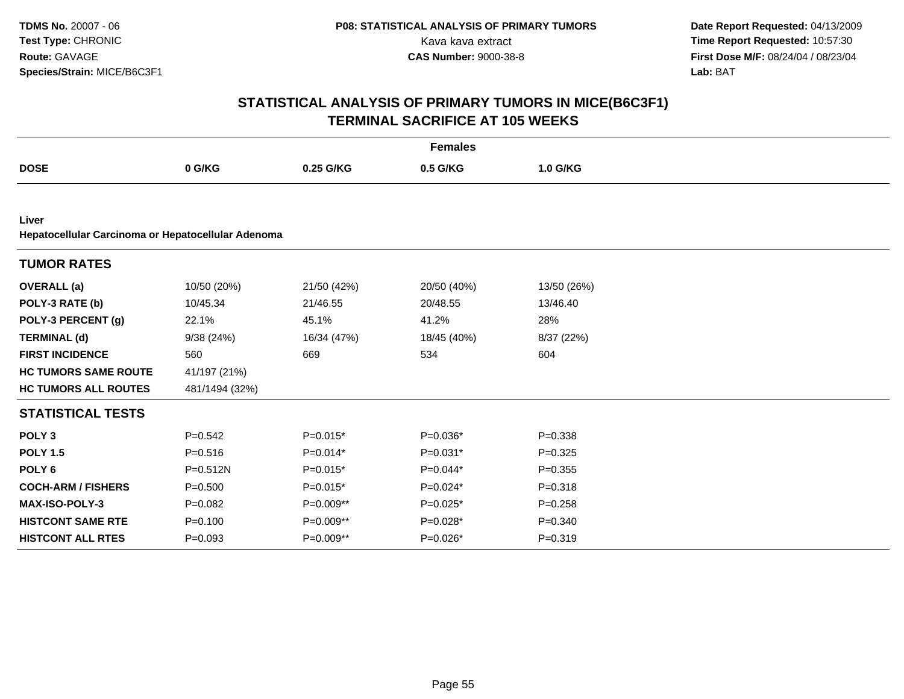**TDMS No.** 20007 - 06
**Test Type:** CHRONIC
**Route:** GAVAGE
**Species/Strain:** MICE/B6C3F1

**P08: STATISTICAL ANALYSIS OF PRIMARY TUMORS**
Kava kava extract
**CAS Number:** 9000-38-8

**Date Report Requested:** 04/13/2009
**Time Report Requested:** 10:57:30
**First Dose M/F:** 08/24/04 / 08/23/04
**Lab:** BAT

# STATISTICAL ANALYSIS OF PRIMARY TUMORS IN MICE(B6C3F1) TERMINAL SACRIFICE AT 105 WEEKS

**Females**

| DOSE | 0 G/KG | 0.25 G/KG | 0.5 G/KG | 1.0 G/KG |
|---|---|---|---|---|

**Liver**
**Hepatocellular Carcinoma or Hepatocellular Adenoma**

| **TUMOR RATES** | | | | |
|---|---|---|---|---|
| **OVERALL (a)** | 10/50 (20%) | 21/50 (42%) | 20/50 (40%) | 13/50 (26%) |
| **POLY-3 RATE (b)** | 10/45.34 | 21/46.55 | 20/48.55 | 13/46.40 |
| **POLY-3 PERCENT (g)** | 22.1% | 45.1% | 41.2% | 28% |
| **TERMINAL (d)** | 9/38 (24%) | 16/34 (47%) | 18/45 (40%) | 8/37 (22%) |
| **FIRST INCIDENCE** | 560 | 669 | 534 | 604 |
| **HC TUMORS SAME ROUTE** | 41/197 (21%) | | | |
| **HC TUMORS ALL ROUTES** | 481/1494 (32%) | | | |
| **STATISTICAL TESTS** | | | | |
| **POLY 3** | P=0.542 | P=0.015* | P=0.036* | P=0.338 |
| **POLY 1.5** | P=0.516 | P=0.014* | P=0.031* | P=0.325 |
| **POLY 6** | P=0.512N | P=0.015* | P=0.044* | P=0.355 |
| **COCH-ARM / FISHERS** | P=0.500 | P=0.015* | P=0.024* | P=0.318 |
| **MAX-ISO-POLY-3** | P=0.082 | P=0.009** | P=0.025* | P=0.258 |
| **HISTCONT SAME RTE** | P=0.100 | P=0.009** | P=0.028* | P=0.340 |
| **HISTCONT ALL RTES** | P=0.093 | P=0.009** | P=0.026* | P=0.319 |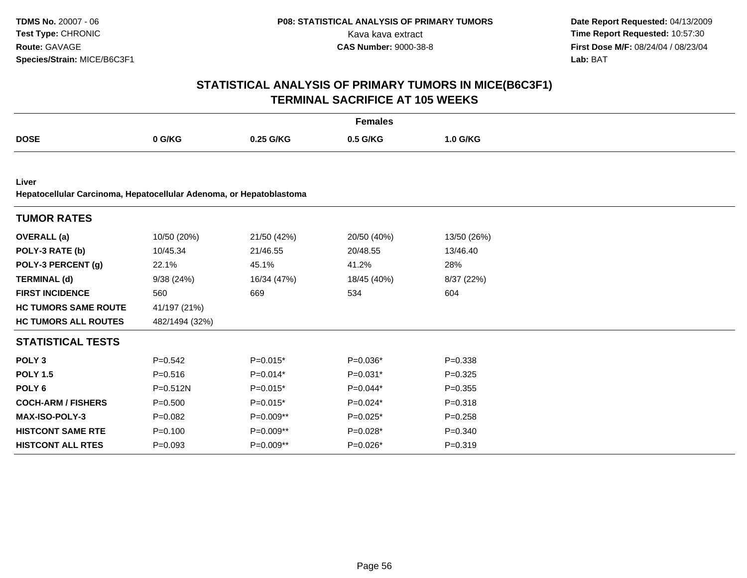TDMS No. 20007 - 06
Test Type: CHRONIC
Route: GAVAGE
Species/Strain: MICE/B6C3F1

P08: STATISTICAL ANALYSIS OF PRIMARY TUMORS
Kava kava extract
CAS Number: 9000-38-8

Date Report Requested: 04/13/2009
Time Report Requested: 10:57:30
First Dose M/F: 08/24/04 / 08/23/04
Lab: BAT

# STATISTICAL ANALYSIS OF PRIMARY TUMORS IN MICE(B6C3F1)
# TERMINAL SACRIFICE AT 105 WEEKS

**Females**

| DOSE | 0 G/KG | 0.25 G/KG | 0.5 G/KG | 1.0 G/KG |
|---|---|---|---|---|
| **Liver** | | | | |
| **Hepatocellular Carcinoma, Hepatocellular Adenoma, or Hepatoblastoma** | | | | |
| **TUMOR RATES** | | | | |
| **OVERALL (a)** | 10/50 (20%) | 21/50 (42%) | 20/50 (40%) | 13/50 (26%) |
| **POLY-3 RATE (b)** | 10/45.34 | 21/46.55 | 20/48.55 | 13/46.40 |
| **POLY-3 PERCENT (g)** | 22.1% | 45.1% | 41.2% | 28% |
| **TERMINAL (d)** | 9/38 (24%) | 16/34 (47%) | 18/45 (40%) | 8/37 (22%) |
| **FIRST INCIDENCE** | 560 | 669 | 534 | 604 |
| **HC TUMORS SAME ROUTE** | 41/197 (21%) | | | |
| **HC TUMORS ALL ROUTES** | 482/1494 (32%) | | | |
| **STATISTICAL TESTS** | | | | |
| **POLY 3** | P=0.542 | P=0.015* | P=0.036* | P=0.338 |
| **POLY 1.5** | P=0.516 | P=0.014* | P=0.031* | P=0.325 |
| **POLY 6** | P=0.512N | P=0.015* | P=0.044* | P=0.355 |
| **COCH-ARM / FISHERS** | P=0.500 | P=0.015* | P=0.024* | P=0.318 |
| **MAX-ISO-POLY-3** | P=0.082 | P=0.009** | P=0.025* | P=0.258 |
| **HISTCONT SAME RTE** | P=0.100 | P=0.009** | P=0.028* | P=0.340 |
| **HISTCONT ALL RTES** | P=0.093 | P=0.009** | P=0.026* | P=0.319 |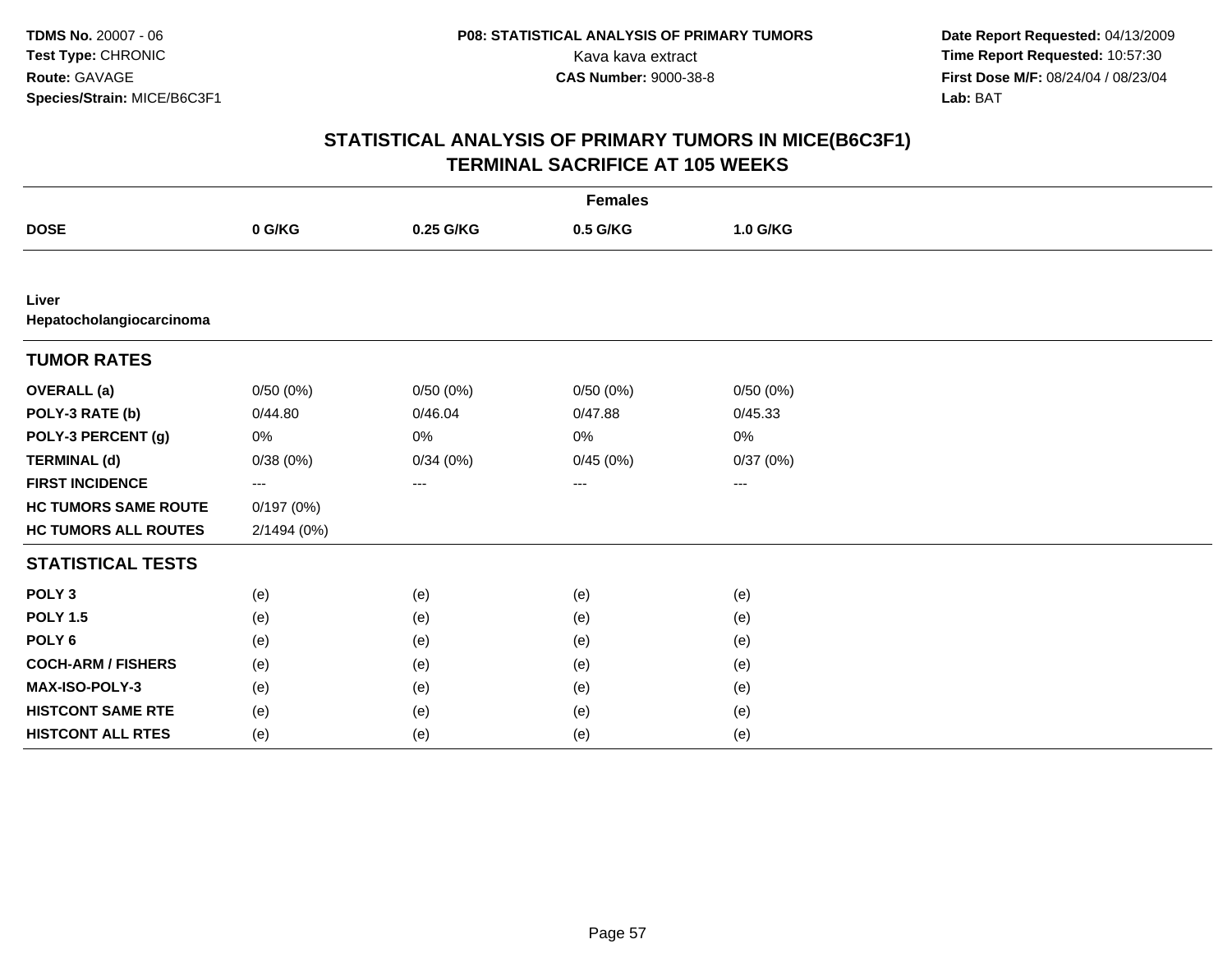**TDMS No.** 20007 - 06
**Test Type:** CHRONIC
**Route:** GAVAGE
**Species/Strain:** MICE/B6C3F1

**P08: STATISTICAL ANALYSIS OF PRIMARY TUMORS**
Kava kava extract
**CAS Number:** 9000-38-8

**Date Report Requested:** 04/13/2009
**Time Report Requested:** 10:57:30
**First Dose M/F:** 08/24/04 / 08/23/04
**Lab:** BAT

# STATISTICAL ANALYSIS OF PRIMARY TUMORS IN MICE(B6C3F1)
# TERMINAL SACRIFICE AT 105 WEEKS

| | Females | | | |
|---|---|---|---|---|
| **DOSE** | **0 G/KG** | **0.25 G/KG** | **0.5 G/KG** | **1.0 G/KG** |
| **Liver** | | | | |
| **Hepatocholangiocarcinoma** | | | | |
| **TUMOR RATES** | | | | |
| **OVERALL (a)** | 0/50 (0%) | 0/50 (0%) | 0/50 (0%) | 0/50 (0%) |
| **POLY-3 RATE (b)** | 0/44.80 | 0/46.04 | 0/47.88 | 0/45.33 |
| **POLY-3 PERCENT (g)** | 0% | 0% | 0% | 0% |
| **TERMINAL (d)** | 0/38 (0%) | 0/34 (0%) | 0/45 (0%) | 0/37 (0%) |
| **FIRST INCIDENCE** | --- | --- | --- | --- |
| **HC TUMORS SAME ROUTE** | 0/197 (0%) | | | |
| **HC TUMORS ALL ROUTES** | 2/1494 (0%) | | | |
| **STATISTICAL TESTS** | | | | |
| **POLY 3** | (e) | (e) | (e) | (e) |
| **POLY 1.5** | (e) | (e) | (e) | (e) |
| **POLY 6** | (e) | (e) | (e) | (e) |
| **COCH-ARM / FISHERS** | (e) | (e) | (e) | (e) |
| **MAX-ISO-POLY-3** | (e) | (e) | (e) | (e) |
| **HISTCONT SAME RTE** | (e) | (e) | (e) | (e) |
| **HISTCONT ALL RTES** | (e) | (e) | (e) | (e) |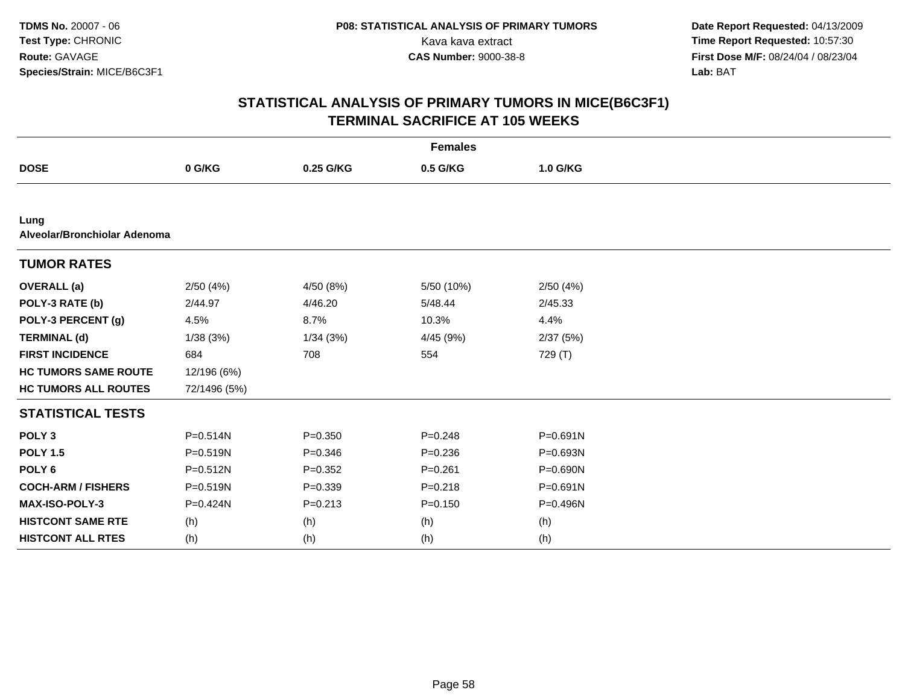**TDMS No.** 20007 - 06
**Test Type:** CHRONIC
**Route:** GAVAGE
**Species/Strain:** MICE/B6C3F1

**P08: STATISTICAL ANALYSIS OF PRIMARY TUMORS**
Kava kava extract
**CAS Number:** 9000-38-8

**Date Report Requested:** 04/13/2009
**Time Report Requested:** 10:57:30
**First Dose M/F:** 08/24/04 / 08/23/04
**Lab:** BAT

# STATISTICAL ANALYSIS OF PRIMARY TUMORS IN MICE(B6C3F1) TERMINAL SACRIFICE AT 105 WEEKS

| Females | | | | |
|---|---|---|---|---|
| **DOSE** | **0 G/KG** | **0.25 G/KG** | **0.5 G/KG** | **1.0 G/KG** |
| **Lung** | | | | |
| **Alveolar/Bronchiolar Adenoma** | | | | |
| **TUMOR RATES** | | | | |
| **OVERALL (a)** | 2/50 (4%) | 4/50 (8%) | 5/50 (10%) | 2/50 (4%) |
| **POLY-3 RATE (b)** | 2/44.97 | 4/46.20 | 5/48.44 | 2/45.33 |
| **POLY-3 PERCENT (g)** | 4.5% | 8.7% | 10.3% | 4.4% |
| **TERMINAL (d)** | 1/38 (3%) | 1/34 (3%) | 4/45 (9%) | 2/37 (5%) |
| **FIRST INCIDENCE** | 684 | 708 | 554 | 729 (T) |
| **HC TUMORS SAME ROUTE** | 12/196 (6%) | | | |
| **HC TUMORS ALL ROUTES** | 72/1496 (5%) | | | |
| **STATISTICAL TESTS** | | | | |
| **POLY 3** | P=0.514N | P=0.350 | P=0.248 | P=0.691N |
| **POLY 1.5** | P=0.519N | P=0.346 | P=0.236 | P=0.693N |
| **POLY 6** | P=0.512N | P=0.352 | P=0.261 | P=0.690N |
| **COCH-ARM / FISHERS** | P=0.519N | P=0.339 | P=0.218 | P=0.691N |
| **MAX-ISO-POLY-3** | P=0.424N | P=0.213 | P=0.150 | P=0.496N |
| **HISTCONT SAME RTE** | (h) | (h) | (h) | (h) |
| **HISTCONT ALL RTES** | (h) | (h) | (h) | (h) |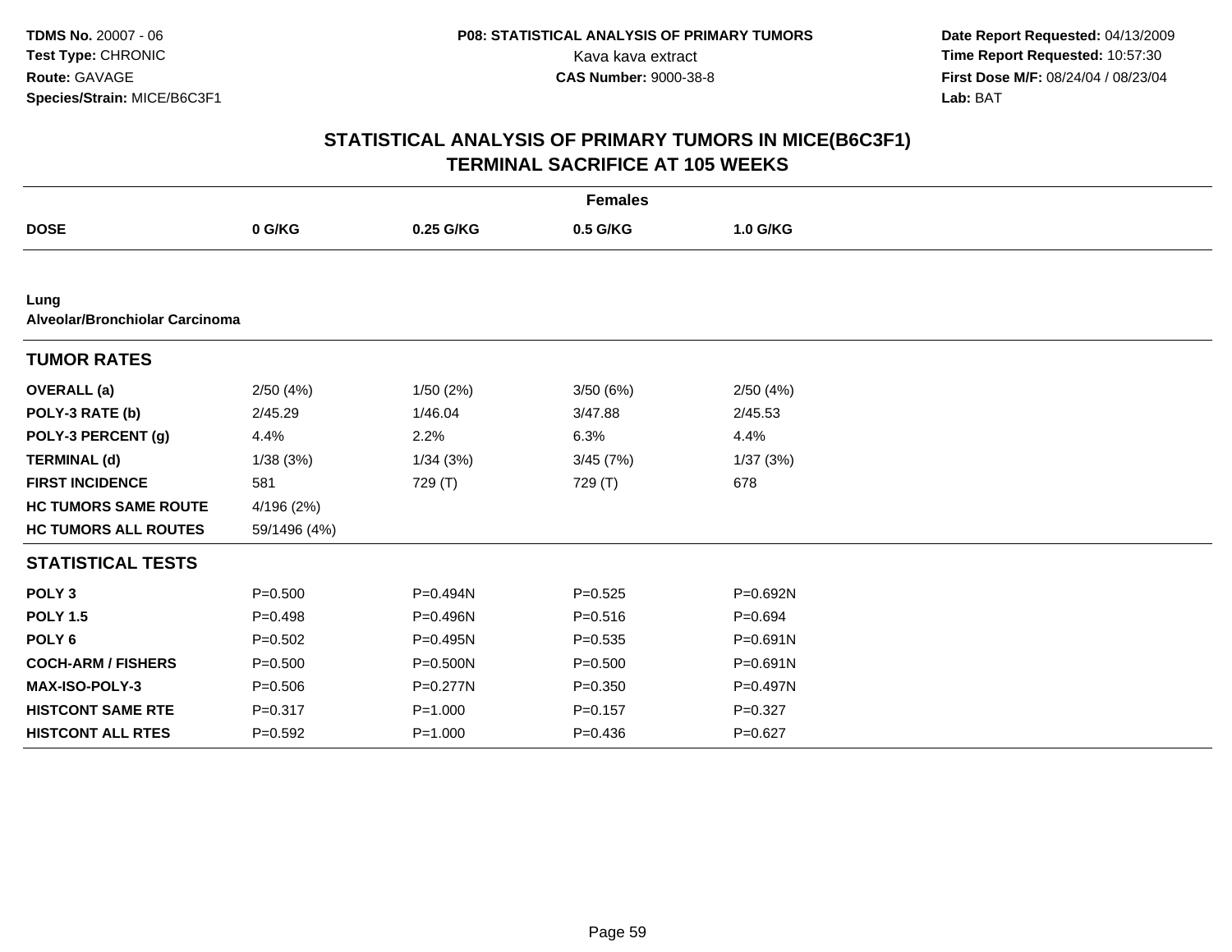**TDMS No.** 20007 - 06
**Test Type:** CHRONIC
**Route:** GAVAGE
**Species/Strain:** MICE/B6C3F1

**P08: STATISTICAL ANALYSIS OF PRIMARY TUMORS**
Kava kava extract
**CAS Number:** 9000-38-8

**Date Report Requested:** 04/13/2009
**Time Report Requested:** 10:57:30
**First Dose M/F:** 08/24/04 / 08/23/04
**Lab:** BAT

## STATISTICAL ANALYSIS OF PRIMARY TUMORS IN MICE(B6C3F1)
## TERMINAL SACRIFICE AT 105 WEEKS

| | Females | | | |
|---|---|---|---|---|
| **DOSE** | **0 G/KG** | **0.25 G/KG** | **0.5 G/KG** | **1.0 G/KG** |
| **Lung** | | | | |
| **Alveolar/Bronchiolar Carcinoma** | | | | |
| **TUMOR RATES** | | | | |
| **OVERALL (a)** | 2/50 (4%) | 1/50 (2%) | 3/50 (6%) | 2/50 (4%) |
| **POLY-3 RATE (b)** | 2/45.29 | 1/46.04 | 3/47.88 | 2/45.53 |
| **POLY-3 PERCENT (g)** | 4.4% | 2.2% | 6.3% | 4.4% |
| **TERMINAL (d)** | 1/38 (3%) | 1/34 (3%) | 3/45 (7%) | 1/37 (3%) |
| **FIRST INCIDENCE** | 581 | 729 (T) | 729 (T) | 678 |
| **HC TUMORS SAME ROUTE** | 4/196 (2%) | | | |
| **HC TUMORS ALL ROUTES** | 59/1496 (4%) | | | |
| **STATISTICAL TESTS** | | | | |
| **POLY 3** | P=0.500 | P=0.494N | P=0.525 | P=0.692N |
| **POLY 1.5** | P=0.498 | P=0.496N | P=0.516 | P=0.694 |
| **POLY 6** | P=0.502 | P=0.495N | P=0.535 | P=0.691N |
| **COCH-ARM / FISHERS** | P=0.500 | P=0.500N | P=0.500 | P=0.691N |
| **MAX-ISO-POLY-3** | P=0.506 | P=0.277N | P=0.350 | P=0.497N |
| **HISTCONT SAME RTE** | P=0.317 | P=1.000 | P=0.157 | P=0.327 |
| **HISTCONT ALL RTES** | P=0.592 | P=1.000 | P=0.436 | P=0.627 |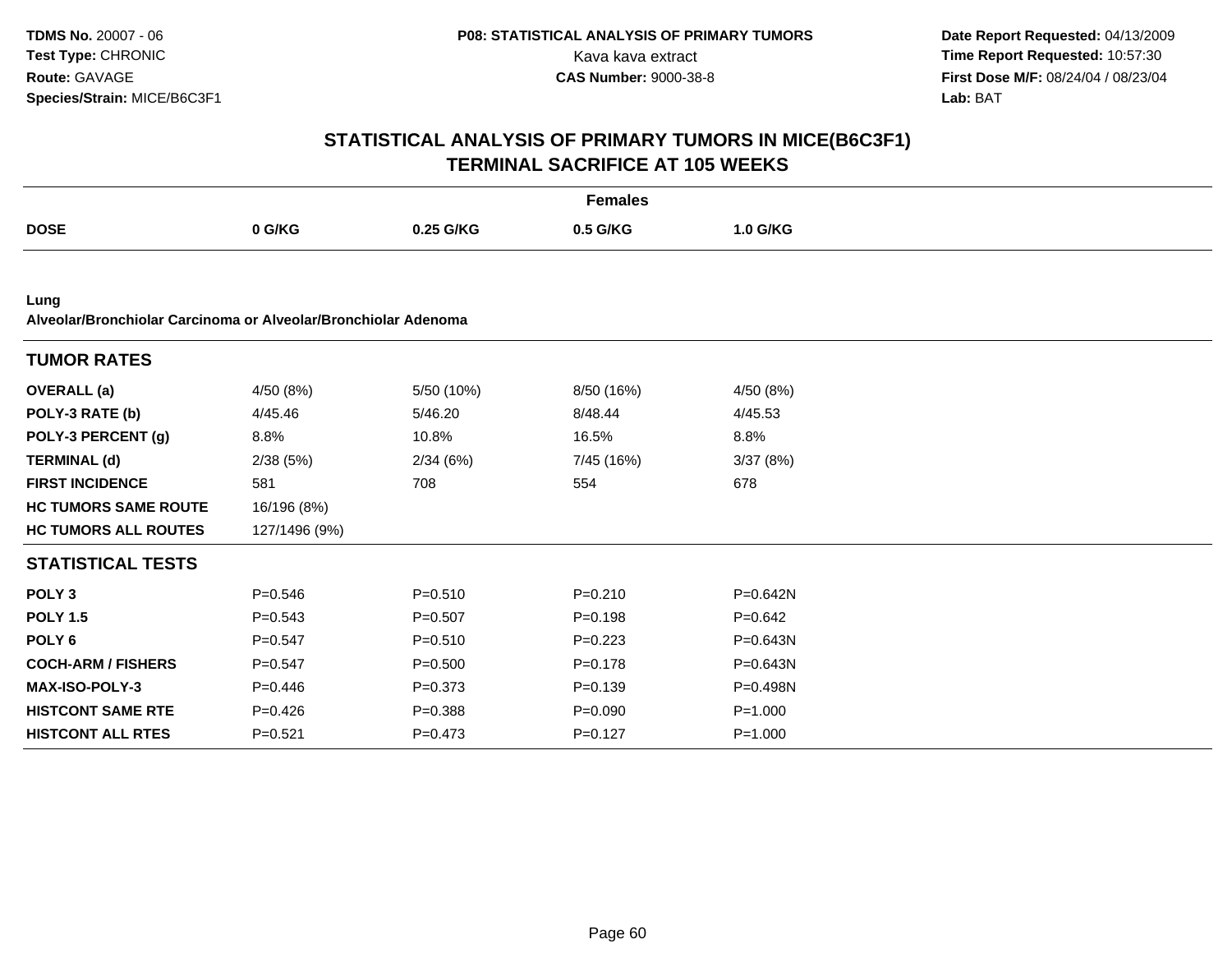**TDMS No.** 20007 - 06
**Test Type:** CHRONIC
**Route:** GAVAGE
**Species/Strain:** MICE/B6C3F1

**P08: STATISTICAL ANALYSIS OF PRIMARY TUMORS**
Kava kava extract
**CAS Number:** 9000-38-8

**Date Report Requested:** 04/13/2009
**Time Report Requested:** 10:57:30
**First Dose M/F:** 08/24/04 / 08/23/04
**Lab:** BAT

# STATISTICAL ANALYSIS OF PRIMARY TUMORS IN MICE(B6C3F1)
## TERMINAL SACRIFICE AT 105 WEEKS

**Females**

| DOSE | 0 G/KG | 0.25 G/KG | 0.5 G/KG | 1.0 G/KG |
|---|---|---|---|---|
| **Lung** | | | | |
| **Alveolar/Bronchiolar Carcinoma or Alveolar/Bronchiolar Adenoma** | | | | |
| **TUMOR RATES** | | | | |
| **OVERALL (a)** | 4/50 (8%) | 5/50 (10%) | 8/50 (16%) | 4/50 (8%) |
| **POLY-3 RATE (b)** | 4/45.46 | 5/46.20 | 8/48.44 | 4/45.53 |
| **POLY-3 PERCENT (g)** | 8.8% | 10.8% | 16.5% | 8.8% |
| **TERMINAL (d)** | 2/38 (5%) | 2/34 (6%) | 7/45 (16%) | 3/37 (8%) |
| **FIRST INCIDENCE** | 581 | 708 | 554 | 678 |
| **HC TUMORS SAME ROUTE** | 16/196 (8%) | | | |
| **HC TUMORS ALL ROUTES** | 127/1496 (9%) | | | |
| **STATISTICAL TESTS** | | | | |
| **POLY 3** | P=0.546 | P=0.510 | P=0.210 | P=0.642N |
| **POLY 1.5** | P=0.543 | P=0.507 | P=0.198 | P=0.642 |
| **POLY 6** | P=0.547 | P=0.510 | P=0.223 | P=0.643N |
| **COCH-ARM / FISHERS** | P=0.547 | P=0.500 | P=0.178 | P=0.643N |
| **MAX-ISO-POLY-3** | P=0.446 | P=0.373 | P=0.139 | P=0.498N |
| **HISTCONT SAME RTE** | P=0.426 | P=0.388 | P=0.090 | P=1.000 |
| **HISTCONT ALL RTES** | P=0.521 | P=0.473 | P=0.127 | P=1.000 |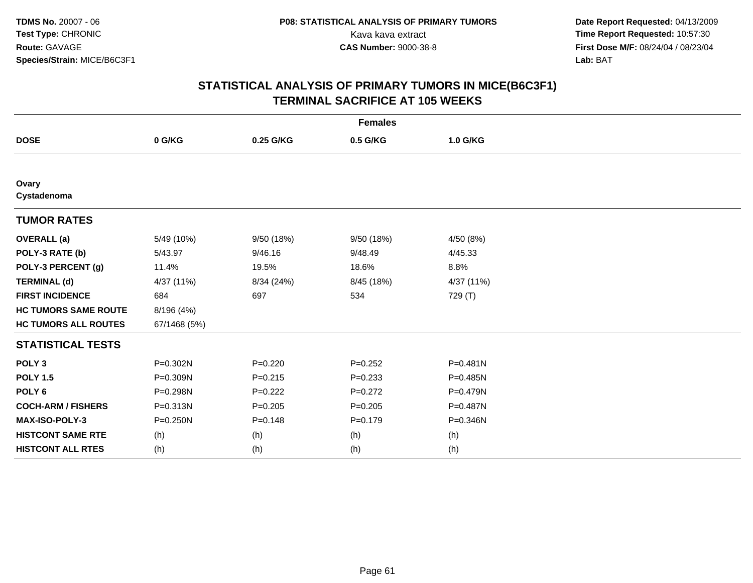**TDMS No.** 20007 - 06
**Test Type:** CHRONIC
**Route:** GAVAGE
**Species/Strain:** MICE/B6C3F1

**P08: STATISTICAL ANALYSIS OF PRIMARY TUMORS**
Kava kava extract
**CAS Number:** 9000-38-8

**Date Report Requested:** 04/13/2009
**Time Report Requested:** 10:57:30
**First Dose M/F:** 08/24/04 / 08/23/04
**Lab:** BAT

# STATISTICAL ANALYSIS OF PRIMARY TUMORS IN MICE(B6C3F1)
# TERMINAL SACRIFICE AT 105 WEEKS

| | Females | | | |
|---|---|---|---|---|
| **DOSE** | **0 G/KG** | **0.25 G/KG** | **0.5 G/KG** | **1.0 G/KG** |
| **Ovary** | | | | |
| **Cystadenoma** | | | | |
| **TUMOR RATES** | | | | |
| **OVERALL (a)** | 5/49 (10%) | 9/50 (18%) | 9/50 (18%) | 4/50 (8%) |
| **POLY-3 RATE (b)** | 5/43.97 | 9/46.16 | 9/48.49 | 4/45.33 |
| **POLY-3 PERCENT (g)** | 11.4% | 19.5% | 18.6% | 8.8% |
| **TERMINAL (d)** | 4/37 (11%) | 8/34 (24%) | 8/45 (18%) | 4/37 (11%) |
| **FIRST INCIDENCE** | 684 | 697 | 534 | 729 (T) |
| **HC TUMORS SAME ROUTE** | 8/196 (4%) | | | |
| **HC TUMORS ALL ROUTES** | 67/1468 (5%) | | | |
| **STATISTICAL TESTS** | | | | |
| **POLY 3** | P=0.302N | P=0.220 | P=0.252 | P=0.481N |
| **POLY 1.5** | P=0.309N | P=0.215 | P=0.233 | P=0.485N |
| **POLY 6** | P=0.298N | P=0.222 | P=0.272 | P=0.479N |
| **COCH-ARM / FISHERS** | P=0.313N | P=0.205 | P=0.205 | P=0.487N |
| **MAX-ISO-POLY-3** | P=0.250N | P=0.148 | P=0.179 | P=0.346N |
| **HISTCONT SAME RTE** | (h) | (h) | (h) | (h) |
| **HISTCONT ALL RTES** | (h) | (h) | (h) | (h) |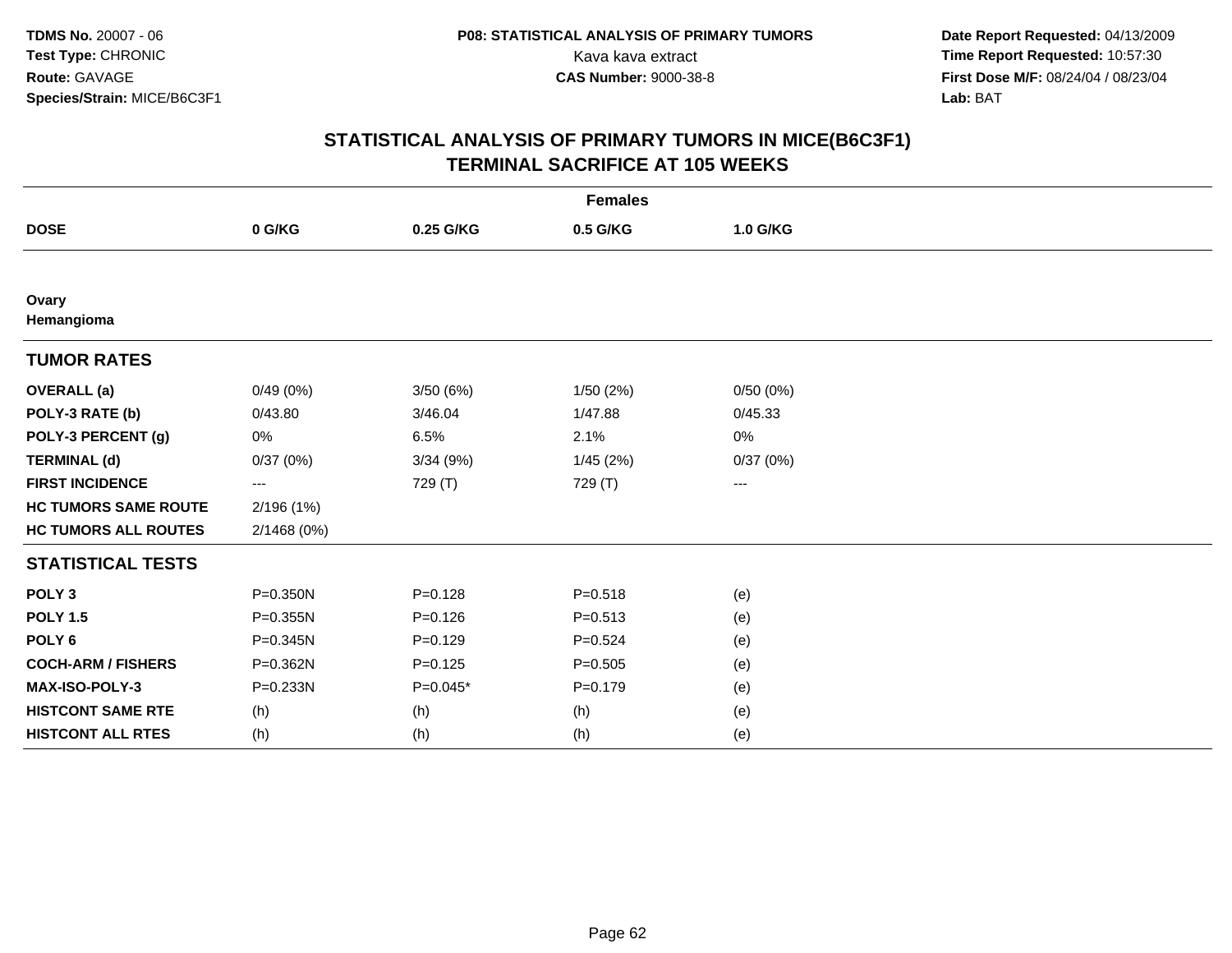**TDMS No.** 20007 - 06
**Test Type:** CHRONIC
**Route:** GAVAGE
**Species/Strain:** MICE/B6C3F1

**P08: STATISTICAL ANALYSIS OF PRIMARY TUMORS**
Kava kava extract
**CAS Number:** 9000-38-8

**Date Report Requested:** 04/13/2009
**Time Report Requested:** 10:57:30
**First Dose M/F:** 08/24/04 / 08/23/04
**Lab:** BAT

## STATISTICAL ANALYSIS OF PRIMARY TUMORS IN MICE(B6C3F1)
## TERMINAL SACRIFICE AT 105 WEEKS

| | Females | | | |
|---|---|---|---|---|
| **DOSE** | **0 G/KG** | **0.25 G/KG** | **0.5 G/KG** | **1.0 G/KG** |
| **Ovary** | | | | |
| **Hemangioma** | | | | |
| **TUMOR RATES** | | | | |
| **OVERALL (a)** | 0/49 (0%) | 3/50 (6%) | 1/50 (2%) | 0/50 (0%) |
| **POLY-3 RATE (b)** | 0/43.80 | 3/46.04 | 1/47.88 | 0/45.33 |
| **POLY-3 PERCENT (g)** | 0% | 6.5% | 2.1% | 0% |
| **TERMINAL (d)** | 0/37 (0%) | 3/34 (9%) | 1/45 (2%) | 0/37 (0%) |
| **FIRST INCIDENCE** | --- | 729 (T) | 729 (T) | --- |
| **HC TUMORS SAME ROUTE** | 2/196 (1%) | | | |
| **HC TUMORS ALL ROUTES** | 2/1468 (0%) | | | |
| **STATISTICAL TESTS** | | | | |
| **POLY 3** | P=0.350N | P=0.128 | P=0.518 | (e) |
| **POLY 1.5** | P=0.355N | P=0.126 | P=0.513 | (e) |
| **POLY 6** | P=0.345N | P=0.129 | P=0.524 | (e) |
| **COCH-ARM / FISHERS** | P=0.362N | P=0.125 | P=0.505 | (e) |
| **MAX-ISO-POLY-3** | P=0.233N | P=0.045* | P=0.179 | (e) |
| **HISTCONT SAME RTE** | (h) | (h) | (h) | (e) |
| **HISTCONT ALL RTES** | (h) | (h) | (h) | (e) |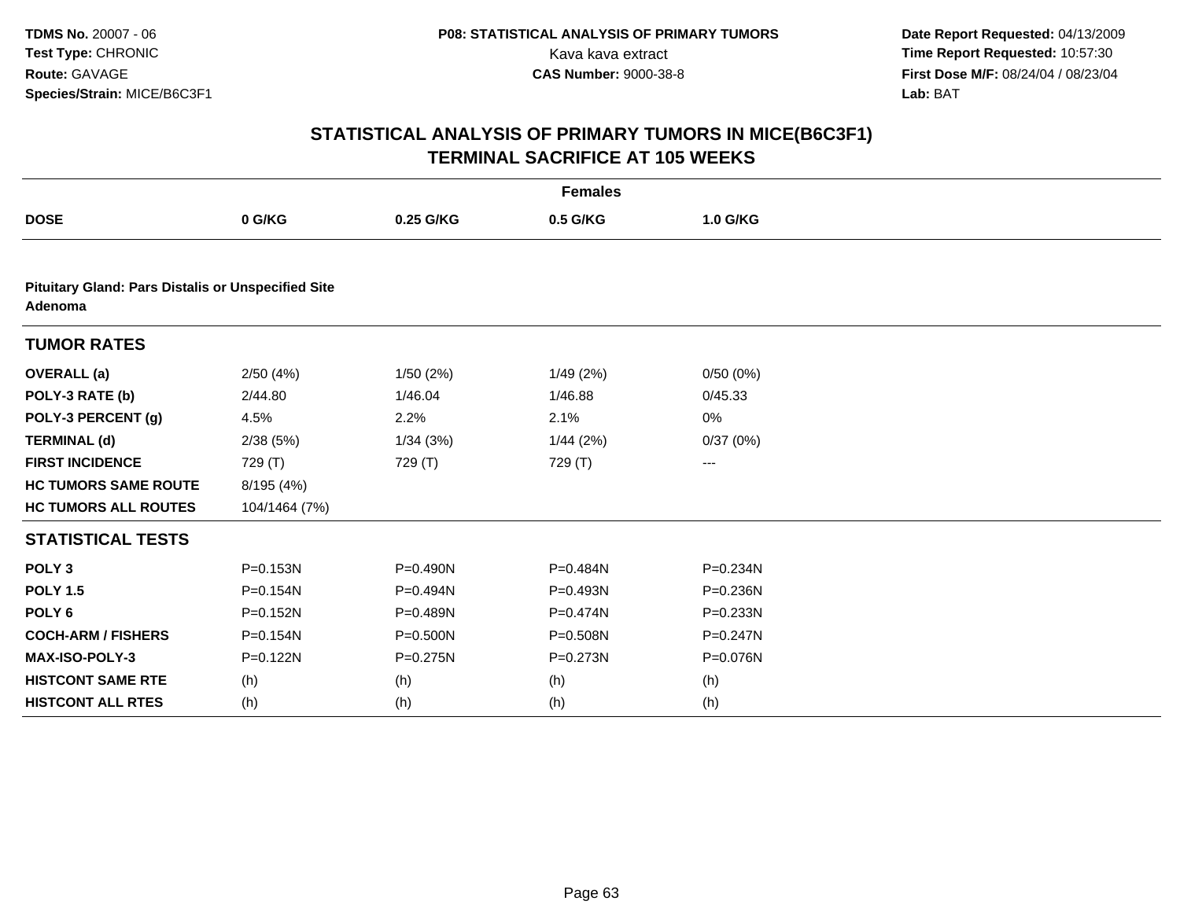**TDMS No.** 20007 - 06
**Test Type:** CHRONIC
**Route:** GAVAGE
**Species/Strain:** MICE/B6C3F1

**P08: STATISTICAL ANALYSIS OF PRIMARY TUMORS**
Kava kava extract
**CAS Number:** 9000-38-8

**Date Report Requested:** 04/13/2009
**Time Report Requested:** 10:57:30
**First Dose M/F:** 08/24/04 / 08/23/04
**Lab:** BAT

# STATISTICAL ANALYSIS OF PRIMARY TUMORS IN MICE(B6C3F1)
# TERMINAL SACRIFICE AT 105 WEEKS

| | **Females** | | | |
|---|---|---|---|---|
| **DOSE** | **0 G/KG** | **0.25 G/KG** | **0.5 G/KG** | **1.0 G/KG** |
| **Pituitary Gland: Pars Distalis or Unspecified Site Adenoma** | | | | |
| **TUMOR RATES** | | | | |
| **OVERALL (a)** | 2/50 (4%) | 1/50 (2%) | 1/49 (2%) | 0/50 (0%) |
| **POLY-3 RATE (b)** | 2/44.80 | 1/46.04 | 1/46.88 | 0/45.33 |
| **POLY-3 PERCENT (g)** | 4.5% | 2.2% | 2.1% | 0% |
| **TERMINAL (d)** | 2/38 (5%) | 1/34 (3%) | 1/44 (2%) | 0/37 (0%) |
| **FIRST INCIDENCE** | 729 (T) | 729 (T) | 729 (T) | --- |
| **HC TUMORS SAME ROUTE** | 8/195 (4%) | | | |
| **HC TUMORS ALL ROUTES** | 104/1464 (7%) | | | |
| **STATISTICAL TESTS** | | | | |
| **POLY 3** | P=0.153N | P=0.490N | P=0.484N | P=0.234N |
| **POLY 1.5** | P=0.154N | P=0.494N | P=0.493N | P=0.236N |
| **POLY 6** | P=0.152N | P=0.489N | P=0.474N | P=0.233N |
| **COCH-ARM / FISHERS** | P=0.154N | P=0.500N | P=0.508N | P=0.247N |
| **MAX-ISO-POLY-3** | P=0.122N | P=0.275N | P=0.273N | P=0.076N |
| **HISTCONT SAME RTE** | (h) | (h) | (h) | (h) |
| **HISTCONT ALL RTES** | (h) | (h) | (h) | (h) |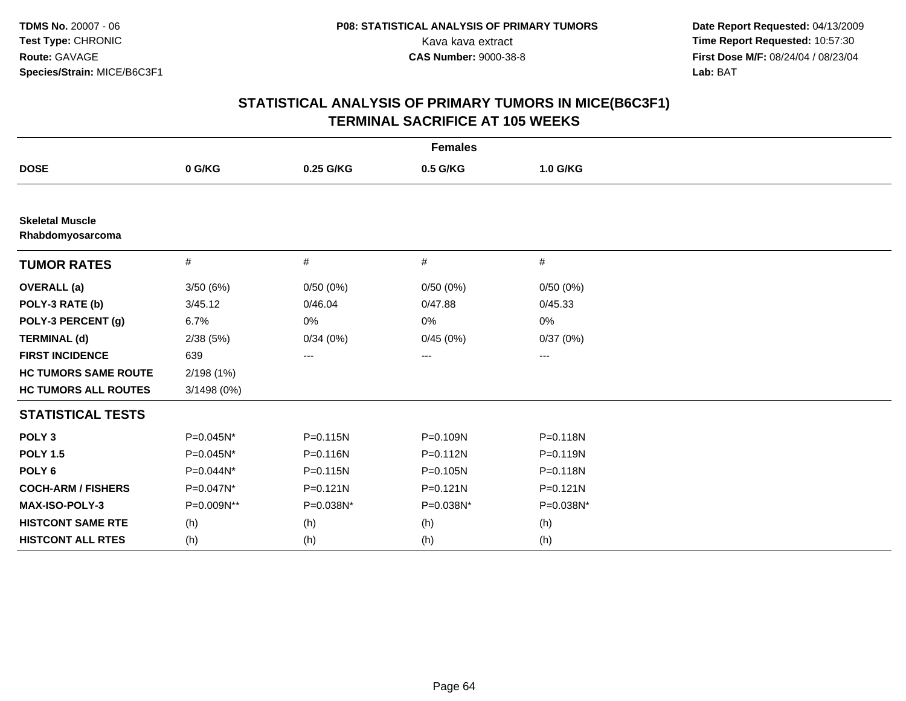# STATISTICAL ANALYSIS OF PRIMARY TUMORS IN MICE(B6C3F1)
## TERMINAL SACRIFICE AT 105 WEEKS

**TDMS No.** 20007 - 06
**Test Type:** CHRONIC
**Route:** GAVAGE
**Species/Strain:** MICE/B6C3F1

**P08: STATISTICAL ANALYSIS OF PRIMARY TUMORS**
Kava kava extract
**CAS Number:** 9000-38-8

**Date Report Requested:** 04/13/2009
**Time Report Requested:** 10:57:30
**First Dose M/F:** 08/24/04 / 08/23/04
**Lab:** BAT

**Females**

| DOSE | 0 G/KG | 0.25 G/KG | 0.5 G/KG | 1.0 G/KG |
|---|---|---|---|---|
| **Skeletal Muscle Rhabdomyosarcoma** | | | | |
| **TUMOR RATES** | # | # | # | # |
| **OVERALL (a)** | 3/50 (6%) | 0/50 (0%) | 0/50 (0%) | 0/50 (0%) |
| **POLY-3 RATE (b)** | 3/45.12 | 0/46.04 | 0/47.88 | 0/45.33 |
| **POLY-3 PERCENT (g)** | 6.7% | 0% | 0% | 0% |
| **TERMINAL (d)** | 2/38 (5%) | 0/34 (0%) | 0/45 (0%) | 0/37 (0%) |
| **FIRST INCIDENCE** | 639 | --- | --- | --- |
| **HC TUMORS SAME ROUTE** | 2/198 (1%) | | | |
| **HC TUMORS ALL ROUTES** | 3/1498 (0%) | | | |
| **STATISTICAL TESTS** | | | | |
| **POLY 3** | P=0.045N* | P=0.115N | P=0.109N | P=0.118N |
| **POLY 1.5** | P=0.045N* | P=0.116N | P=0.112N | P=0.119N |
| **POLY 6** | P=0.044N* | P=0.115N | P=0.105N | P=0.118N |
| **COCH-ARM / FISHERS** | P=0.047N* | P=0.121N | P=0.121N | P=0.121N |
| **MAX-ISO-POLY-3** | P=0.009N** | P=0.038N* | P=0.038N* | P=0.038N* |
| **HISTCONT SAME RTE** | (h) | (h) | (h) | (h) |
| **HISTCONT ALL RTES** | (h) | (h) | (h) | (h) |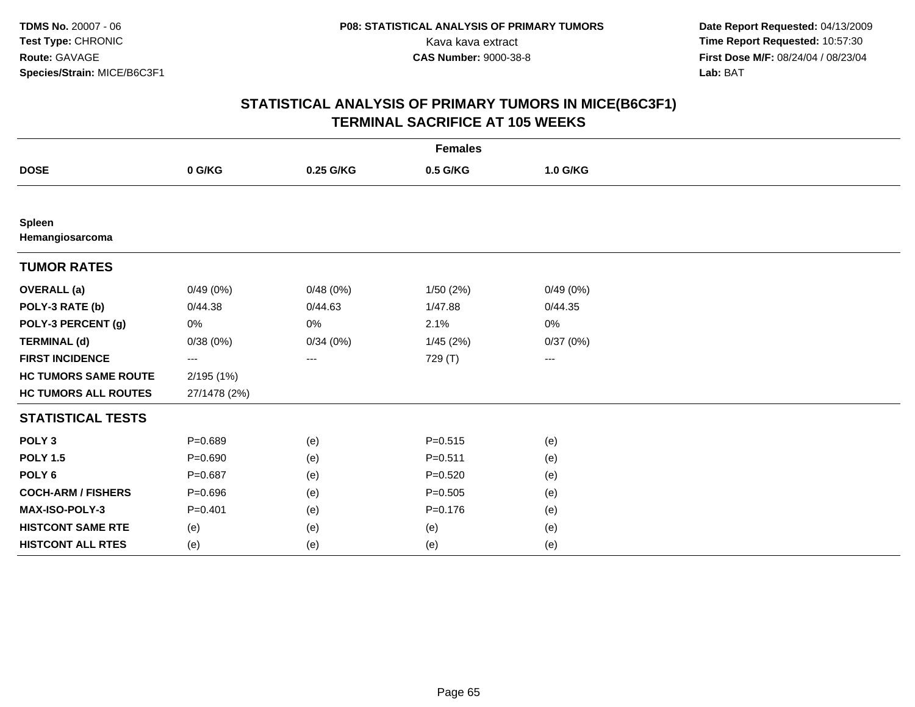**TDMS No.** 20007 - 06
**Test Type:** CHRONIC
**Route:** GAVAGE
**Species/Strain:** MICE/B6C3F1

**P08: STATISTICAL ANALYSIS OF PRIMARY TUMORS**
Kava kava extract
**CAS Number:** 9000-38-8

**Date Report Requested:** 04/13/2009
**Time Report Requested:** 10:57:30
**First Dose M/F:** 08/24/04 / 08/23/04
**Lab:** BAT

# STATISTICAL ANALYSIS OF PRIMARY TUMORS IN MICE(B6C3F1)
# TERMINAL SACRIFICE AT 105 WEEKS

| Females | | | | |
|---|---|---|---|---|
| **DOSE** | **0 G/KG** | **0.25 G/KG** | **0.5 G/KG** | **1.0 G/KG** |
| **Spleen**<br>**Hemangiosarcoma** | | | | |
| **TUMOR RATES** | | | | |
| **OVERALL (a)** | 0/49 (0%) | 0/48 (0%) | 1/50 (2%) | 0/49 (0%) |
| **POLY-3 RATE (b)** | 0/44.38 | 0/44.63 | 1/47.88 | 0/44.35 |
| **POLY-3 PERCENT (g)** | 0% | 0% | 2.1% | 0% |
| **TERMINAL (d)** | 0/38 (0%) | 0/34 (0%) | 1/45 (2%) | 0/37 (0%) |
| **FIRST INCIDENCE** | --- | --- | 729 (T) | --- |
| **HC TUMORS SAME ROUTE** | 2/195 (1%) | | | |
| **HC TUMORS ALL ROUTES** | 27/1478 (2%) | | | |
| **STATISTICAL TESTS** | | | | |
| **POLY 3** | P=0.689 | (e) | P=0.515 | (e) |
| **POLY 1.5** | P=0.690 | (e) | P=0.511 | (e) |
| **POLY 6** | P=0.687 | (e) | P=0.520 | (e) |
| **COCH-ARM / FISHERS** | P=0.696 | (e) | P=0.505 | (e) |
| **MAX-ISO-POLY-3** | P=0.401 | (e) | P=0.176 | (e) |
| **HISTCONT SAME RTE** | (e) | (e) | (e) | (e) |
| **HISTCONT ALL RTES** | (e) | (e) | (e) | (e) |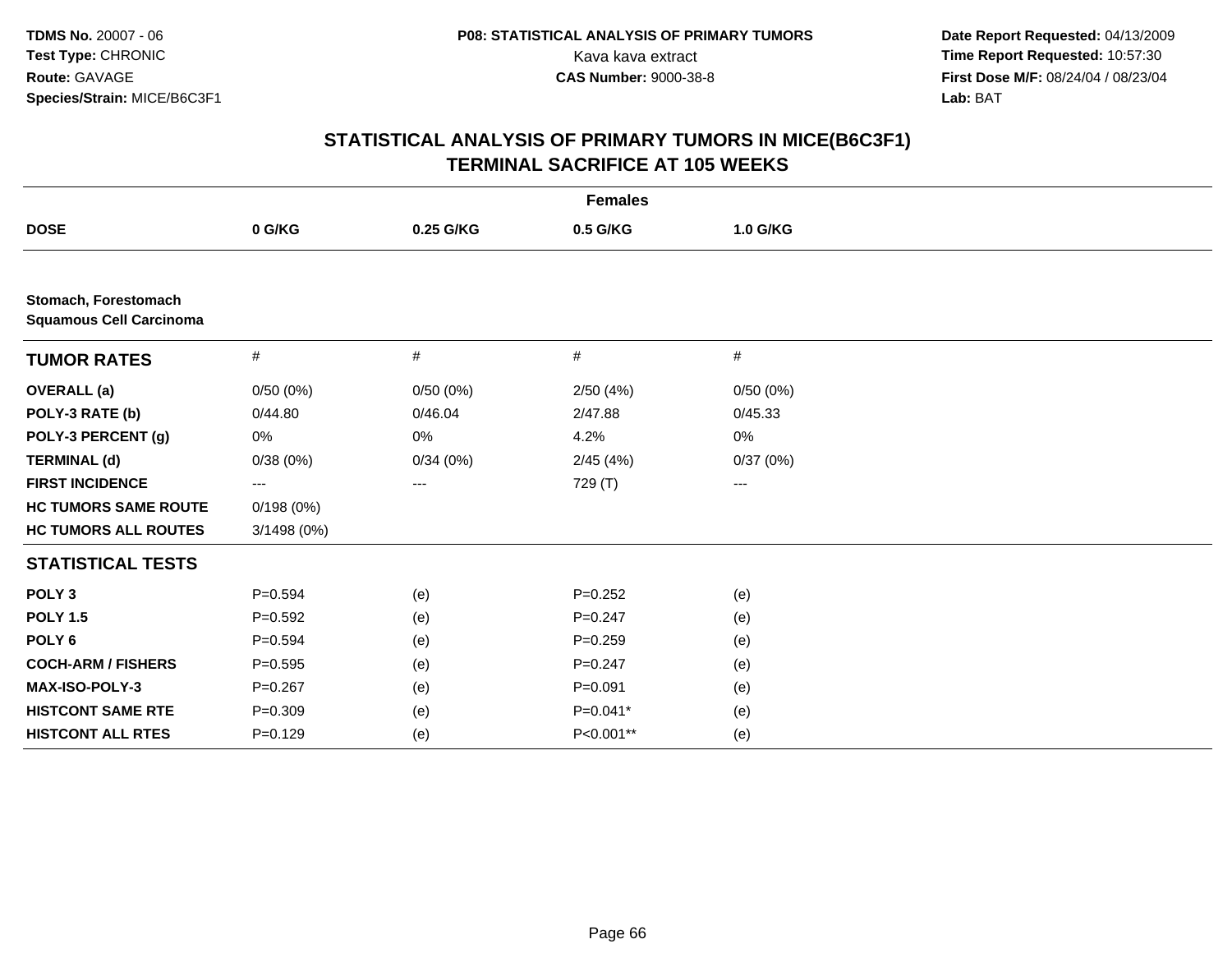**TDMS No.** 20007 - 06
**Test Type:** CHRONIC
**Route:** GAVAGE
**Species/Strain:** MICE/B6C3F1

**P08: STATISTICAL ANALYSIS OF PRIMARY TUMORS**
Kava kava extract
**CAS Number:** 9000-38-8

**Date Report Requested:** 04/13/2009
**Time Report Requested:** 10:57:30
**First Dose M/F:** 08/24/04 / 08/23/04
**Lab:** BAT

# STATISTICAL ANALYSIS OF PRIMARY TUMORS IN MICE(B6C3F1)
## TERMINAL SACRIFICE AT 105 WEEKS

| | Females | | | |
|---|---|---|---|---|
| **DOSE** | **0 G/KG** | **0.25 G/KG** | **0.5 G/KG** | **1.0 G/KG** |
| **Stomach, Forestomach** | | | | |
| **Squamous Cell Carcinoma** | | | | |
| **TUMOR RATES** | # | # | # | # |
| **OVERALL (a)** | 0/50 (0%) | 0/50 (0%) | 2/50 (4%) | 0/50 (0%) |
| **POLY-3 RATE (b)** | 0/44.80 | 0/46.04 | 2/47.88 | 0/45.33 |
| **POLY-3 PERCENT (g)** | 0% | 0% | 4.2% | 0% |
| **TERMINAL (d)** | 0/38 (0%) | 0/34 (0%) | 2/45 (4%) | 0/37 (0%) |
| **FIRST INCIDENCE** | --- | --- | 729 (T) | --- |
| **HC TUMORS SAME ROUTE** | 0/198 (0%) | | | |
| **HC TUMORS ALL ROUTES** | 3/1498 (0%) | | | |
| **STATISTICAL TESTS** | | | | |
| **POLY 3** | P=0.594 | (e) | P=0.252 | (e) |
| **POLY 1.5** | P=0.592 | (e) | P=0.247 | (e) |
| **POLY 6** | P=0.594 | (e) | P=0.259 | (e) |
| **COCH-ARM / FISHERS** | P=0.595 | (e) | P=0.247 | (e) |
| **MAX-ISO-POLY-3** | P=0.267 | (e) | P=0.091 | (e) |
| **HISTCONT SAME RTE** | P=0.309 | (e) | P=0.041* | (e) |
| **HISTCONT ALL RTES** | P=0.129 | (e) | P<0.001** | (e) |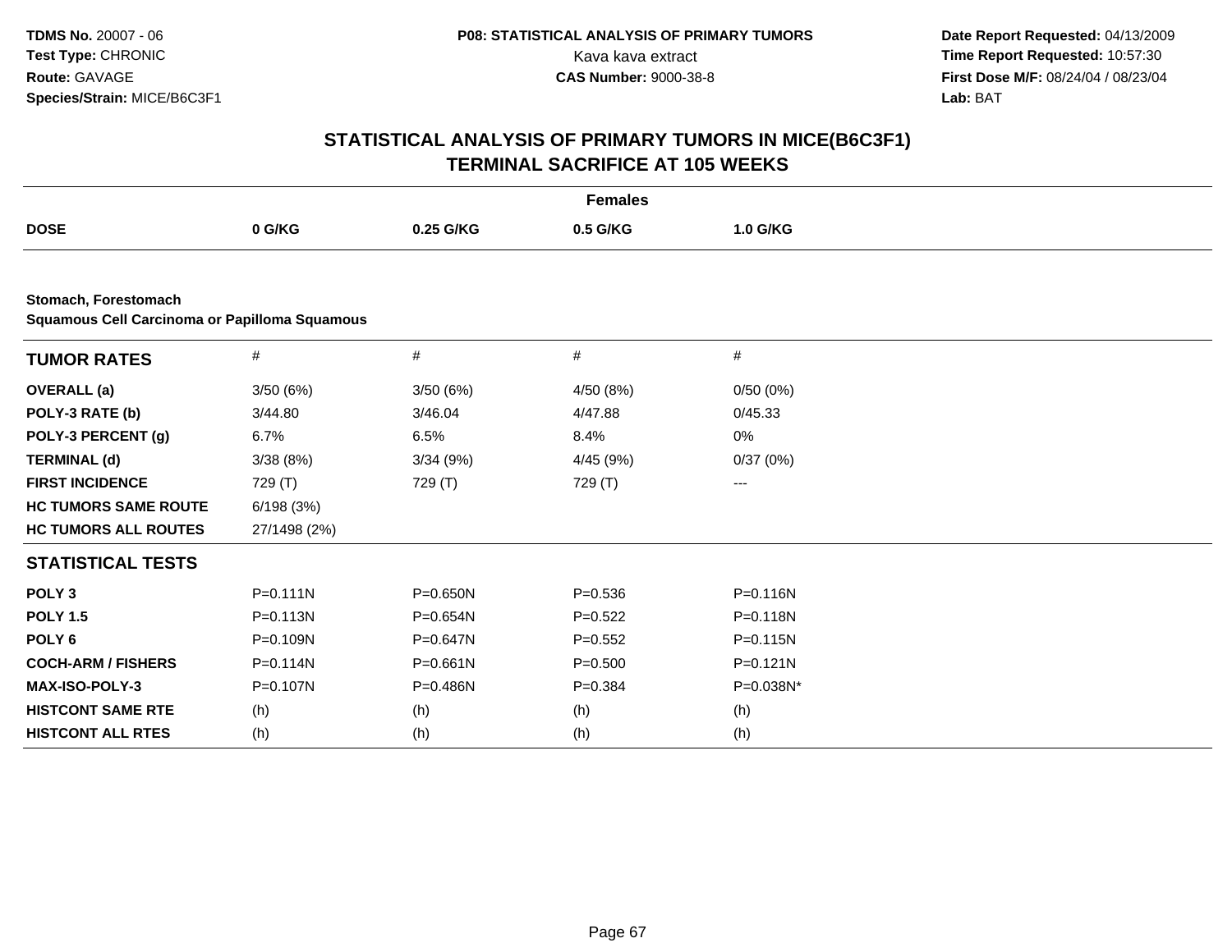**TDMS No.** 20007 - 06
**Test Type:** CHRONIC
**Route:** GAVAGE
**Species/Strain:** MICE/B6C3F1

**P08: STATISTICAL ANALYSIS OF PRIMARY TUMORS**
Kava kava extract
**CAS Number:** 9000-38-8

**Date Report Requested:** 04/13/2009
**Time Report Requested:** 10:57:30
**First Dose M/F:** 08/24/04 / 08/23/04
**Lab:** BAT

## STATISTICAL ANALYSIS OF PRIMARY TUMORS IN MICE(B6C3F1)
## TERMINAL SACRIFICE AT 105 WEEKS

**Females**

| DOSE | 0 G/KG | 0.25 G/KG | 0.5 G/KG | 1.0 G/KG |
|---|---|---|---|---|

**Stomach, Forestomach**
**Squamous Cell Carcinoma or Papilloma Squamous**

| TUMOR RATES | # | # | # | # |
|---|---|---|---|---|
| **OVERALL (a)** | 3/50 (6%) | 3/50 (6%) | 4/50 (8%) | 0/50 (0%) |
| **POLY-3 RATE (b)** | 3/44.80 | 3/46.04 | 4/47.88 | 0/45.33 |
| **POLY-3 PERCENT (g)** | 6.7% | 6.5% | 8.4% | 0% |
| **TERMINAL (d)** | 3/38 (8%) | 3/34 (9%) | 4/45 (9%) | 0/37 (0%) |
| **FIRST INCIDENCE** | 729 (T) | 729 (T) | 729 (T) | --- |
| **HC TUMORS SAME ROUTE** | 6/198 (3%) | | | |
| **HC TUMORS ALL ROUTES** | 27/1498 (2%) | | | |
| **STATISTICAL TESTS** | | | | |
| **POLY 3** | P=0.111N | P=0.650N | P=0.536 | P=0.116N |
| **POLY 1.5** | P=0.113N | P=0.654N | P=0.522 | P=0.118N |
| **POLY 6** | P=0.109N | P=0.647N | P=0.552 | P=0.115N |
| **COCH-ARM / FISHERS** | P=0.114N | P=0.661N | P=0.500 | P=0.121N |
| **MAX-ISO-POLY-3** | P=0.107N | P=0.486N | P=0.384 | P=0.038N* |
| **HISTCONT SAME RTE** | (h) | (h) | (h) | (h) |
| **HISTCONT ALL RTES** | (h) | (h) | (h) | (h) |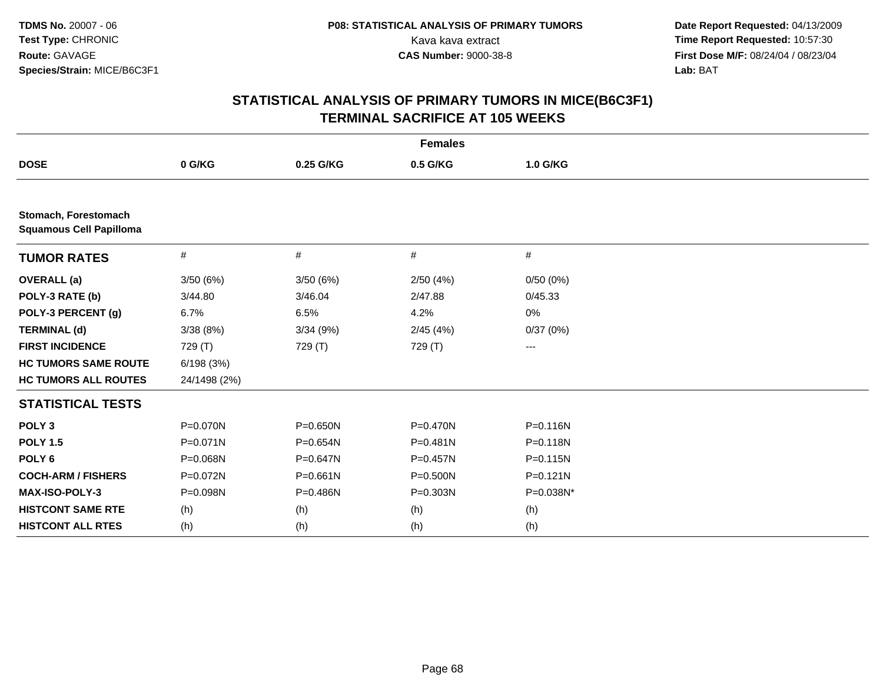**TDMS No.** 20007 - 06
**Test Type:** CHRONIC
**Route:** GAVAGE
**Species/Strain:** MICE/B6C3F1

**P08: STATISTICAL ANALYSIS OF PRIMARY TUMORS**
Kava kava extract
**CAS Number:** 9000-38-8

**Date Report Requested:** 04/13/2009
**Time Report Requested:** 10:57:30
**First Dose M/F:** 08/24/04 / 08/23/04
**Lab:** BAT

# STATISTICAL ANALYSIS OF PRIMARY TUMORS IN MICE(B6C3F1)
# TERMINAL SACRIFICE AT 105 WEEKS

**Females**

| DOSE | 0 G/KG | 0.25 G/KG | 0.5 G/KG | 1.0 G/KG |
|---|---|---|---|---|
| **Stomach, Forestomach** | | | | |
| **Squamous Cell Papilloma** | | | | |
| **TUMOR RATES** | # | # | # | # |
| **OVERALL (a)** | 3/50 (6%) | 3/50 (6%) | 2/50 (4%) | 0/50 (0%) |
| **POLY-3 RATE (b)** | 3/44.80 | 3/46.04 | 2/47.88 | 0/45.33 |
| **POLY-3 PERCENT (g)** | 6.7% | 6.5% | 4.2% | 0% |
| **TERMINAL (d)** | 3/38 (8%) | 3/34 (9%) | 2/45 (4%) | 0/37 (0%) |
| **FIRST INCIDENCE** | 729 (T) | 729 (T) | 729 (T) | --- |
| **HC TUMORS SAME ROUTE** | 6/198 (3%) | | | |
| **HC TUMORS ALL ROUTES** | 24/1498 (2%) | | | |
| **STATISTICAL TESTS** | | | | |
| **POLY 3** | P=0.070N | P=0.650N | P=0.470N | P=0.116N |
| **POLY 1.5** | P=0.071N | P=0.654N | P=0.481N | P=0.118N |
| **POLY 6** | P=0.068N | P=0.647N | P=0.457N | P=0.115N |
| **COCH-ARM / FISHERS** | P=0.072N | P=0.661N | P=0.500N | P=0.121N |
| **MAX-ISO-POLY-3** | P=0.098N | P=0.486N | P=0.303N | P=0.038N* |
| **HISTCONT SAME RTE** | (h) | (h) | (h) | (h) |
| **HISTCONT ALL RTES** | (h) | (h) | (h) | (h) |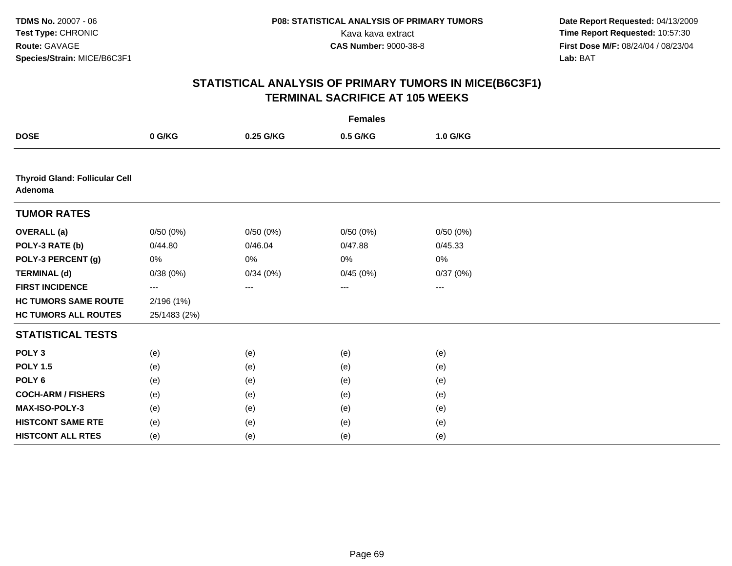**TDMS No.** 20007 - 06
**Test Type:** CHRONIC
**Route:** GAVAGE
**Species/Strain:** MICE/B6C3F1

**P08: STATISTICAL ANALYSIS OF PRIMARY TUMORS**
Kava kava extract
**CAS Number:** 9000-38-8

**Date Report Requested:** 04/13/2009
**Time Report Requested:** 10:57:30
**First Dose M/F:** 08/24/04 / 08/23/04
**Lab:** BAT

# STATISTICAL ANALYSIS OF PRIMARY TUMORS IN MICE(B6C3F1)
## TERMINAL SACRIFICE AT 105 WEEKS

| | Females | | | |
|---|---|---|---|---|
| **DOSE** | **0 G/KG** | **0.25 G/KG** | **0.5 G/KG** | **1.0 G/KG** |
| **Thyroid Gland: Follicular Cell Adenoma** | | | | |
| **TUMOR RATES** | | | | |
| **OVERALL (a)** | 0/50 (0%) | 0/50 (0%) | 0/50 (0%) | 0/50 (0%) |
| **POLY-3 RATE (b)** | 0/44.80 | 0/46.04 | 0/47.88 | 0/45.33 |
| **POLY-3 PERCENT (g)** | 0% | 0% | 0% | 0% |
| **TERMINAL (d)** | 0/38 (0%) | 0/34 (0%) | 0/45 (0%) | 0/37 (0%) |
| **FIRST INCIDENCE** | --- | --- | --- | --- |
| **HC TUMORS SAME ROUTE** | 2/196 (1%) | | | |
| **HC TUMORS ALL ROUTES** | 25/1483 (2%) | | | |
| **STATISTICAL TESTS** | | | | |
| **POLY 3** | (e) | (e) | (e) | (e) |
| **POLY 1.5** | (e) | (e) | (e) | (e) |
| **POLY 6** | (e) | (e) | (e) | (e) |
| **COCH-ARM / FISHERS** | (e) | (e) | (e) | (e) |
| **MAX-ISO-POLY-3** | (e) | (e) | (e) | (e) |
| **HISTCONT SAME RTE** | (e) | (e) | (e) | (e) |
| **HISTCONT ALL RTES** | (e) | (e) | (e) | (e) |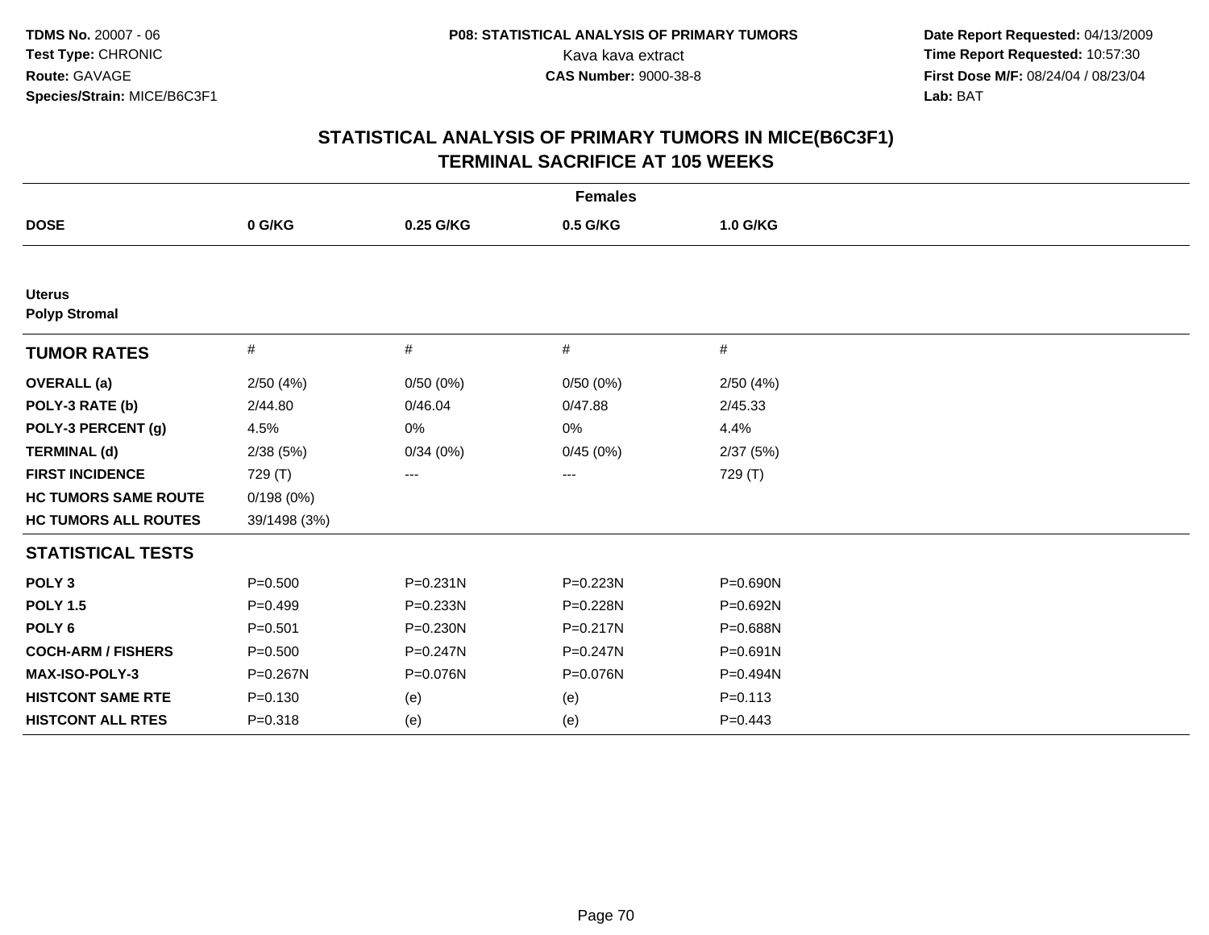**TDMS No.** 20007 - 06
**Test Type:** CHRONIC
**Route:** GAVAGE
**Species/Strain:** MICE/B6C3F1

**P08: STATISTICAL ANALYSIS OF PRIMARY TUMORS**
Kava kava extract
**CAS Number:** 9000-38-8

**Date Report Requested:** 04/13/2009
**Time Report Requested:** 10:57:30
**First Dose M/F:** 08/24/04 / 08/23/04
**Lab:** BAT

## STATISTICAL ANALYSIS OF PRIMARY TUMORS IN MICE(B6C3F1) TERMINAL SACRIFICE AT 105 WEEKS

| | Females | | | |
|---|---|---|---|---|
| **DOSE** | **0 G/KG** | **0.25 G/KG** | **0.5 G/KG** | **1.0 G/KG** |
| **Uterus** | | | | |
| **Polyp Stromal** | | | | |
| **TUMOR RATES** | # | # | # | # |
| **OVERALL (a)** | 2/50 (4%) | 0/50 (0%) | 0/50 (0%) | 2/50 (4%) |
| **POLY-3 RATE (b)** | 2/44.80 | 0/46.04 | 0/47.88 | 2/45.33 |
| **POLY-3 PERCENT (g)** | 4.5% | 0% | 0% | 4.4% |
| **TERMINAL (d)** | 2/38 (5%) | 0/34 (0%) | 0/45 (0%) | 2/37 (5%) |
| **FIRST INCIDENCE** | 729 (T) | --- | --- | 729 (T) |
| **HC TUMORS SAME ROUTE** | 0/198 (0%) | | | |
| **HC TUMORS ALL ROUTES** | 39/1498 (3%) | | | |
| **STATISTICAL TESTS** | | | | |
| **POLY 3** | P=0.500 | P=0.231N | P=0.223N | P=0.690N |
| **POLY 1.5** | P=0.499 | P=0.233N | P=0.228N | P=0.692N |
| **POLY 6** | P=0.501 | P=0.230N | P=0.217N | P=0.688N |
| **COCH-ARM / FISHERS** | P=0.500 | P=0.247N | P=0.247N | P=0.691N |
| **MAX-ISO-POLY-3** | P=0.267N | P=0.076N | P=0.076N | P=0.494N |
| **HISTCONT SAME RTE** | P=0.130 | (e) | (e) | P=0.113 |
| **HISTCONT ALL RTES** | P=0.318 | (e) | (e) | P=0.443 |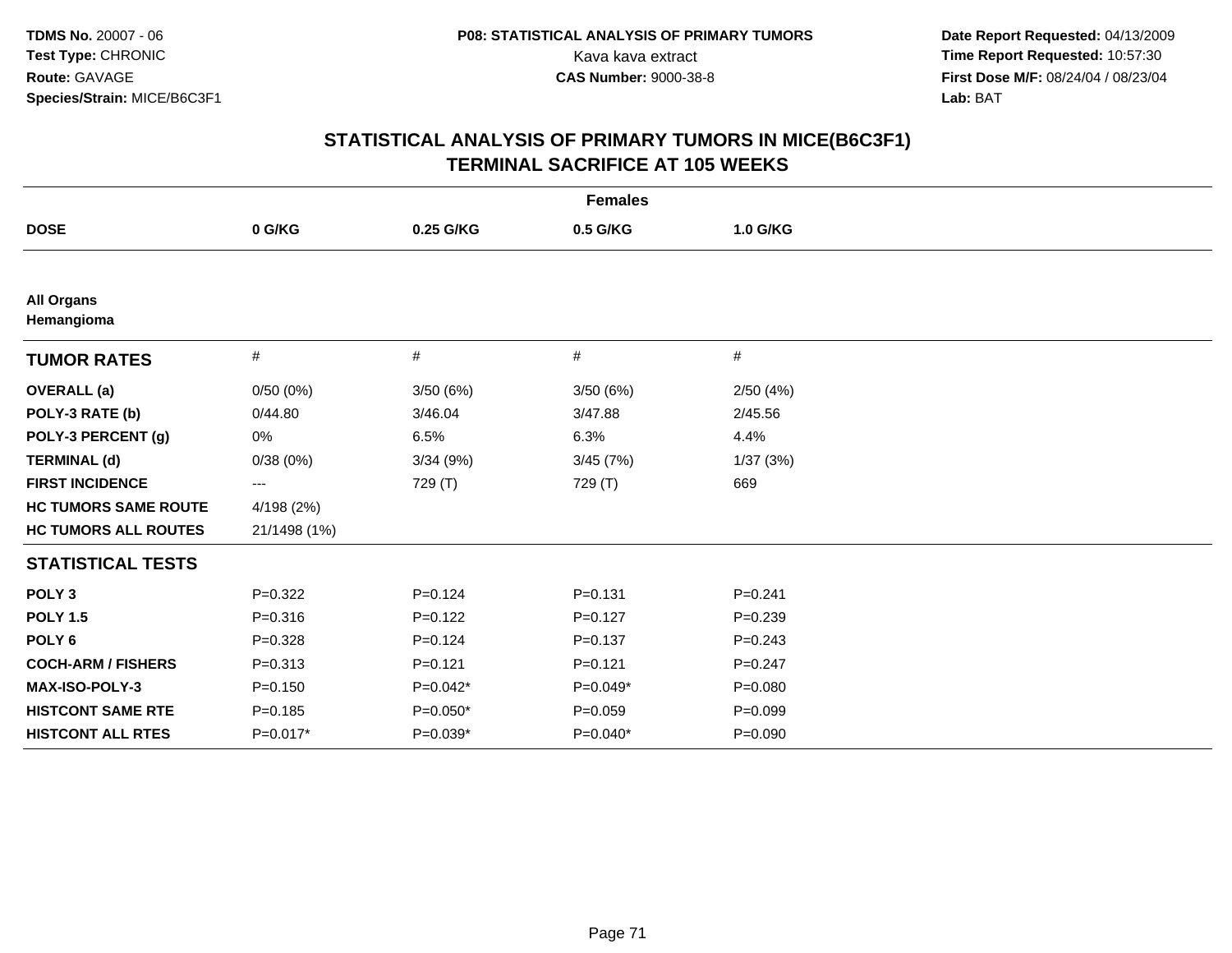**TDMS No.** 20007 - 06
**Test Type:** CHRONIC
**Route:** GAVAGE
**Species/Strain:** MICE/B6C3F1

**P08: STATISTICAL ANALYSIS OF PRIMARY TUMORS**
Kava kava extract
**CAS Number:** 9000-38-8

**Date Report Requested:** 04/13/2009
**Time Report Requested:** 10:57:30
**First Dose M/F:** 08/24/04 / 08/23/04
**Lab:** BAT

## STATISTICAL ANALYSIS OF PRIMARY TUMORS IN MICE(B6C3F1) TERMINAL SACRIFICE AT 105 WEEKS

**Females**

| DOSE | 0 G/KG | 0.25 G/KG | 0.5 G/KG | 1.0 G/KG |
|---|---|---|---|---|
| **All Organs** | | | | |
| **Hemangioma** | | | | |
| **TUMOR RATES** | # | # | # | # |
| **OVERALL (a)** | 0/50 (0%) | 3/50 (6%) | 3/50 (6%) | 2/50 (4%) |
| **POLY-3 RATE (b)** | 0/44.80 | 3/46.04 | 3/47.88 | 2/45.56 |
| **POLY-3 PERCENT (g)** | 0% | 6.5% | 6.3% | 4.4% |
| **TERMINAL (d)** | 0/38 (0%) | 3/34 (9%) | 3/45 (7%) | 1/37 (3%) |
| **FIRST INCIDENCE** | --- | 729 (T) | 729 (T) | 669 |
| **HC TUMORS SAME ROUTE** | 4/198 (2%) | | | |
| **HC TUMORS ALL ROUTES** | 21/1498 (1%) | | | |
| **STATISTICAL TESTS** | | | | |
| **POLY 3** | P=0.322 | P=0.124 | P=0.131 | P=0.241 |
| **POLY 1.5** | P=0.316 | P=0.122 | P=0.127 | P=0.239 |
| **POLY 6** | P=0.328 | P=0.124 | P=0.137 | P=0.243 |
| **COCH-ARM / FISHERS** | P=0.313 | P=0.121 | P=0.121 | P=0.247 |
| **MAX-ISO-POLY-3** | P=0.150 | P=0.042* | P=0.049* | P=0.080 |
| **HISTCONT SAME RTE** | P=0.185 | P=0.050* | P=0.059 | P=0.099 |
| **HISTCONT ALL RTES** | P=0.017* | P=0.039* | P=0.040* | P=0.090 |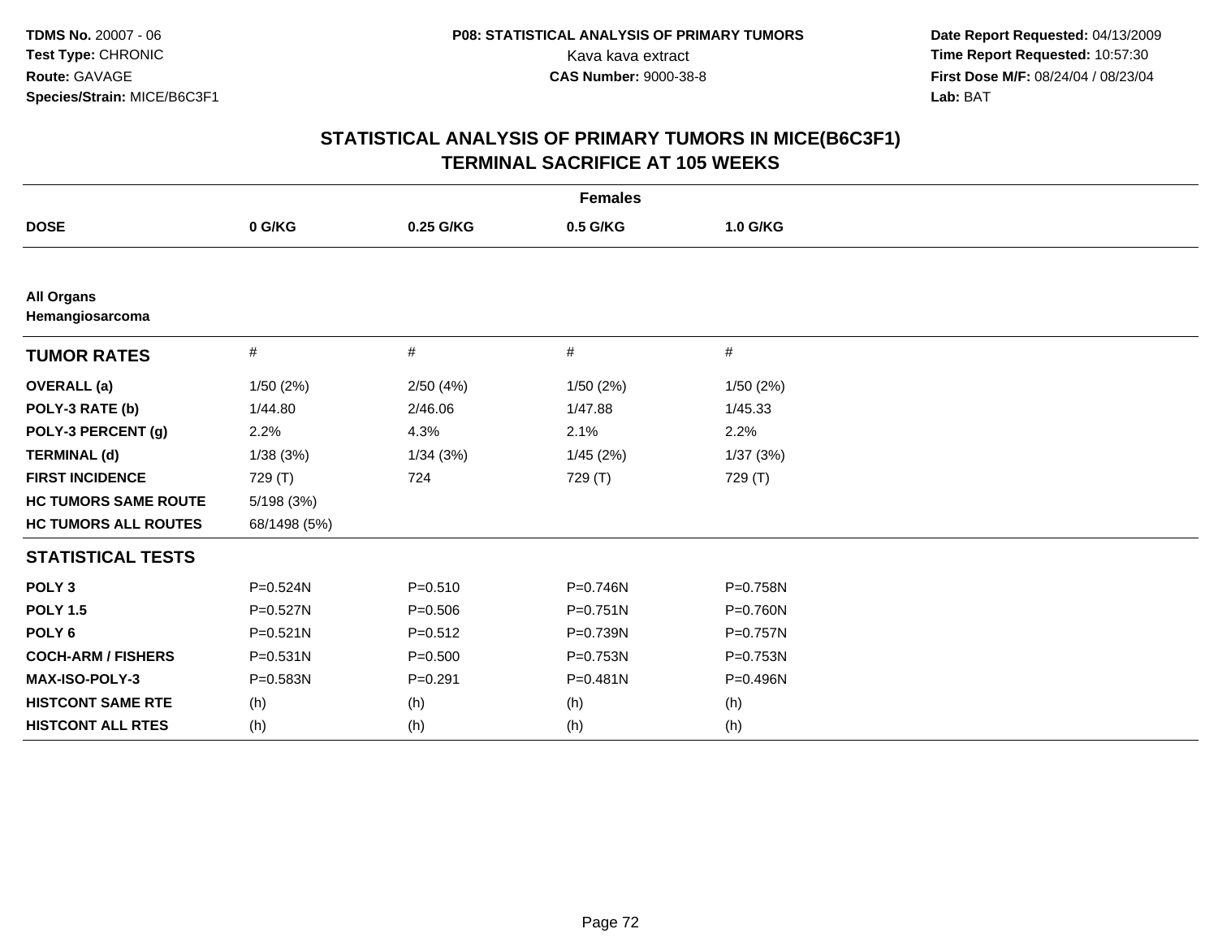**TDMS No.** 20007 - 06
**Test Type:** CHRONIC
**Route:** GAVAGE
**Species/Strain:** MICE/B6C3F1

**P08: STATISTICAL ANALYSIS OF PRIMARY TUMORS**
Kava kava extract
**CAS Number:** 9000-38-8

**Date Report Requested:** 04/13/2009
**Time Report Requested:** 10:57:30
**First Dose M/F:** 08/24/04 / 08/23/04
**Lab:** BAT

## STATISTICAL ANALYSIS OF PRIMARY TUMORS IN MICE(B6C3F1)
## TERMINAL SACRIFICE AT 105 WEEKS

| | Females | | | |
|---|---|---|---|---|
| **DOSE** | **0 G/KG** | **0.25 G/KG** | **0.5 G/KG** | **1.0 G/KG** |
| **All Organs** | | | | |
| **Hemangiosarcoma** | | | | |
| **TUMOR RATES** | # | # | # | # |
| **OVERALL (a)** | 1/50 (2%) | 2/50 (4%) | 1/50 (2%) | 1/50 (2%) |
| **POLY-3 RATE (b)** | 1/44.80 | 2/46.06 | 1/47.88 | 1/45.33 |
| **POLY-3 PERCENT (g)** | 2.2% | 4.3% | 2.1% | 2.2% |
| **TERMINAL (d)** | 1/38 (3%) | 1/34 (3%) | 1/45 (2%) | 1/37 (3%) |
| **FIRST INCIDENCE** | 729 (T) | 724 | 729 (T) | 729 (T) |
| **HC TUMORS SAME ROUTE** | 5/198 (3%) | | | |
| **HC TUMORS ALL ROUTES** | 68/1498 (5%) | | | |
| **STATISTICAL TESTS** | | | | |
| **POLY 3** | P=0.524N | P=0.510 | P=0.746N | P=0.758N |
| **POLY 1.5** | P=0.527N | P=0.506 | P=0.751N | P=0.760N |
| **POLY 6** | P=0.521N | P=0.512 | P=0.739N | P=0.757N |
| **COCH-ARM / FISHERS** | P=0.531N | P=0.500 | P=0.753N | P=0.753N |
| **MAX-ISO-POLY-3** | P=0.583N | P=0.291 | P=0.481N | P=0.496N |
| **HISTCONT SAME RTE** | (h) | (h) | (h) | (h) |
| **HISTCONT ALL RTES** | (h) | (h) | (h) | (h) |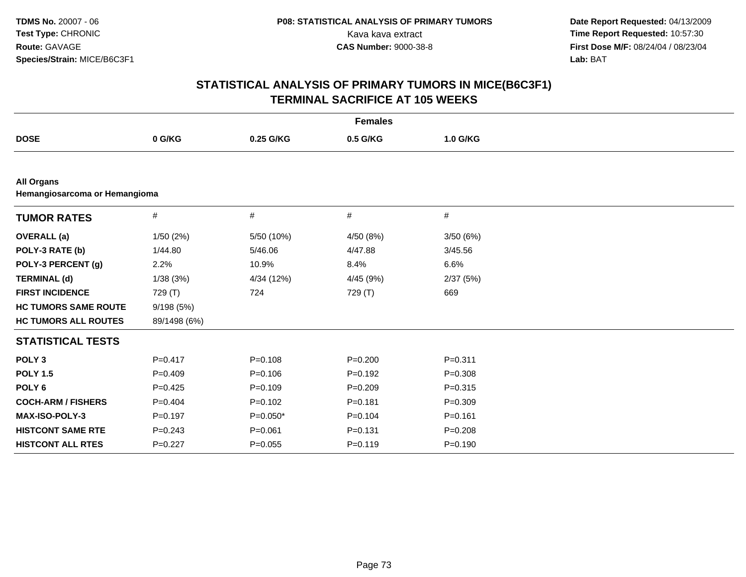**TDMS No.** 20007 - 06
**Test Type:** CHRONIC
**Route:** GAVAGE
**Species/Strain:** MICE/B6C3F1

**P08: STATISTICAL ANALYSIS OF PRIMARY TUMORS**
Kava kava extract
**CAS Number:** 9000-38-8

**Date Report Requested:** 04/13/2009
**Time Report Requested:** 10:57:30
**First Dose M/F:** 08/24/04 / 08/23/04
**Lab:** BAT

# STATISTICAL ANALYSIS OF PRIMARY TUMORS IN MICE(B6C3F1)
## TERMINAL SACRIFICE AT 105 WEEKS

| | Females | | | |
|---|---|---|---|---|
| **DOSE** | **0 G/KG** | **0.25 G/KG** | **0.5 G/KG** | **1.0 G/KG** |

**All Organs**
**Hemangiosarcoma or Hemangioma**

| **TUMOR RATES** | # | # | # | # |
|---|---|---|---|---|
| **OVERALL (a)** | 1/50 (2%) | 5/50 (10%) | 4/50 (8%) | 3/50 (6%) |
| **POLY-3 RATE (b)** | 1/44.80 | 5/46.06 | 4/47.88 | 3/45.56 |
| **POLY-3 PERCENT (g)** | 2.2% | 10.9% | 8.4% | 6.6% |
| **TERMINAL (d)** | 1/38 (3%) | 4/34 (12%) | 4/45 (9%) | 2/37 (5%) |
| **FIRST INCIDENCE** | 729 (T) | 724 | 729 (T) | 669 |
| **HC TUMORS SAME ROUTE** | 9/198 (5%) | | | |
| **HC TUMORS ALL ROUTES** | 89/1498 (6%) | | | |
| **STATISTICAL TESTS** | | | | |
| **POLY 3** | P=0.417 | P=0.108 | P=0.200 | P=0.311 |
| **POLY 1.5** | P=0.409 | P=0.106 | P=0.192 | P=0.308 |
| **POLY 6** | P=0.425 | P=0.109 | P=0.209 | P=0.315 |
| **COCH-ARM / FISHERS** | P=0.404 | P=0.102 | P=0.181 | P=0.309 |
| **MAX-ISO-POLY-3** | P=0.197 | P=0.050* | P=0.104 | P=0.161 |
| **HISTCONT SAME RTE** | P=0.243 | P=0.061 | P=0.131 | P=0.208 |
| **HISTCONT ALL RTES** | P=0.227 | P=0.055 | P=0.119 | P=0.190 |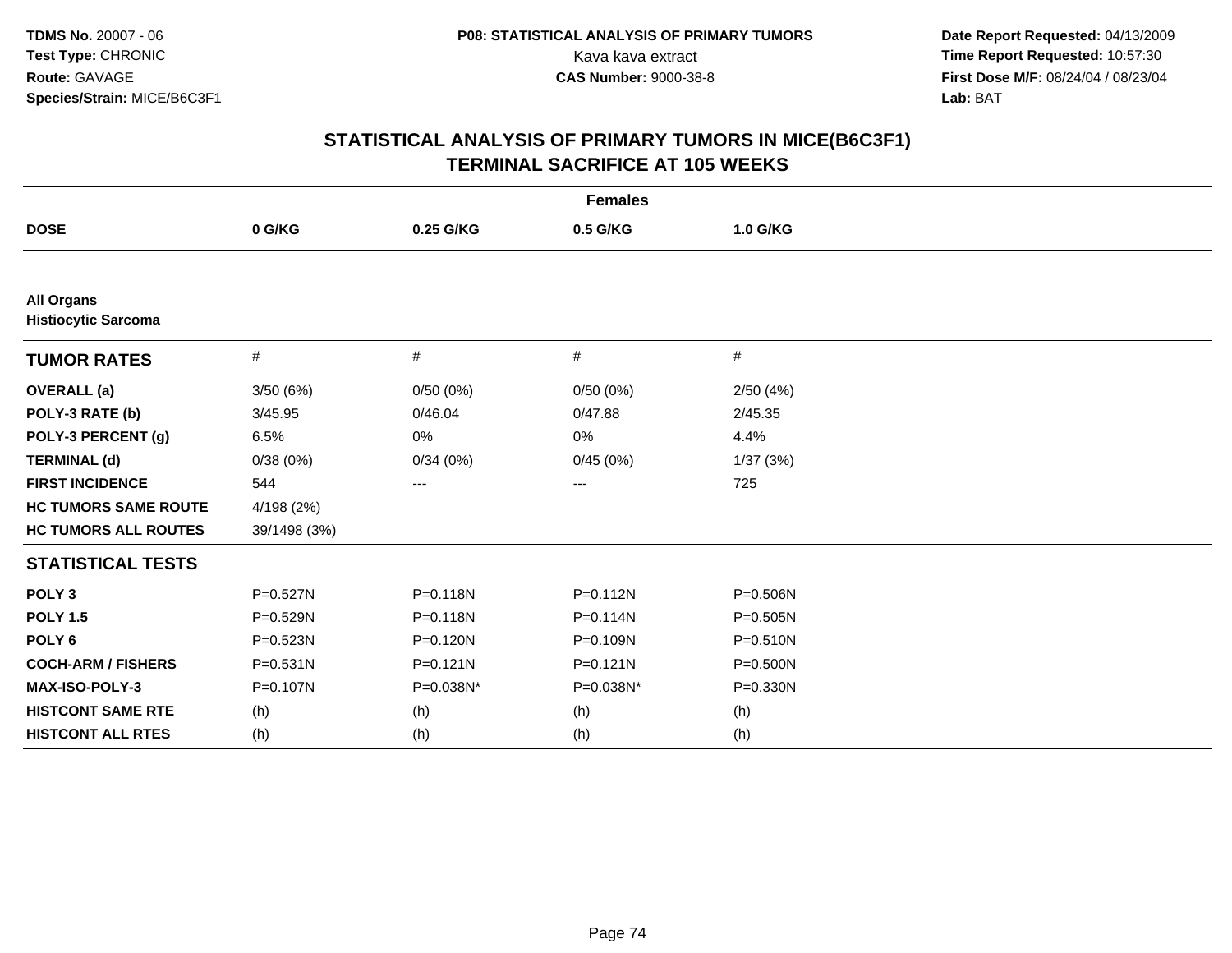**TDMS No.** 20007 - 06
**Test Type:** CHRONIC
**Route:** GAVAGE
**Species/Strain:** MICE/B6C3F1

**P08: STATISTICAL ANALYSIS OF PRIMARY TUMORS**
Kava kava extract
**CAS Number:** 9000-38-8

**Date Report Requested:** 04/13/2009
**Time Report Requested:** 10:57:30
**First Dose M/F:** 08/24/04 / 08/23/04
**Lab:** BAT

## STATISTICAL ANALYSIS OF PRIMARY TUMORS IN MICE(B6C3F1)
## TERMINAL SACRIFICE AT 105 WEEKS

**Females**

| DOSE | 0 G/KG | 0.25 G/KG | 0.5 G/KG | 1.0 G/KG |
|---|---|---|---|---|
| **All Organs** | | | | |
| **Histiocytic Sarcoma** | | | | |
| **TUMOR RATES** | # | # | # | # |
| **OVERALL (a)** | 3/50 (6%) | 0/50 (0%) | 0/50 (0%) | 2/50 (4%) |
| **POLY-3 RATE (b)** | 3/45.95 | 0/46.04 | 0/47.88 | 2/45.35 |
| **POLY-3 PERCENT (g)** | 6.5% | 0% | 0% | 4.4% |
| **TERMINAL (d)** | 0/38 (0%) | 0/34 (0%) | 0/45 (0%) | 1/37 (3%) |
| **FIRST INCIDENCE** | 544 | --- | --- | 725 |
| **HC TUMORS SAME ROUTE** | 4/198 (2%) | | | |
| **HC TUMORS ALL ROUTES** | 39/1498 (3%) | | | |
| **STATISTICAL TESTS** | | | | |
| **POLY 3** | P=0.527N | P=0.118N | P=0.112N | P=0.506N |
| **POLY 1.5** | P=0.529N | P=0.118N | P=0.114N | P=0.505N |
| **POLY 6** | P=0.523N | P=0.120N | P=0.109N | P=0.510N |
| **COCH-ARM / FISHERS** | P=0.531N | P=0.121N | P=0.121N | P=0.500N |
| **MAX-ISO-POLY-3** | P=0.107N | P=0.038N* | P=0.038N* | P=0.330N |
| **HISTCONT SAME RTE** | (h) | (h) | (h) | (h) |
| **HISTCONT ALL RTES** | (h) | (h) | (h) | (h) |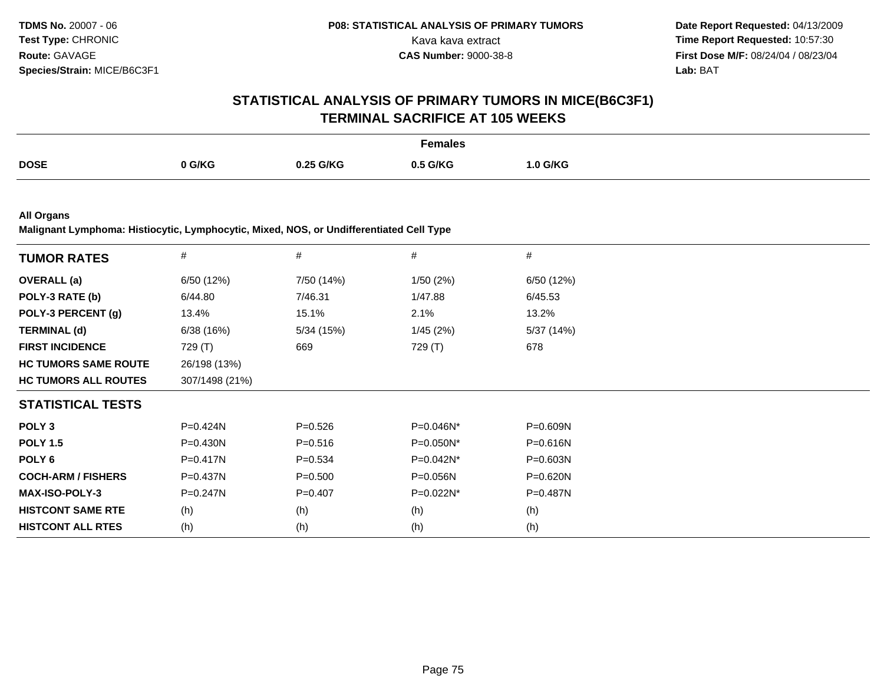# STATISTICAL ANALYSIS OF PRIMARY TUMORS IN MICE(B6C3F1)
## TERMINAL SACRIFICE AT 105 WEEKS

| | Females | | | |
|---|---|---|---|---|
| **DOSE** | **0 G/KG** | **0.25 G/KG** | **0.5 G/KG** | **1.0 G/KG** |

**All Organs**
**Malignant Lymphoma: Histiocytic, Lymphocytic, Mixed, NOS, or Undifferentiated Cell Type**

| **TUMOR RATES** | # | # | # | # |
|---|---|---|---|---|
| **OVERALL (a)** | 6/50 (12%) | 7/50 (14%) | 1/50 (2%) | 6/50 (12%) |
| **POLY-3 RATE (b)** | 6/44.80 | 7/46.31 | 1/47.88 | 6/45.53 |
| **POLY-3 PERCENT (g)** | 13.4% | 15.1% | 2.1% | 13.2% |
| **TERMINAL (d)** | 6/38 (16%) | 5/34 (15%) | 1/45 (2%) | 5/37 (14%) |
| **FIRST INCIDENCE** | 729 (T) | 669 | 729 (T) | 678 |
| **HC TUMORS SAME ROUTE** | 26/198 (13%) | | | |
| **HC TUMORS ALL ROUTES** | 307/1498 (21%) | | | |
| **STATISTICAL TESTS** | | | | |
| **POLY 3** | P=0.424N | P=0.526 | P=0.046N* | P=0.609N |
| **POLY 1.5** | P=0.430N | P=0.516 | P=0.050N* | P=0.616N |
| **POLY 6** | P=0.417N | P=0.534 | P=0.042N* | P=0.603N |
| **COCH-ARM / FISHERS** | P=0.437N | P=0.500 | P=0.056N | P=0.620N |
| **MAX-ISO-POLY-3** | P=0.247N | P=0.407 | P=0.022N* | P=0.487N |
| **HISTCONT SAME RTE** | (h) | (h) | (h) | (h) |
| **HISTCONT ALL RTES** | (h) | (h) | (h) | (h) |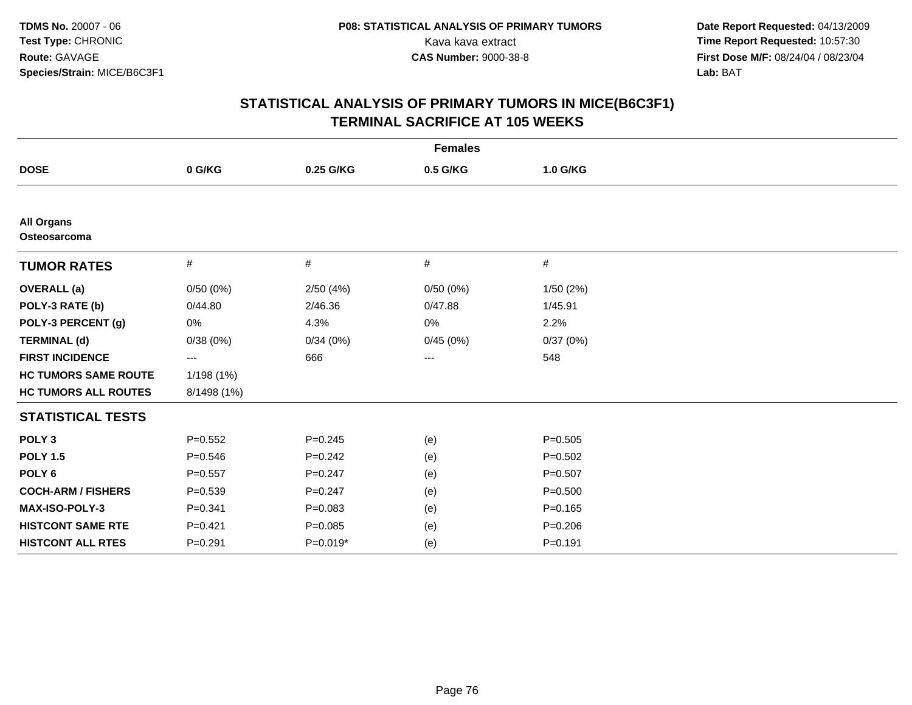**TDMS No.** 20007 - 06
**Test Type:** CHRONIC
**Route:** GAVAGE
**Species/Strain:** MICE/B6C3F1

**P08: STATISTICAL ANALYSIS OF PRIMARY TUMORS**
Kava kava extract
**CAS Number:** 9000-38-8

**Date Report Requested:** 04/13/2009
**Time Report Requested:** 10:57:30
**First Dose M/F:** 08/24/04 / 08/23/04
**Lab:** BAT

## STATISTICAL ANALYSIS OF PRIMARY TUMORS IN MICE(B6C3F1)
## TERMINAL SACRIFICE AT 105 WEEKS

| | Females | | | |
|---|---|---|---|---|
| **DOSE** | **0 G/KG** | **0.25 G/KG** | **0.5 G/KG** | **1.0 G/KG** |
| **All Organs** | | | | |
| **Osteosarcoma** | | | | |
| **TUMOR RATES** | # | # | # | # |
| **OVERALL (a)** | 0/50 (0%) | 2/50 (4%) | 0/50 (0%) | 1/50 (2%) |
| **POLY-3 RATE (b)** | 0/44.80 | 2/46.36 | 0/47.88 | 1/45.91 |
| **POLY-3 PERCENT (g)** | 0% | 4.3% | 0% | 2.2% |
| **TERMINAL (d)** | 0/38 (0%) | 0/34 (0%) | 0/45 (0%) | 0/37 (0%) |
| **FIRST INCIDENCE** | --- | 666 | --- | 548 |
| **HC TUMORS SAME ROUTE** | 1/198 (1%) | | | |
| **HC TUMORS ALL ROUTES** | 8/1498 (1%) | | | |
| **STATISTICAL TESTS** | | | | |
| **POLY 3** | P=0.552 | P=0.245 | (e) | P=0.505 |
| **POLY 1.5** | P=0.546 | P=0.242 | (e) | P=0.502 |
| **POLY 6** | P=0.557 | P=0.247 | (e) | P=0.507 |
| **COCH-ARM / FISHERS** | P=0.539 | P=0.247 | (e) | P=0.500 |
| **MAX-ISO-POLY-3** | P=0.341 | P=0.083 | (e) | P=0.165 |
| **HISTCONT SAME RTE** | P=0.421 | P=0.085 | (e) | P=0.206 |
| **HISTCONT ALL RTES** | P=0.291 | P=0.019* | (e) | P=0.191 |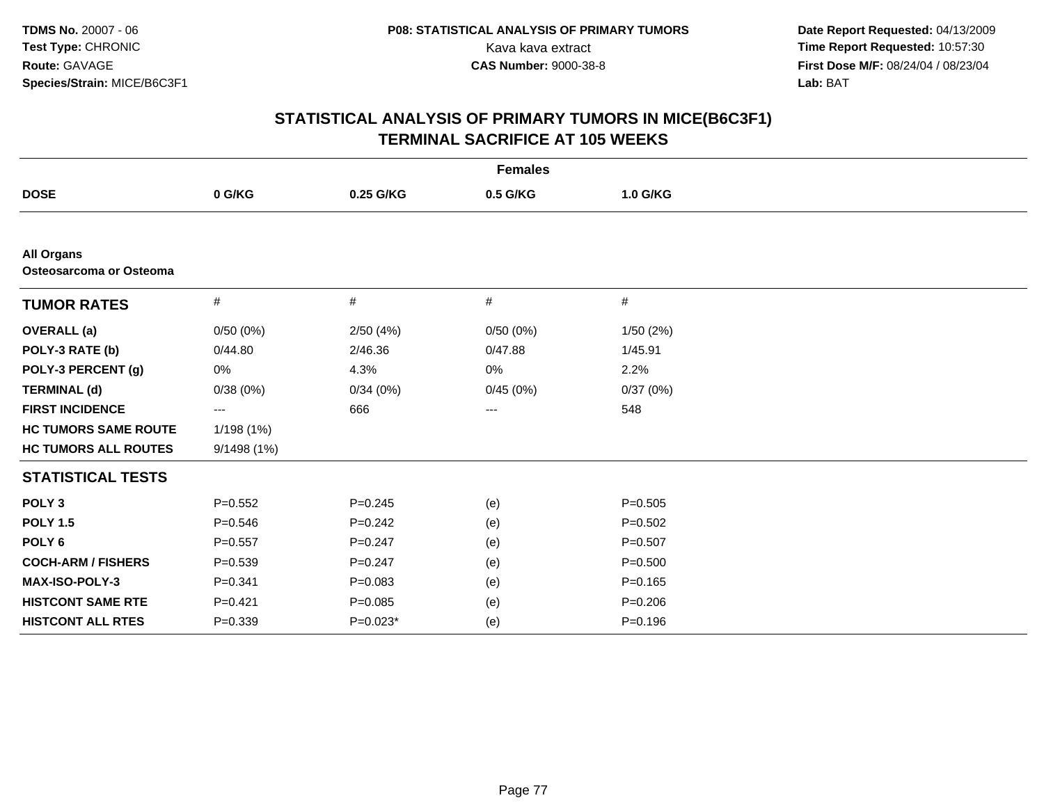**TDMS No.** 20007 - 06
**Test Type:** CHRONIC
**Route:** GAVAGE
**Species/Strain:** MICE/B6C3F1

**P08: STATISTICAL ANALYSIS OF PRIMARY TUMORS**
Kava kava extract
**CAS Number:** 9000-38-8

**Date Report Requested:** 04/13/2009
**Time Report Requested:** 10:57:30
**First Dose M/F:** 08/24/04 / 08/23/04
**Lab:** BAT

## STATISTICAL ANALYSIS OF PRIMARY TUMORS IN MICE(B6C3F1)
## TERMINAL SACRIFICE AT 105 WEEKS

**Females**

| DOSE | 0 G/KG | 0.25 G/KG | 0.5 G/KG | 1.0 G/KG |
|---|---|---|---|---|
| **All Organs** | | | | |
| **Osteosarcoma or Osteoma** | | | | |
| **TUMOR RATES** | # | # | # | # |
| **OVERALL (a)** | 0/50 (0%) | 2/50 (4%) | 0/50 (0%) | 1/50 (2%) |
| **POLY-3 RATE (b)** | 0/44.80 | 2/46.36 | 0/47.88 | 1/45.91 |
| **POLY-3 PERCENT (g)** | 0% | 4.3% | 0% | 2.2% |
| **TERMINAL (d)** | 0/38 (0%) | 0/34 (0%) | 0/45 (0%) | 0/37 (0%) |
| **FIRST INCIDENCE** | --- | 666 | --- | 548 |
| **HC TUMORS SAME ROUTE** | 1/198 (1%) | | | |
| **HC TUMORS ALL ROUTES** | 9/1498 (1%) | | | |
| **STATISTICAL TESTS** | | | | |
| **POLY 3** | P=0.552 | P=0.245 | (e) | P=0.505 |
| **POLY 1.5** | P=0.546 | P=0.242 | (e) | P=0.502 |
| **POLY 6** | P=0.557 | P=0.247 | (e) | P=0.507 |
| **COCH-ARM / FISHERS** | P=0.539 | P=0.247 | (e) | P=0.500 |
| **MAX-ISO-POLY-3** | P=0.341 | P=0.083 | (e) | P=0.165 |
| **HISTCONT SAME RTE** | P=0.421 | P=0.085 | (e) | P=0.206 |
| **HISTCONT ALL RTES** | P=0.339 | P=0.023* | (e) | P=0.196 |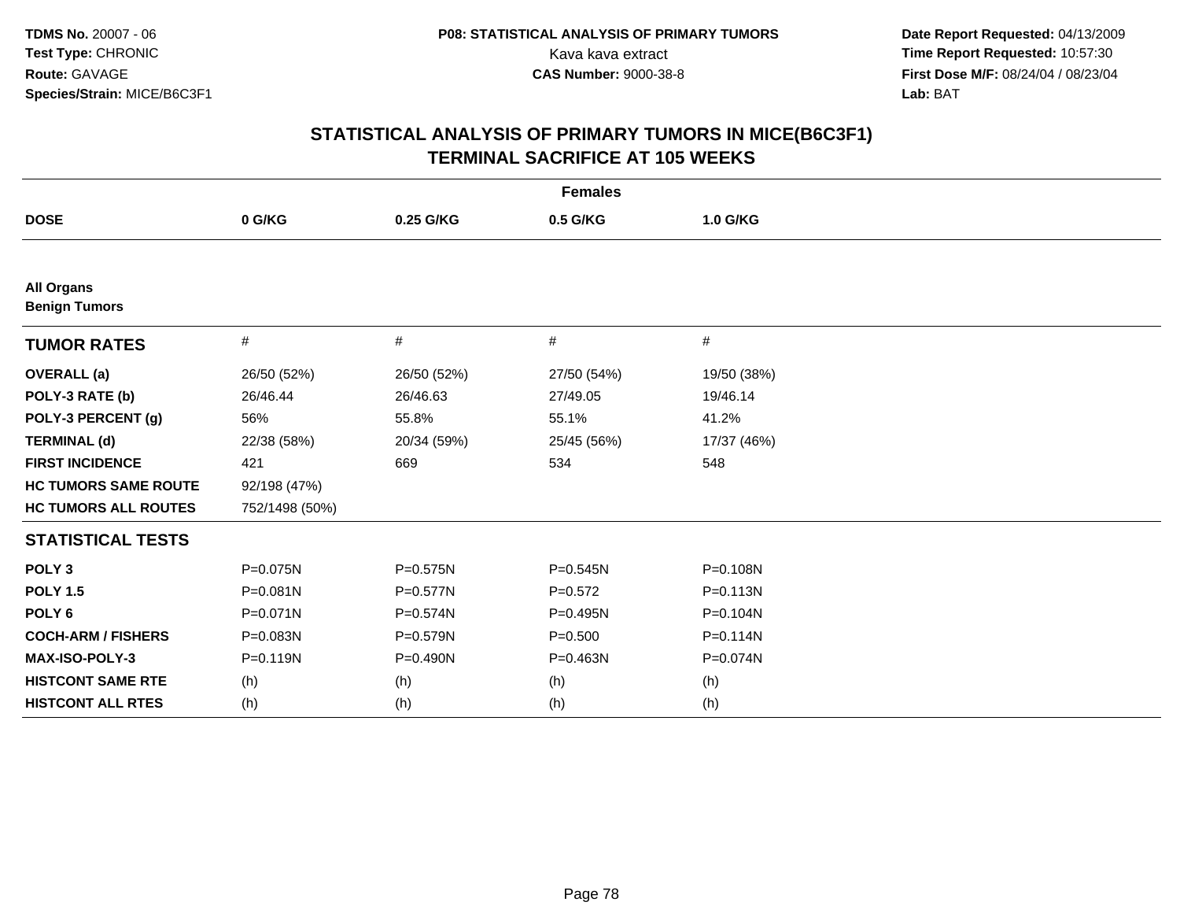**TDMS No.** 20007 - 06
**Test Type:** CHRONIC
**Route:** GAVAGE
**Species/Strain:** MICE/B6C3F1

**P08: STATISTICAL ANALYSIS OF PRIMARY TUMORS**
Kava kava extract
**CAS Number:** 9000-38-8

**Date Report Requested:** 04/13/2009
**Time Report Requested:** 10:57:30
**First Dose M/F:** 08/24/04 / 08/23/04
**Lab:** BAT

## STATISTICAL ANALYSIS OF PRIMARY TUMORS IN MICE(B6C3F1)
## TERMINAL SACRIFICE AT 105 WEEKS

| | Females | | | |
|---|---|---|---|---|
| **DOSE** | **0 G/KG** | **0.25 G/KG** | **0.5 G/KG** | **1.0 G/KG** |
| **All Organs** | | | | |
| **Benign Tumors** | | | | |
| **TUMOR RATES** | # | # | # | # |
| **OVERALL (a)** | 26/50 (52%) | 26/50 (52%) | 27/50 (54%) | 19/50 (38%) |
| **POLY-3 RATE (b)** | 26/46.44 | 26/46.63 | 27/49.05 | 19/46.14 |
| **POLY-3 PERCENT (g)** | 56% | 55.8% | 55.1% | 41.2% |
| **TERMINAL (d)** | 22/38 (58%) | 20/34 (59%) | 25/45 (56%) | 17/37 (46%) |
| **FIRST INCIDENCE** | 421 | 669 | 534 | 548 |
| **HC TUMORS SAME ROUTE** | 92/198 (47%) | | | |
| **HC TUMORS ALL ROUTES** | 752/1498 (50%) | | | |
| **STATISTICAL TESTS** | | | | |
| **POLY 3** | P=0.075N | P=0.575N | P=0.545N | P=0.108N |
| **POLY 1.5** | P=0.081N | P=0.577N | P=0.572 | P=0.113N |
| **POLY 6** | P=0.071N | P=0.574N | P=0.495N | P=0.104N |
| **COCH-ARM / FISHERS** | P=0.083N | P=0.579N | P=0.500 | P=0.114N |
| **MAX-ISO-POLY-3** | P=0.119N | P=0.490N | P=0.463N | P=0.074N |
| **HISTCONT SAME RTE** | (h) | (h) | (h) | (h) |
| **HISTCONT ALL RTES** | (h) | (h) | (h) | (h) |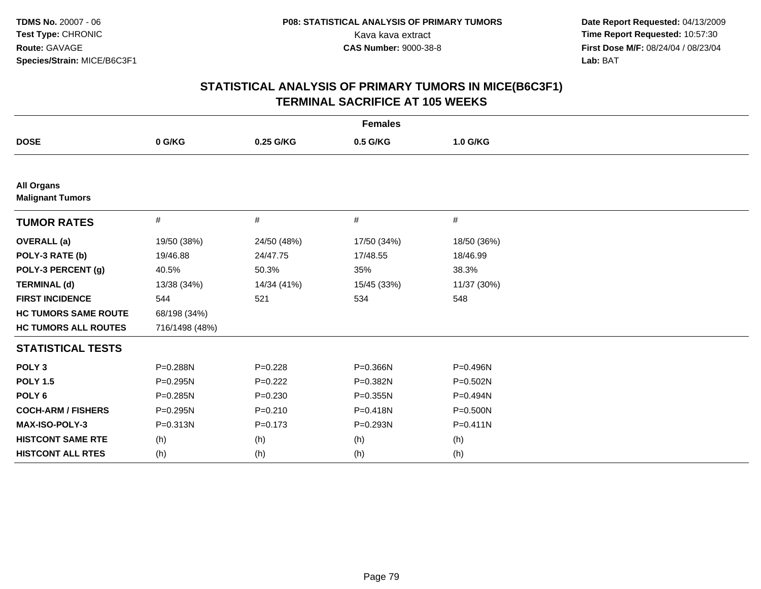**TDMS No.** 20007 - 06
**Test Type:** CHRONIC
**Route:** GAVAGE
**Species/Strain:** MICE/B6C3F1

**P08: STATISTICAL ANALYSIS OF PRIMARY TUMORS**
Kava kava extract
**CAS Number:** 9000-38-8

**Date Report Requested:** 04/13/2009
**Time Report Requested:** 10:57:30
**First Dose M/F:** 08/24/04 / 08/23/04
**Lab:** BAT

# STATISTICAL ANALYSIS OF PRIMARY TUMORS IN MICE(B6C3F1)
## TERMINAL SACRIFICE AT 105 WEEKS

**Females**

| DOSE | 0 G/KG | 0.25 G/KG | 0.5 G/KG | 1.0 G/KG |
|---|---|---|---|---|
| **All Organs** | | | | |
| **Malignant Tumors** | | | | |
| **TUMOR RATES** | # | # | # | # |
| **OVERALL (a)** | 19/50 (38%) | 24/50 (48%) | 17/50 (34%) | 18/50 (36%) |
| **POLY-3 RATE (b)** | 19/46.88 | 24/47.75 | 17/48.55 | 18/46.99 |
| **POLY-3 PERCENT (g)** | 40.5% | 50.3% | 35% | 38.3% |
| **TERMINAL (d)** | 13/38 (34%) | 14/34 (41%) | 15/45 (33%) | 11/37 (30%) |
| **FIRST INCIDENCE** | 544 | 521 | 534 | 548 |
| **HC TUMORS SAME ROUTE** | 68/198 (34%) | | | |
| **HC TUMORS ALL ROUTES** | 716/1498 (48%) | | | |
| **STATISTICAL TESTS** | | | | |
| **POLY 3** | P=0.288N | P=0.228 | P=0.366N | P=0.496N |
| **POLY 1.5** | P=0.295N | P=0.222 | P=0.382N | P=0.502N |
| **POLY 6** | P=0.285N | P=0.230 | P=0.355N | P=0.494N |
| **COCH-ARM / FISHERS** | P=0.295N | P=0.210 | P=0.418N | P=0.500N |
| **MAX-ISO-POLY-3** | P=0.313N | P=0.173 | P=0.293N | P=0.411N |
| **HISTCONT SAME RTE** | (h) | (h) | (h) | (h) |
| **HISTCONT ALL RTES** | (h) | (h) | (h) | (h) |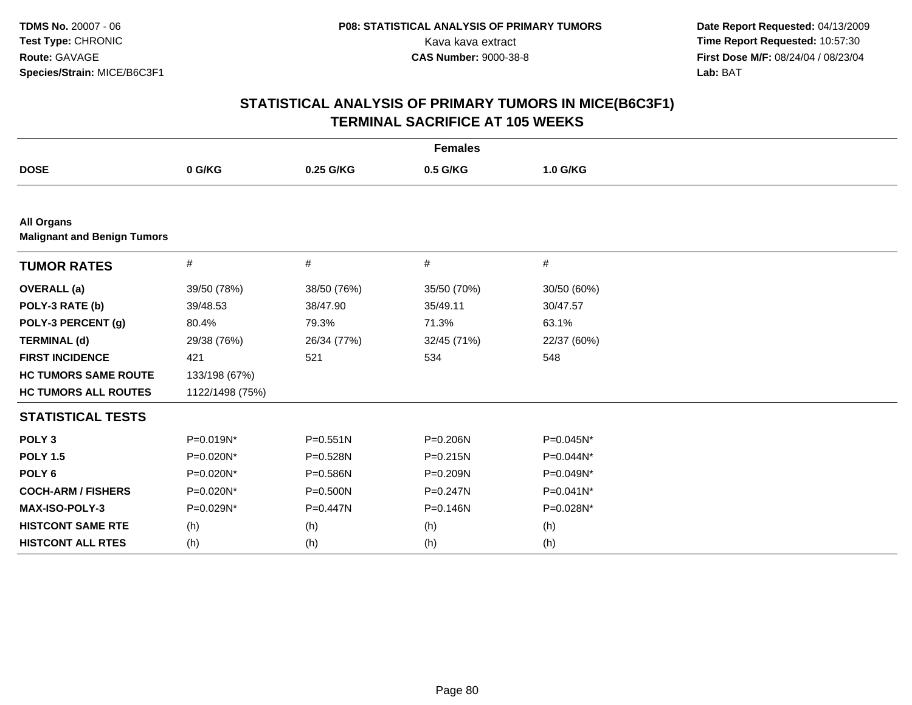**TDMS No.** 20007 - 06
**Test Type:** CHRONIC
**Route:** GAVAGE
**Species/Strain:** MICE/B6C3F1

**P08: STATISTICAL ANALYSIS OF PRIMARY TUMORS**
Kava kava extract
**CAS Number:** 9000-38-8

**Date Report Requested:** 04/13/2009
**Time Report Requested:** 10:57:30
**First Dose M/F:** 08/24/04 / 08/23/04
**Lab:** BAT

# STATISTICAL ANALYSIS OF PRIMARY TUMORS IN MICE(B6C3F1)
# TERMINAL SACRIFICE AT 105 WEEKS

| | Females | | | |
|---|---|---|---|---|
| **DOSE** | **0 G/KG** | **0.25 G/KG** | **0.5 G/KG** | **1.0 G/KG** |
| **All Organs** | | | | |
| **Malignant and Benign Tumors** | | | | |
| **TUMOR RATES** | # | # | # | # |
| **OVERALL (a)** | 39/50 (78%) | 38/50 (76%) | 35/50 (70%) | 30/50 (60%) |
| **POLY-3 RATE (b)** | 39/48.53 | 38/47.90 | 35/49.11 | 30/47.57 |
| **POLY-3 PERCENT (g)** | 80.4% | 79.3% | 71.3% | 63.1% |
| **TERMINAL (d)** | 29/38 (76%) | 26/34 (77%) | 32/45 (71%) | 22/37 (60%) |
| **FIRST INCIDENCE** | 421 | 521 | 534 | 548 |
| **HC TUMORS SAME ROUTE** | 133/198 (67%) | | | |
| **HC TUMORS ALL ROUTES** | 1122/1498 (75%) | | | |
| **STATISTICAL TESTS** | | | | |
| **POLY 3** | P=0.019N* | P=0.551N | P=0.206N | P=0.045N* |
| **POLY 1.5** | P=0.020N* | P=0.528N | P=0.215N | P=0.044N* |
| **POLY 6** | P=0.020N* | P=0.586N | P=0.209N | P=0.049N* |
| **COCH-ARM / FISHERS** | P=0.020N* | P=0.500N | P=0.247N | P=0.041N* |
| **MAX-ISO-POLY-3** | P=0.029N* | P=0.447N | P=0.146N | P=0.028N* |
| **HISTCONT SAME RTE** | (h) | (h) | (h) | (h) |
| **HISTCONT ALL RTES** | (h) | (h) | (h) | (h) |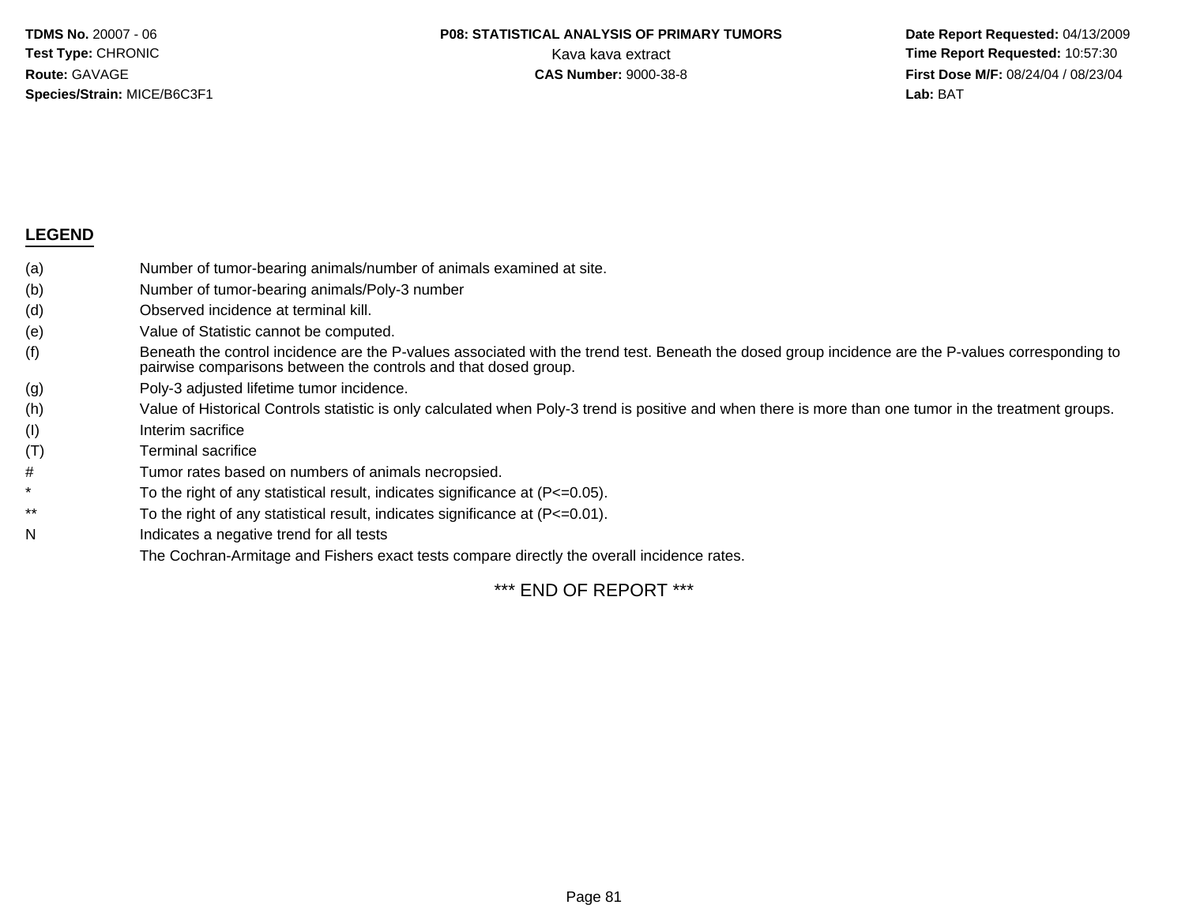**TDMS No.** 20007 - 06
**Test Type:** CHRONIC
**Route:** GAVAGE
**Species/Strain:** MICE/B6C3F1

**P08: STATISTICAL ANALYSIS OF PRIMARY TUMORS**
Kava kava extract
**CAS Number:** 9000-38-8

**Date Report Requested:** 04/13/2009
**Time Report Requested:** 10:57:30
**First Dose M/F:** 08/24/04 / 08/23/04
**Lab:** BAT

## LEGEND

| | |
|---|---|
| (a) | Number of tumor-bearing animals/number of animals examined at site. |
| (b) | Number of tumor-bearing animals/Poly-3 number |
| (d) | Observed incidence at terminal kill. |
| (e) | Value of Statistic cannot be computed. |
| (f) | Beneath the control incidence are the P-values associated with the trend test. Beneath the dosed group incidence are the P-values corresponding to pairwise comparisons between the controls and that dosed group. |
| (g) | Poly-3 adjusted lifetime tumor incidence. |
| (h) | Value of Historical Controls statistic is only calculated when Poly-3 trend is positive and when there is more than one tumor in the treatment groups. |
| (I) | Interim sacrifice |
| (T) | Terminal sacrifice |
| # | Tumor rates based on numbers of animals necropsied. |
| * | To the right of any statistical result, indicates significance at (P<=0.05). |
| ** | To the right of any statistical result, indicates significance at (P<=0.01). |
| N | Indicates a negative trend for all tests |
| | The Cochran-Armitage and Fishers exact tests compare directly the overall incidence rates. |

*** END OF REPORT ***